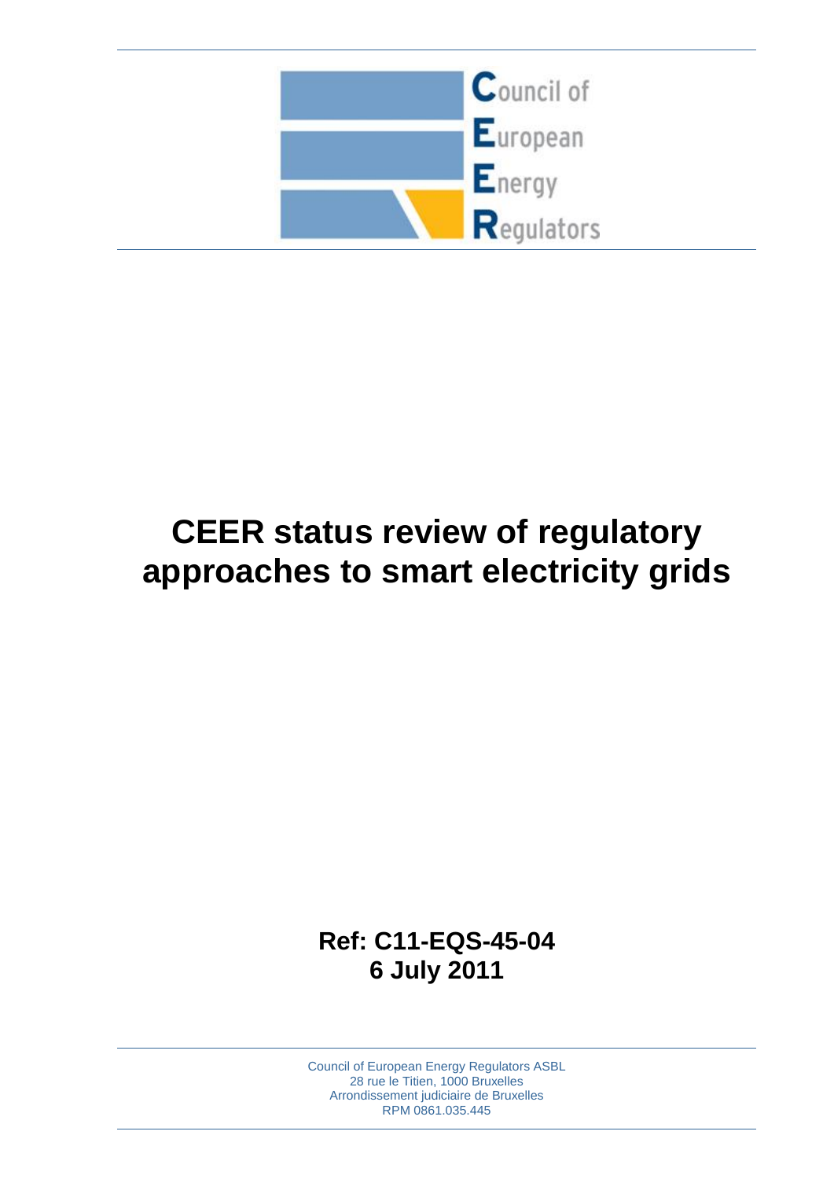Council of European Energy Regulators

# CEER status review of regulatory approaches to smart electricity grids

**Ref: C11-EQS-45-04**
**6 July 2011**

Council of European Energy Regulators ASBL
28 rue le Titien, 1000 Bruxelles
Arrondissement judiciaire de Bruxelles
RPM 0861.035.445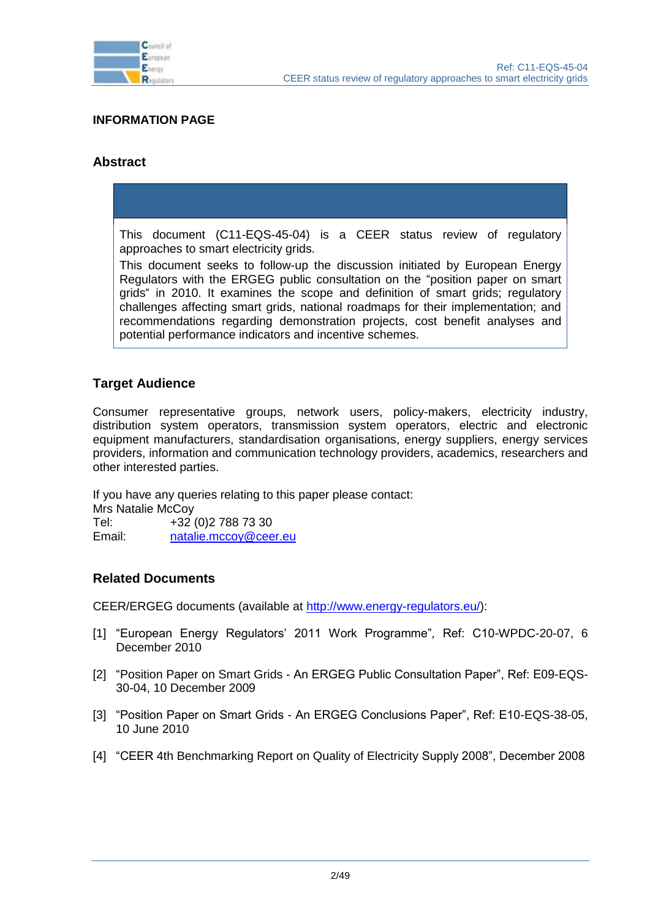## INFORMATION PAGE

### Abstract

This document (C11-EQS-45-04) is a CEER status review of regulatory approaches to smart electricity grids.

This document seeks to follow-up the discussion initiated by European Energy Regulators with the ERGEG public consultation on the "position paper on smart grids" in 2010. It examines the scope and definition of smart grids; regulatory challenges affecting smart grids, national roadmaps for their implementation; and recommendations regarding demonstration projects, cost benefit analyses and potential performance indicators and incentive schemes.

### Target Audience

Consumer representative groups, network users, policy-makers, electricity industry, distribution system operators, transmission system operators, electric and electronic equipment manufacturers, standardisation organisations, energy suppliers, energy services providers, information and communication technology providers, academics, researchers and other interested parties.

If you have any queries relating to this paper please contact:
Mrs Natalie McCoy
Tel: +32 (0)2 788 73 30
Email: natalie.mccoy@ceer.eu

### Related Documents

CEER/ERGEG documents (available at http://www.energy-regulators.eu/):

[1] "European Energy Regulators' 2011 Work Programme", Ref: C10-WPDC-20-07, 6 December 2010

[2] "Position Paper on Smart Grids - An ERGEG Public Consultation Paper", Ref: E09-EQS-30-04, 10 December 2009

[3] "Position Paper on Smart Grids - An ERGEG Conclusions Paper", Ref: E10-EQS-38-05, 10 June 2010

[4] "CEER 4th Benchmarking Report on Quality of Electricity Supply 2008", December 2008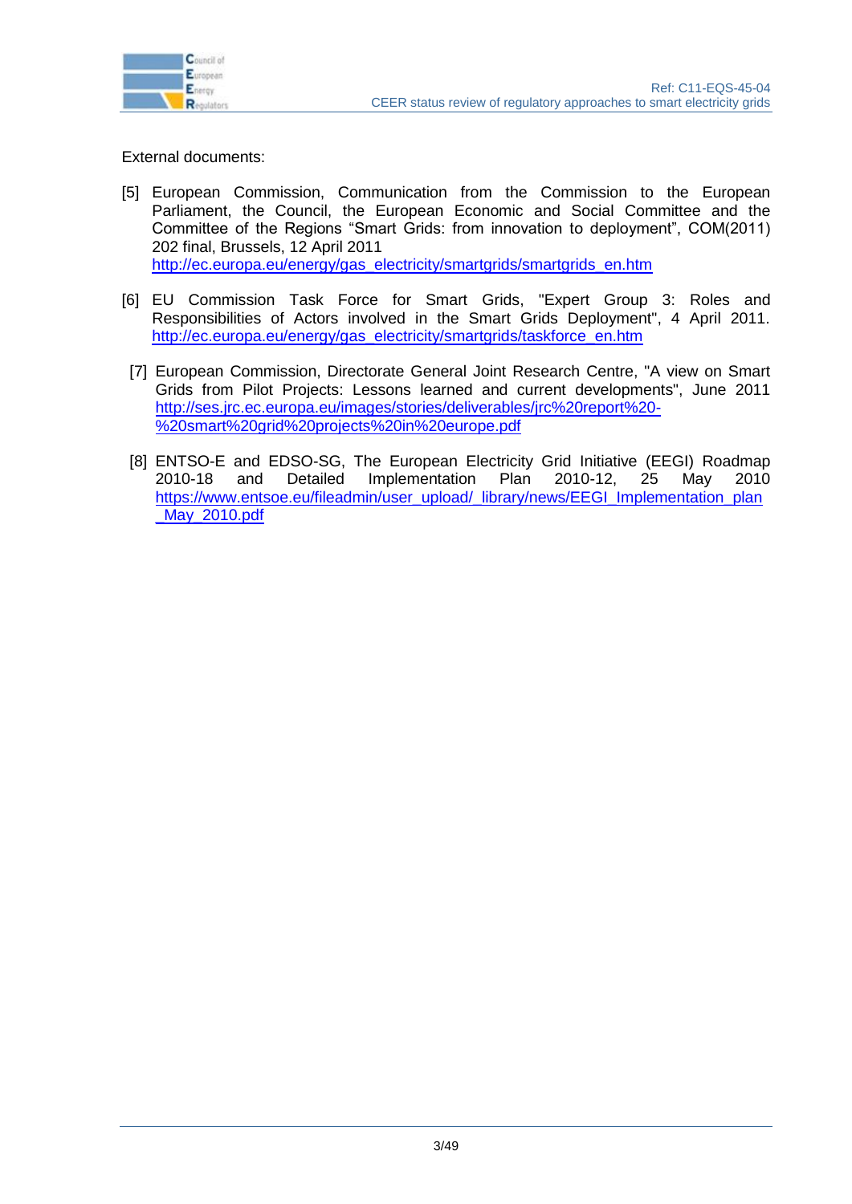External documents:

[5] European Commission, Communication from the Commission to the European Parliament, the Council, the European Economic and Social Committee and the Committee of the Regions "Smart Grids: from innovation to deployment", COM(2011) 202 final, Brussels, 12 April 2011 http://ec.europa.eu/energy/gas_electricity/smartgrids/smartgrids_en.htm

[6] EU Commission Task Force for Smart Grids, "Expert Group 3: Roles and Responsibilities of Actors involved in the Smart Grids Deployment", 4 April 2011. http://ec.europa.eu/energy/gas_electricity/smartgrids/taskforce_en.htm

[7] European Commission, Directorate General Joint Research Centre, "A view on Smart Grids from Pilot Projects: Lessons learned and current developments", June 2011 http://ses.jrc.ec.europa.eu/images/stories/deliverables/jrc%20report%20-%20smart%20grid%20projects%20in%20europe.pdf

[8] ENTSO-E and EDSO-SG, The European Electricity Grid Initiative (EEGI) Roadmap 2010-18 and Detailed Implementation Plan 2010-12, 25 May 2010 https://www.entsoe.eu/fileadmin/user_upload/_library/news/EEGI_Implementation_plan_May_2010.pdf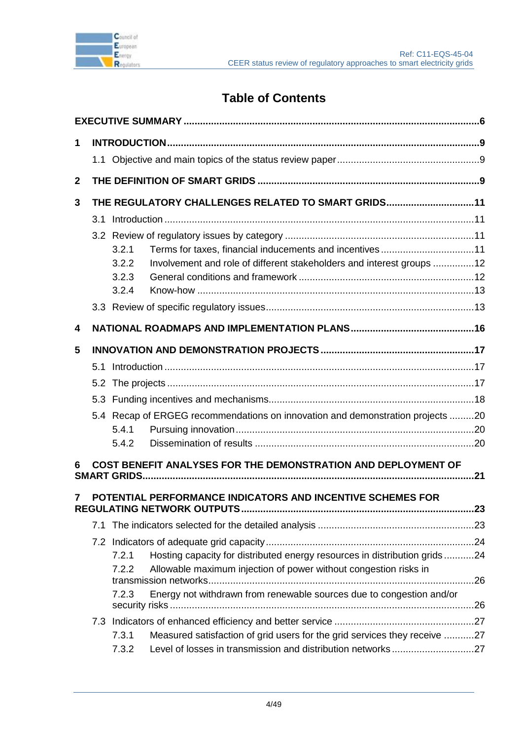# Table of Contents

**EXECUTIVE SUMMARY** .......... **6**

**1 INTRODUCTION** .......... **9**

- 1.1 Objective and main topics of the status review paper .......... 9

**2 THE DEFINITION OF SMART GRIDS** .......... **9**

**3 THE REGULATORY CHALLENGES RELATED TO SMART GRIDS** .......... **11**

- 3.1 Introduction .......... 11
- 3.2 Review of regulatory issues by category .......... 11
  - 3.2.1 Terms for taxes, financial inducements and incentives .......... 11
  - 3.2.2 Involvement and role of different stakeholders and interest groups .......... 12
  - 3.2.3 General conditions and framework .......... 12
  - 3.2.4 Know-how .......... 13
- 3.3 Review of specific regulatory issues .......... 13

**4 NATIONAL ROADMAPS AND IMPLEMENTATION PLANS** .......... **16**

**5 INNOVATION AND DEMONSTRATION PROJECTS** .......... **17**

- 5.1 Introduction .......... 17
- 5.2 The projects .......... 17
- 5.3 Funding incentives and mechanisms .......... 18
- 5.4 Recap of ERGEG recommendations on innovation and demonstration projects .......... 20
  - 5.4.1 Pursuing innovation .......... 20
  - 5.4.2 Dissemination of results .......... 20

**6 COST BENEFIT ANALYSES FOR THE DEMONSTRATION AND DEPLOYMENT OF SMART GRIDS** .......... **21**

**7 POTENTIAL PERFORMANCE INDICATORS AND INCENTIVE SCHEMES FOR REGULATING NETWORK OUTPUTS** .......... **23**

- 7.1 The indicators selected for the detailed analysis .......... 23
- 7.2 Indicators of adequate grid capacity .......... 24
  - 7.2.1 Hosting capacity for distributed energy resources in distribution grids .......... 24
  - 7.2.2 Allowable maximum injection of power without congestion risks in transmission networks .......... 26
  - 7.2.3 Energy not withdrawn from renewable sources due to congestion and/or security risks .......... 26
- 7.3 Indicators of enhanced efficiency and better service .......... 27
  - 7.3.1 Measured satisfaction of grid users for the grid services they receive .......... 27
  - 7.3.2 Level of losses in transmission and distribution networks .......... 27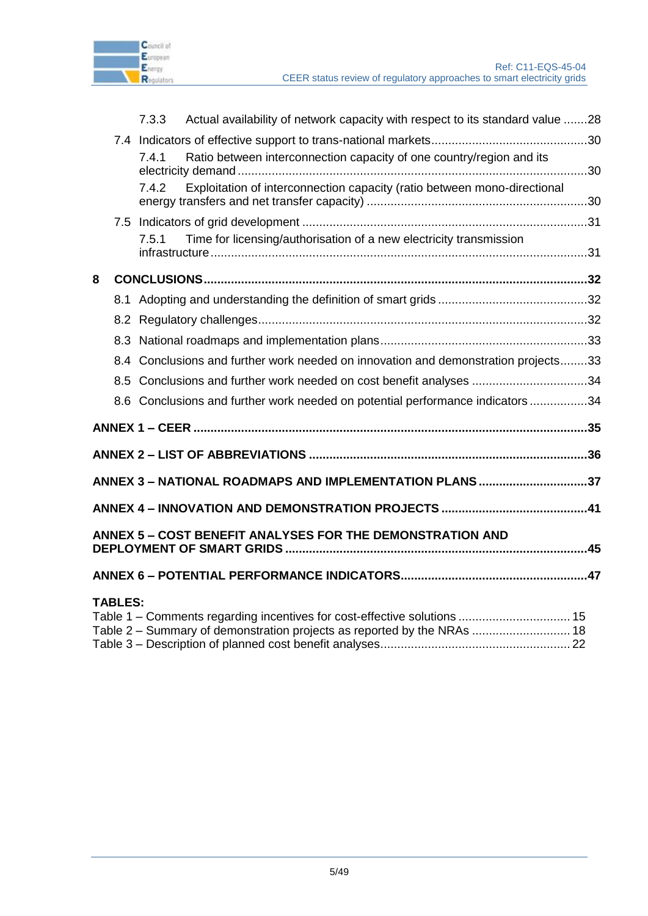7.3.3 Actual availability of network capacity with respect to its standard value .......28

7.4 Indicators of effective support to trans-national markets.............................................30

7.4.1 Ratio between interconnection capacity of one country/region and its electricity demand .......................................................................................................30

7.4.2 Exploitation of interconnection capacity (ratio between mono-directional energy transfers and net transfer capacity) .................................................................30

7.5 Indicators of grid development ...................................................................................31

7.5.1 Time for licensing/authorisation of a new electricity transmission infrastructure .............................................................................................................31

**8 CONCLUSIONS...............................................................................................................32**

8.1 Adopting and understanding the definition of smart grids ...........................................32

8.2 Regulatory challenges.................................................................................................32

8.3 National roadmaps and implementation plans.............................................................33

8.4 Conclusions and further work needed on innovation and demonstration projects........33

8.5 Conclusions and further work needed on cost benefit analyses ..................................34

8.6 Conclusions and further work needed on potential performance indicators .................34

**ANNEX 1 – CEER .................................................................................................................35**

**ANNEX 2 – LIST OF ABBREVIATIONS ................................................................................36**

**ANNEX 3 – NATIONAL ROADMAPS AND IMPLEMENTATION PLANS ...............................37**

**ANNEX 4 – INNOVATION AND DEMONSTRATION PROJECTS ..........................................41**

**ANNEX 5 – COST BENEFIT ANALYSES FOR THE DEMONSTRATION AND DEPLOYMENT OF SMART GRIDS .......................................................................................45**

**ANNEX 6 – POTENTIAL PERFORMANCE INDICATORS......................................................47**

**TABLES:**

Table 1 – Comments regarding incentives for cost-effective solutions ................................. 15
Table 2 – Summary of demonstration projects as reported by the NRAs ............................ 18
Table 3 – Description of planned cost benefit analyses....................................................... 22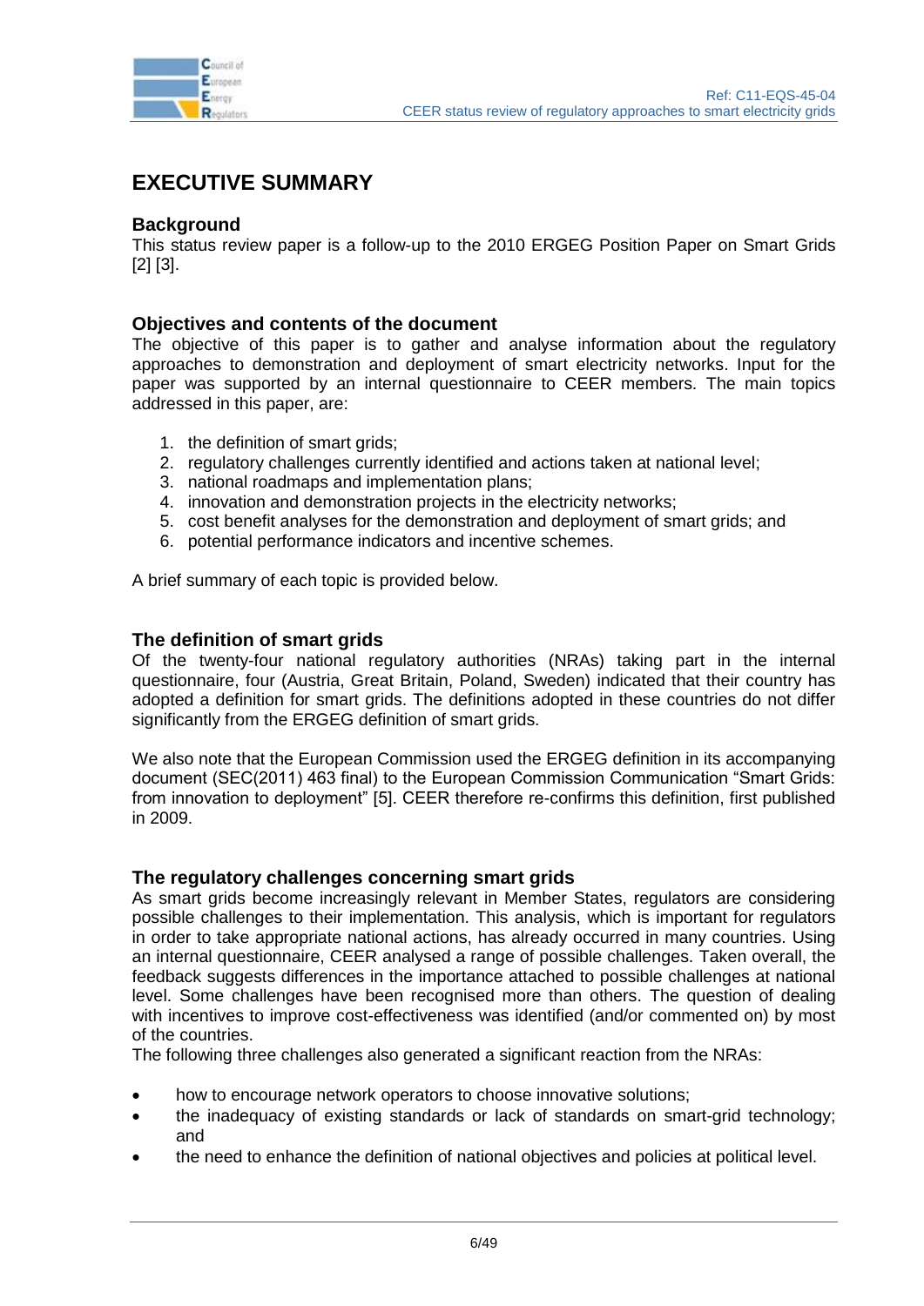# EXECUTIVE SUMMARY

### Background

This status review paper is a follow-up to the 2010 ERGEG Position Paper on Smart Grids [2] [3].

### Objectives and contents of the document

The objective of this paper is to gather and analyse information about the regulatory approaches to demonstration and deployment of smart electricity networks. Input for the paper was supported by an internal questionnaire to CEER members. The main topics addressed in this paper, are:

1. the definition of smart grids;
2. regulatory challenges currently identified and actions taken at national level;
3. national roadmaps and implementation plans;
4. innovation and demonstration projects in the electricity networks;
5. cost benefit analyses for the demonstration and deployment of smart grids; and
6. potential performance indicators and incentive schemes.

A brief summary of each topic is provided below.

### The definition of smart grids

Of the twenty-four national regulatory authorities (NRAs) taking part in the internal questionnaire, four (Austria, Great Britain, Poland, Sweden) indicated that their country has adopted a definition for smart grids. The definitions adopted in these countries do not differ significantly from the ERGEG definition of smart grids.

We also note that the European Commission used the ERGEG definition in its accompanying document (SEC(2011) 463 final) to the European Commission Communication "Smart Grids: from innovation to deployment" [5]. CEER therefore re-confirms this definition, first published in 2009.

### The regulatory challenges concerning smart grids

As smart grids become increasingly relevant in Member States, regulators are considering possible challenges to their implementation. This analysis, which is important for regulators in order to take appropriate national actions, has already occurred in many countries. Using an internal questionnaire, CEER analysed a range of possible challenges. Taken overall, the feedback suggests differences in the importance attached to possible challenges at national level. Some challenges have been recognised more than others. The question of dealing with incentives to improve cost-effectiveness was identified (and/or commented on) by most of the countries.

The following three challenges also generated a significant reaction from the NRAs:

- how to encourage network operators to choose innovative solutions;
- the inadequacy of existing standards or lack of standards on smart-grid technology; and
- the need to enhance the definition of national objectives and policies at political level.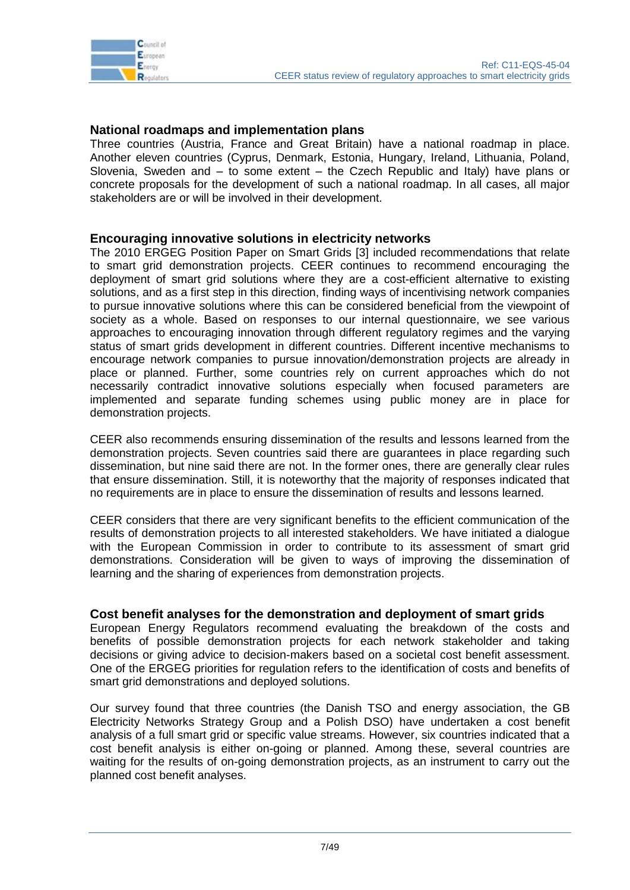## National roadmaps and implementation plans

Three countries (Austria, France and Great Britain) have a national roadmap in place. Another eleven countries (Cyprus, Denmark, Estonia, Hungary, Ireland, Lithuania, Poland, Slovenia, Sweden and – to some extent – the Czech Republic and Italy) have plans or concrete proposals for the development of such a national roadmap. In all cases, all major stakeholders are or will be involved in their development.

## Encouraging innovative solutions in electricity networks

The 2010 ERGEG Position Paper on Smart Grids [3] included recommendations that relate to smart grid demonstration projects. CEER continues to recommend encouraging the deployment of smart grid solutions where they are a cost-efficient alternative to existing solutions, and as a first step in this direction, finding ways of incentivising network companies to pursue innovative solutions where this can be considered beneficial from the viewpoint of society as a whole. Based on responses to our internal questionnaire, we see various approaches to encouraging innovation through different regulatory regimes and the varying status of smart grids development in different countries. Different incentive mechanisms to encourage network companies to pursue innovation/demonstration projects are already in place or planned. Further, some countries rely on current approaches which do not necessarily contradict innovative solutions especially when focused parameters are implemented and separate funding schemes using public money are in place for demonstration projects.

CEER also recommends ensuring dissemination of the results and lessons learned from the demonstration projects. Seven countries said there are guarantees in place regarding such dissemination, but nine said there are not. In the former ones, there are generally clear rules that ensure dissemination. Still, it is noteworthy that the majority of responses indicated that no requirements are in place to ensure the dissemination of results and lessons learned.

CEER considers that there are very significant benefits to the efficient communication of the results of demonstration projects to all interested stakeholders. We have initiated a dialogue with the European Commission in order to contribute to its assessment of smart grid demonstrations. Consideration will be given to ways of improving the dissemination of learning and the sharing of experiences from demonstration projects.

## Cost benefit analyses for the demonstration and deployment of smart grids

European Energy Regulators recommend evaluating the breakdown of the costs and benefits of possible demonstration projects for each network stakeholder and taking decisions or giving advice to decision-makers based on a societal cost benefit assessment. One of the ERGEG priorities for regulation refers to the identification of costs and benefits of smart grid demonstrations and deployed solutions.

Our survey found that three countries (the Danish TSO and energy association, the GB Electricity Networks Strategy Group and a Polish DSO) have undertaken a cost benefit analysis of a full smart grid or specific value streams. However, six countries indicated that a cost benefit analysis is either on-going or planned. Among these, several countries are waiting for the results of on-going demonstration projects, as an instrument to carry out the planned cost benefit analyses.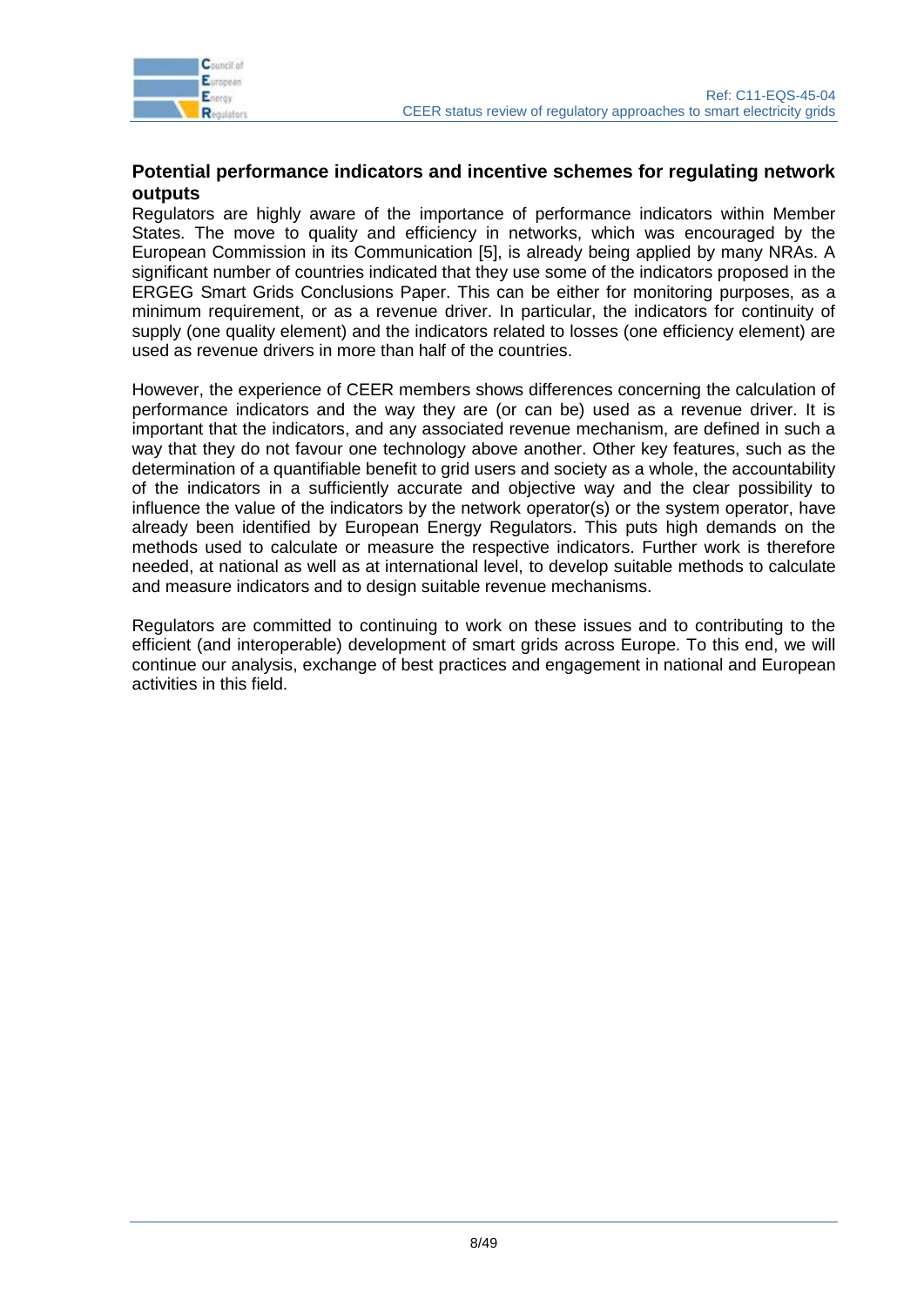## Potential performance indicators and incentive schemes for regulating network outputs

Regulators are highly aware of the importance of performance indicators within Member States. The move to quality and efficiency in networks, which was encouraged by the European Commission in its Communication [5], is already being applied by many NRAs. A significant number of countries indicated that they use some of the indicators proposed in the ERGEG Smart Grids Conclusions Paper. This can be either for monitoring purposes, as a minimum requirement, or as a revenue driver. In particular, the indicators for continuity of supply (one quality element) and the indicators related to losses (one efficiency element) are used as revenue drivers in more than half of the countries.

However, the experience of CEER members shows differences concerning the calculation of performance indicators and the way they are (or can be) used as a revenue driver. It is important that the indicators, and any associated revenue mechanism, are defined in such a way that they do not favour one technology above another. Other key features, such as the determination of a quantifiable benefit to grid users and society as a whole, the accountability of the indicators in a sufficiently accurate and objective way and the clear possibility to influence the value of the indicators by the network operator(s) or the system operator, have already been identified by European Energy Regulators. This puts high demands on the methods used to calculate or measure the respective indicators. Further work is therefore needed, at national as well as at international level, to develop suitable methods to calculate and measure indicators and to design suitable revenue mechanisms.

Regulators are committed to continuing to work on these issues and to contributing to the efficient (and interoperable) development of smart grids across Europe. To this end, we will continue our analysis, exchange of best practices and engagement in national and European activities in this field.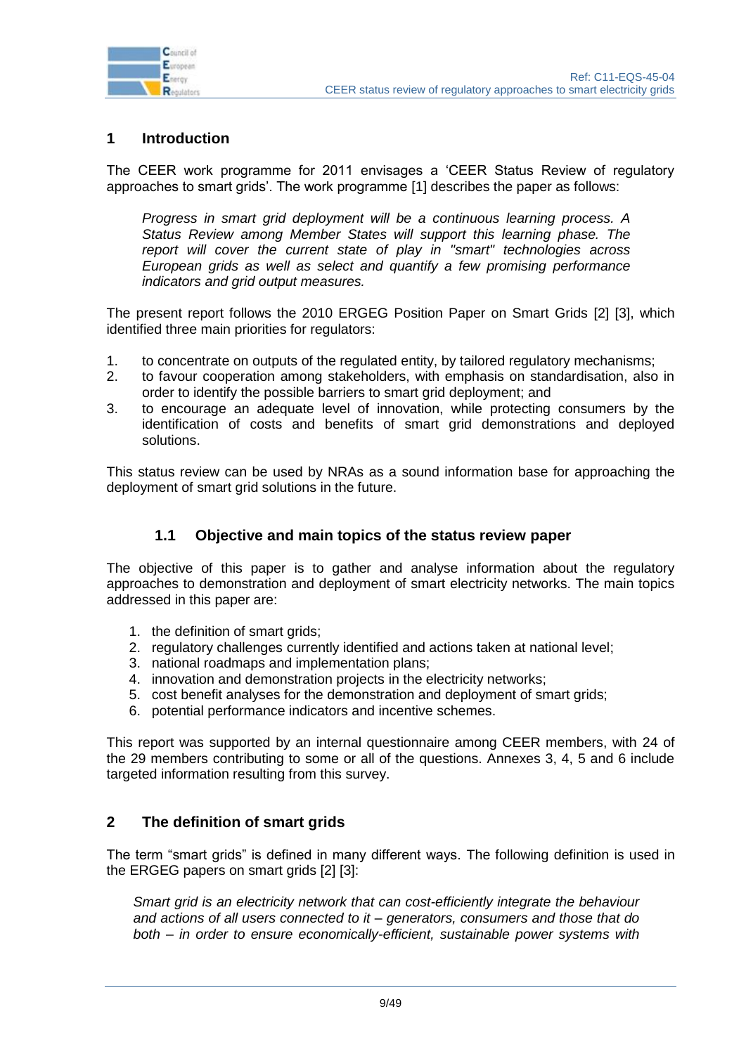## 1 Introduction

The CEER work programme for 2011 envisages a 'CEER Status Review of regulatory approaches to smart grids'. The work programme [1] describes the paper as follows:

> *Progress in smart grid deployment will be a continuous learning process. A Status Review among Member States will support this learning phase. The report will cover the current state of play in "smart" technologies across European grids as well as select and quantify a few promising performance indicators and grid output measures.*

The present report follows the 2010 ERGEG Position Paper on Smart Grids [2] [3], which identified three main priorities for regulators:

1. to concentrate on outputs of the regulated entity, by tailored regulatory mechanisms;
2. to favour cooperation among stakeholders, with emphasis on standardisation, also in order to identify the possible barriers to smart grid deployment; and
3. to encourage an adequate level of innovation, while protecting consumers by the identification of costs and benefits of smart grid demonstrations and deployed solutions.

This status review can be used by NRAs as a sound information base for approaching the deployment of smart grid solutions in the future.

### 1.1 Objective and main topics of the status review paper

The objective of this paper is to gather and analyse information about the regulatory approaches to demonstration and deployment of smart electricity networks. The main topics addressed in this paper are:

1. the definition of smart grids;
2. regulatory challenges currently identified and actions taken at national level;
3. national roadmaps and implementation plans;
4. innovation and demonstration projects in the electricity networks;
5. cost benefit analyses for the demonstration and deployment of smart grids;
6. potential performance indicators and incentive schemes.

This report was supported by an internal questionnaire among CEER members, with 24 of the 29 members contributing to some or all of the questions. Annexes 3, 4, 5 and 6 include targeted information resulting from this survey.

## 2 The definition of smart grids

The term "smart grids" is defined in many different ways. The following definition is used in the ERGEG papers on smart grids [2] [3]:

> *Smart grid is an electricity network that can cost-efficiently integrate the behaviour and actions of all users connected to it – generators, consumers and those that do both – in order to ensure economically-efficient, sustainable power systems with*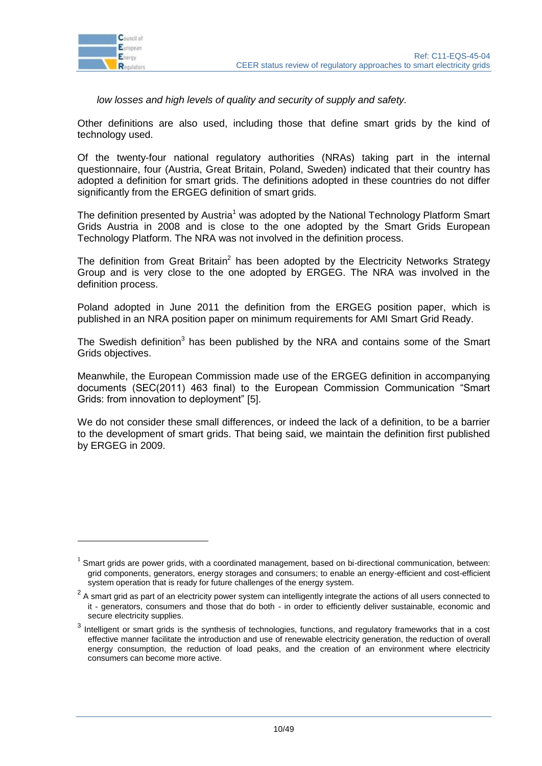*low losses and high levels of quality and security of supply and safety.*

Other definitions are also used, including those that define smart grids by the kind of technology used.

Of the twenty-four national regulatory authorities (NRAs) taking part in the internal questionnaire, four (Austria, Great Britain, Poland, Sweden) indicated that their country has adopted a definition for smart grids. The definitions adopted in these countries do not differ significantly from the ERGEG definition of smart grids.

The definition presented by Austria[1] was adopted by the National Technology Platform Smart Grids Austria in 2008 and is close to the one adopted by the Smart Grids European Technology Platform. The NRA was not involved in the definition process.

The definition from Great Britain[2] has been adopted by the Electricity Networks Strategy Group and is very close to the one adopted by ERGEG. The NRA was involved in the definition process.

Poland adopted in June 2011 the definition from the ERGEG position paper, which is published in an NRA position paper on minimum requirements for AMI Smart Grid Ready.

The Swedish definition[3] has been published by the NRA and contains some of the Smart Grids objectives.

Meanwhile, the European Commission made use of the ERGEG definition in accompanying documents (SEC(2011) 463 final) to the European Commission Communication "Smart Grids: from innovation to deployment" [5].

We do not consider these small differences, or indeed the lack of a definition, to be a barrier to the development of smart grids. That being said, we maintain the definition first published by ERGEG in 2009.

---

[1] Smart grids are power grids, with a coordinated management, based on bi-directional communication, between: grid components, generators, energy storages and consumers; to enable an energy-efficient and cost-efficient system operation that is ready for future challenges of the energy system.

[2] A smart grid as part of an electricity power system can intelligently integrate the actions of all users connected to it - generators, consumers and those that do both - in order to efficiently deliver sustainable, economic and secure electricity supplies.

[3] Intelligent or smart grids is the synthesis of technologies, functions, and regulatory frameworks that in a cost effective manner facilitate the introduction and use of renewable electricity generation, the reduction of overall energy consumption, the reduction of load peaks, and the creation of an environment where electricity consumers can become more active.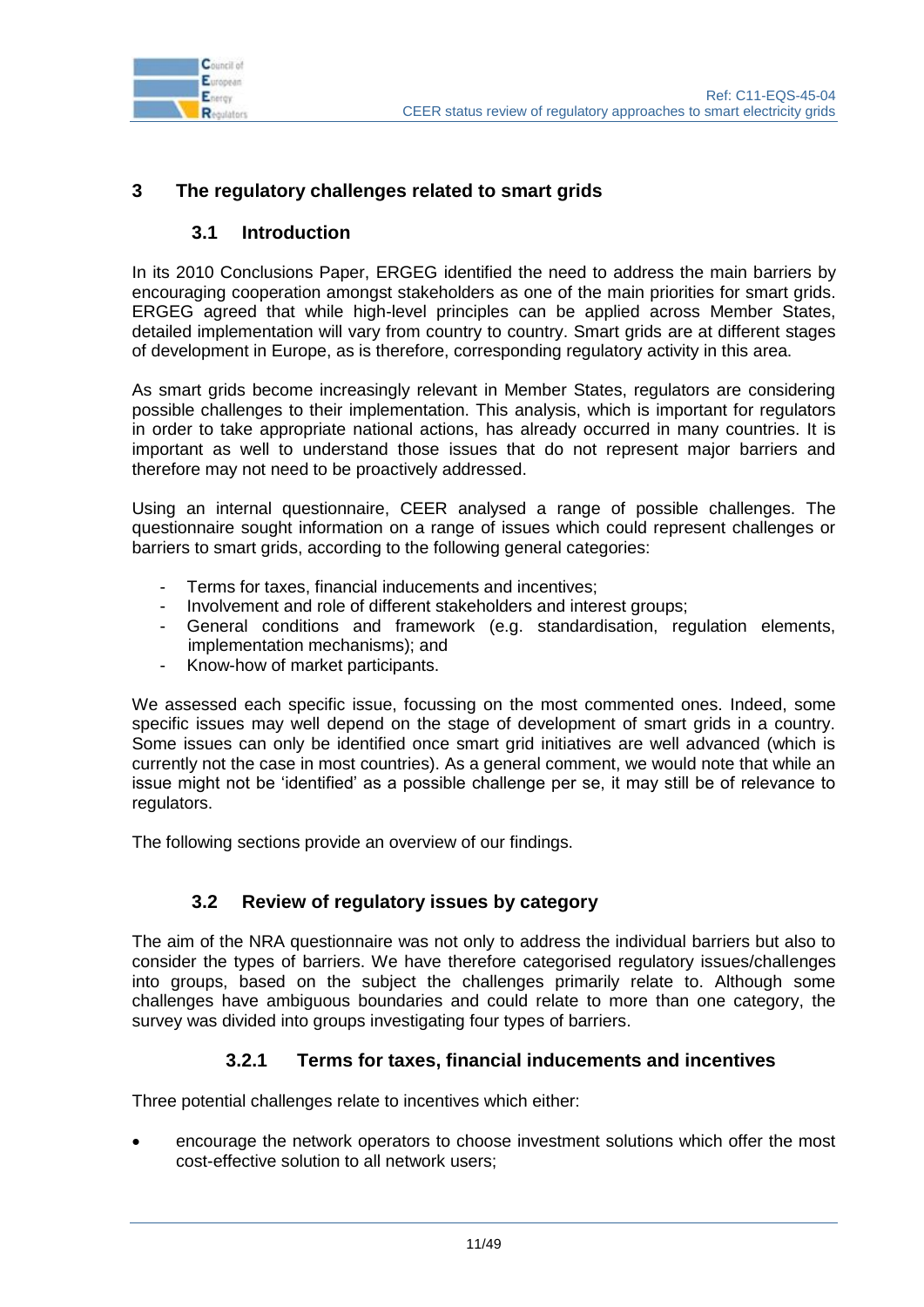# 3 The regulatory challenges related to smart grids

## 3.1 Introduction

In its 2010 Conclusions Paper, ERGEG identified the need to address the main barriers by encouraging cooperation amongst stakeholders as one of the main priorities for smart grids. ERGEG agreed that while high-level principles can be applied across Member States, detailed implementation will vary from country to country. Smart grids are at different stages of development in Europe, as is therefore, corresponding regulatory activity in this area.

As smart grids become increasingly relevant in Member States, regulators are considering possible challenges to their implementation. This analysis, which is important for regulators in order to take appropriate national actions, has already occurred in many countries. It is important as well to understand those issues that do not represent major barriers and therefore may not need to be proactively addressed.

Using an internal questionnaire, CEER analysed a range of possible challenges. The questionnaire sought information on a range of issues which could represent challenges or barriers to smart grids, according to the following general categories:

- Terms for taxes, financial inducements and incentives;
- Involvement and role of different stakeholders and interest groups;
- General conditions and framework (e.g. standardisation, regulation elements, implementation mechanisms); and
- Know-how of market participants.

We assessed each specific issue, focussing on the most commented ones. Indeed, some specific issues may well depend on the stage of development of smart grids in a country. Some issues can only be identified once smart grid initiatives are well advanced (which is currently not the case in most countries). As a general comment, we would note that while an issue might not be 'identified' as a possible challenge per se, it may still be of relevance to regulators.

The following sections provide an overview of our findings.

## 3.2 Review of regulatory issues by category

The aim of the NRA questionnaire was not only to address the individual barriers but also to consider the types of barriers. We have therefore categorised regulatory issues/challenges into groups, based on the subject the challenges primarily relate to. Although some challenges have ambiguous boundaries and could relate to more than one category, the survey was divided into groups investigating four types of barriers.

### 3.2.1 Terms for taxes, financial inducements and incentives

Three potential challenges relate to incentives which either:

- encourage the network operators to choose investment solutions which offer the most cost-effective solution to all network users;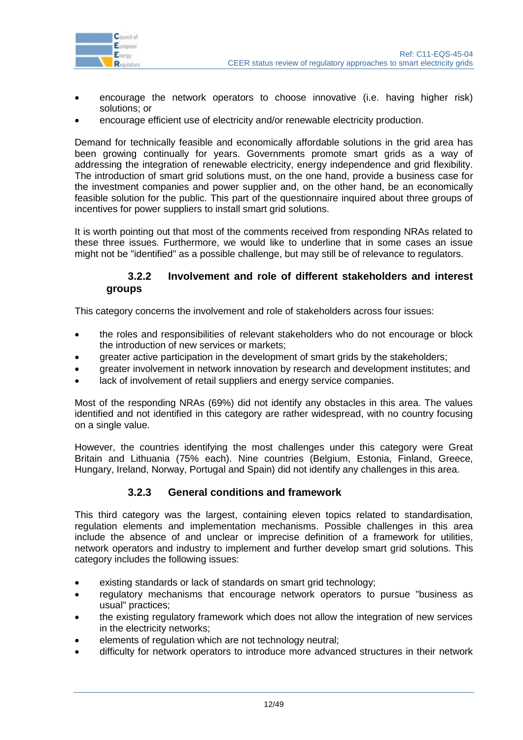- encourage the network operators to choose innovative (i.e. having higher risk) solutions; or
- encourage efficient use of electricity and/or renewable electricity production.

Demand for technically feasible and economically affordable solutions in the grid area has been growing continually for years. Governments promote smart grids as a way of addressing the integration of renewable electricity, energy independence and grid flexibility. The introduction of smart grid solutions must, on the one hand, provide a business case for the investment companies and power supplier and, on the other hand, be an economically feasible solution for the public. This part of the questionnaire inquired about three groups of incentives for power suppliers to install smart grid solutions.

It is worth pointing out that most of the comments received from responding NRAs related to these three issues. Furthermore, we would like to underline that in some cases an issue might not be "identified" as a possible challenge, but may still be of relevance to regulators.

### 3.2.2 Involvement and role of different stakeholders and interest groups

This category concerns the involvement and role of stakeholders across four issues:

- the roles and responsibilities of relevant stakeholders who do not encourage or block the introduction of new services or markets;
- greater active participation in the development of smart grids by the stakeholders;
- greater involvement in network innovation by research and development institutes; and
- lack of involvement of retail suppliers and energy service companies.

Most of the responding NRAs (69%) did not identify any obstacles in this area. The values identified and not identified in this category are rather widespread, with no country focusing on a single value.

However, the countries identifying the most challenges under this category were Great Britain and Lithuania (75% each). Nine countries (Belgium, Estonia, Finland, Greece, Hungary, Ireland, Norway, Portugal and Spain) did not identify any challenges in this area.

### 3.2.3 General conditions and framework

This third category was the largest, containing eleven topics related to standardisation, regulation elements and implementation mechanisms. Possible challenges in this area include the absence of and unclear or imprecise definition of a framework for utilities, network operators and industry to implement and further develop smart grid solutions. This category includes the following issues:

- existing standards or lack of standards on smart grid technology;
- regulatory mechanisms that encourage network operators to pursue "business as usual" practices;
- the existing regulatory framework which does not allow the integration of new services in the electricity networks;
- elements of regulation which are not technology neutral;
- difficulty for network operators to introduce more advanced structures in their network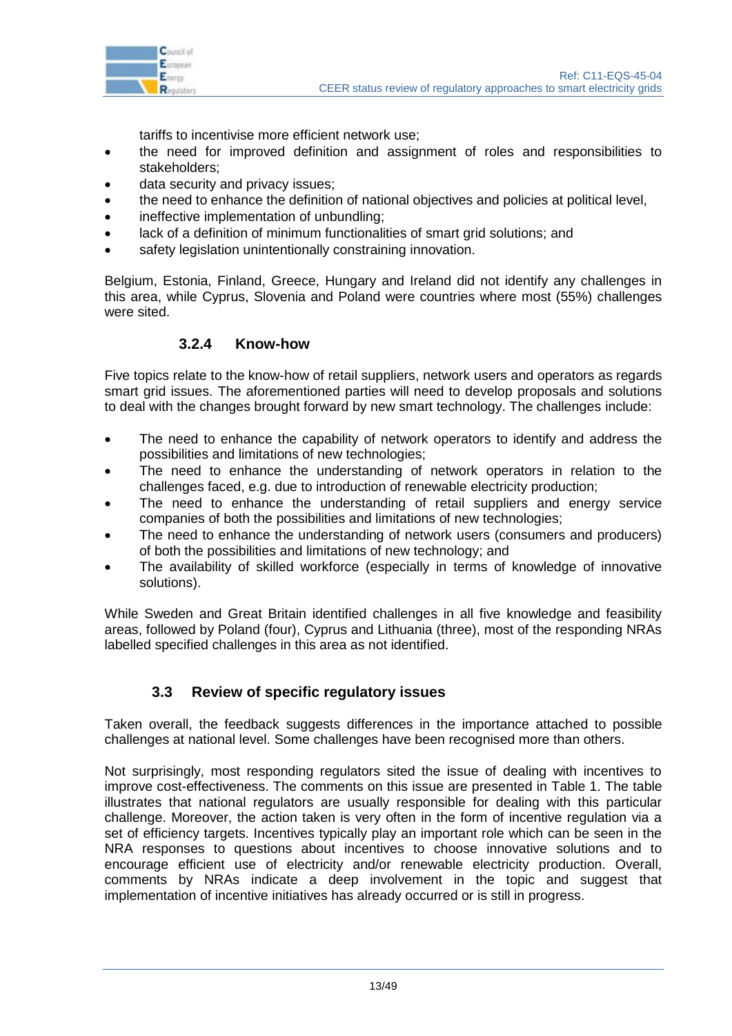tariffs to incentivise more efficient network use;

- the need for improved definition and assignment of roles and responsibilities to stakeholders;
- data security and privacy issues;
- the need to enhance the definition of national objectives and policies at political level,
- ineffective implementation of unbundling;
- lack of a definition of minimum functionalities of smart grid solutions; and
- safety legislation unintentionally constraining innovation.

Belgium, Estonia, Finland, Greece, Hungary and Ireland did not identify any challenges in this area, while Cyprus, Slovenia and Poland were countries where most (55%) challenges were sited.

### 3.2.4 Know-how

Five topics relate to the know-how of retail suppliers, network users and operators as regards smart grid issues. The aforementioned parties will need to develop proposals and solutions to deal with the changes brought forward by new smart technology. The challenges include:

- The need to enhance the capability of network operators to identify and address the possibilities and limitations of new technologies;
- The need to enhance the understanding of network operators in relation to the challenges faced, e.g. due to introduction of renewable electricity production;
- The need to enhance the understanding of retail suppliers and energy service companies of both the possibilities and limitations of new technologies;
- The need to enhance the understanding of network users (consumers and producers) of both the possibilities and limitations of new technology; and
- The availability of skilled workforce (especially in terms of knowledge of innovative solutions).

While Sweden and Great Britain identified challenges in all five knowledge and feasibility areas, followed by Poland (four), Cyprus and Lithuania (three), most of the responding NRAs labelled specified challenges in this area as not identified.

## 3.3 Review of specific regulatory issues

Taken overall, the feedback suggests differences in the importance attached to possible challenges at national level. Some challenges have been recognised more than others.

Not surprisingly, most responding regulators sited the issue of dealing with incentives to improve cost-effectiveness. The comments on this issue are presented in Table 1. The table illustrates that national regulators are usually responsible for dealing with this particular challenge. Moreover, the action taken is very often in the form of incentive regulation via a set of efficiency targets. Incentives typically play an important role which can be seen in the NRA responses to questions about incentives to choose innovative solutions and to encourage efficient use of electricity and/or renewable electricity production. Overall, comments by NRAs indicate a deep involvement in the topic and suggest that implementation of incentive initiatives has already occurred or is still in progress.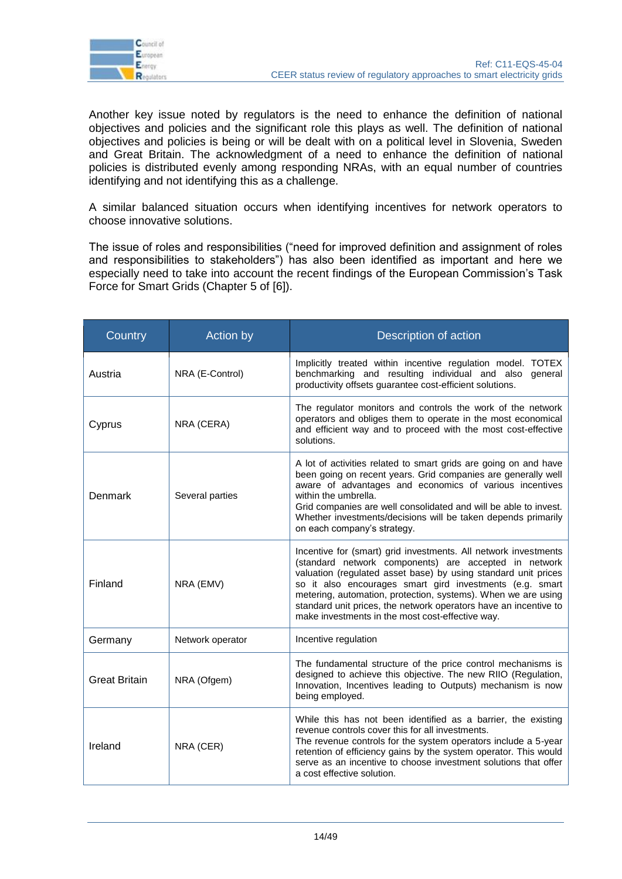Another key issue noted by regulators is the need to enhance the definition of national objectives and policies and the significant role this plays as well. The definition of national objectives and policies is being or will be dealt with on a political level in Slovenia, Sweden and Great Britain. The acknowledgment of a need to enhance the definition of national policies is distributed evenly among responding NRAs, with an equal number of countries identifying and not identifying this as a challenge.

A similar balanced situation occurs when identifying incentives for network operators to choose innovative solutions.

The issue of roles and responsibilities ("need for improved definition and assignment of roles and responsibilities to stakeholders") has also been identified as important and here we especially need to take into account the recent findings of the European Commission's Task Force for Smart Grids (Chapter 5 of [6]).

| Country | Action by | Description of action |
|---|---|---|
| Austria | NRA (E-Control) | Implicitly treated within incentive regulation model. TOTEX benchmarking and resulting individual and also general productivity offsets guarantee cost-efficient solutions. |
| Cyprus | NRA (CERA) | The regulator monitors and controls the work of the network operators and obliges them to operate in the most economical and efficient way and to proceed with the most cost-effective solutions. |
| Denmark | Several parties | A lot of activities related to smart grids are going on and have been going on recent years. Grid companies are generally well aware of advantages and economics of various incentives within the umbrella.<br>Grid companies are well consolidated and will be able to invest. Whether investments/decisions will be taken depends primarily on each company's strategy. |
| Finland | NRA (EMV) | Incentive for (smart) grid investments. All network investments (standard network components) are accepted in network valuation (regulated asset base) by using standard unit prices so it also encourages smart gird investments (e.g. smart metering, automation, protection, systems). When we are using standard unit prices, the network operators have an incentive to make investments in the most cost-effective way. |
| Germany | Network operator | Incentive regulation |
| Great Britain | NRA (Ofgem) | The fundamental structure of the price control mechanisms is designed to achieve this objective. The new RIIO (Regulation, Innovation, Incentives leading to Outputs) mechanism is now being employed. |
| Ireland | NRA (CER) | While this has not been identified as a barrier, the existing revenue controls cover this for all investments.<br>The revenue controls for the system operators include a 5-year retention of efficiency gains by the system operator. This would serve as an incentive to choose investment solutions that offer a cost effective solution. |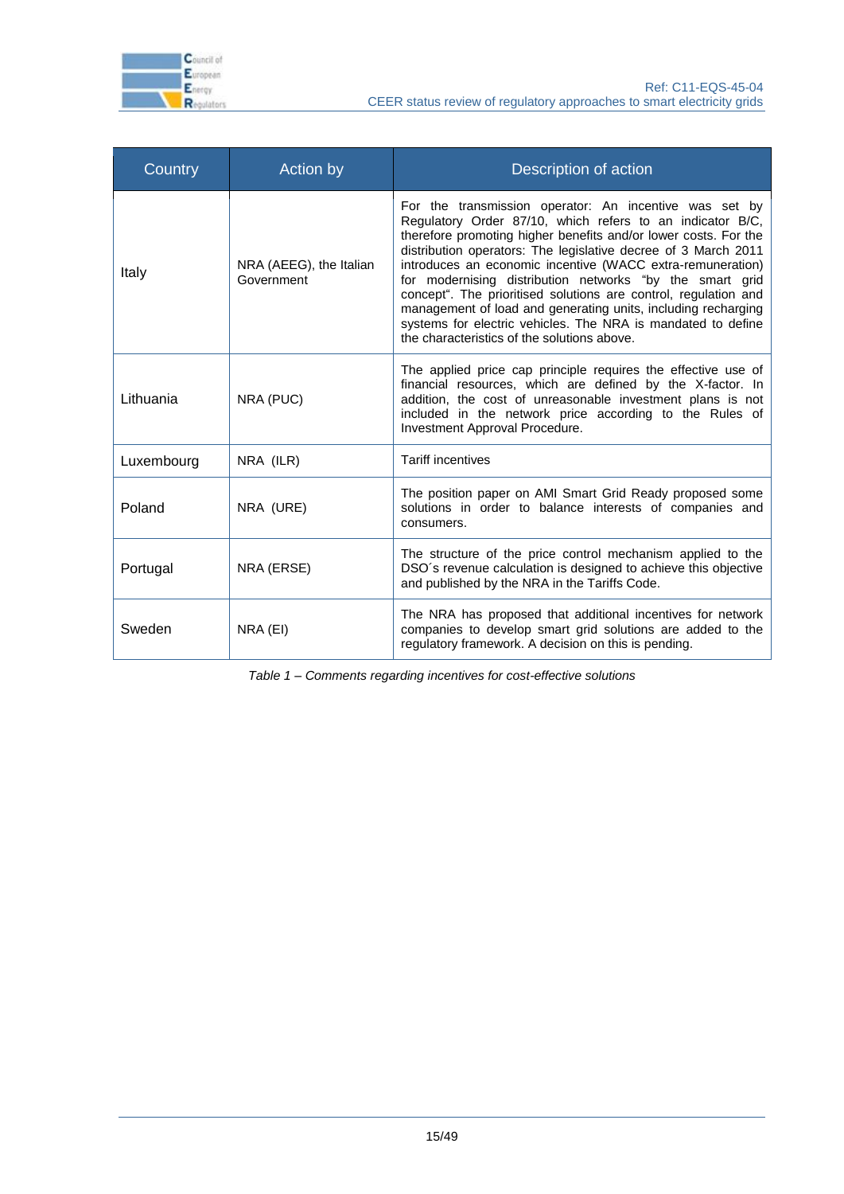| Country | Action by | Description of action |
|---|---|---|
| Italy | NRA (AEEG), the Italian Government | For the transmission operator: An incentive was set by Regulatory Order 87/10, which refers to an indicator B/C, therefore promoting higher benefits and/or lower costs. For the distribution operators: The legislative decree of 3 March 2011 introduces an economic incentive (WACC extra-remuneration) for modernising distribution networks "by the smart grid concept". The prioritised solutions are control, regulation and management of load and generating units, including recharging systems for electric vehicles. The NRA is mandated to define the characteristics of the solutions above. |
| Lithuania | NRA (PUC) | The applied price cap principle requires the effective use of financial resources, which are defined by the X-factor. In addition, the cost of unreasonable investment plans is not included in the network price according to the Rules of Investment Approval Procedure. |
| Luxembourg | NRA (ILR) | Tariff incentives |
| Poland | NRA (URE) | The position paper on AMI Smart Grid Ready proposed some solutions in order to balance interests of companies and consumers. |
| Portugal | NRA (ERSE) | The structure of the price control mechanism applied to the DSO´s revenue calculation is designed to achieve this objective and published by the NRA in the Tariffs Code. |
| Sweden | NRA (EI) | The NRA has proposed that additional incentives for network companies to develop smart grid solutions are added to the regulatory framework. A decision on this is pending. |

*Table 1 – Comments regarding incentives for cost-effective solutions*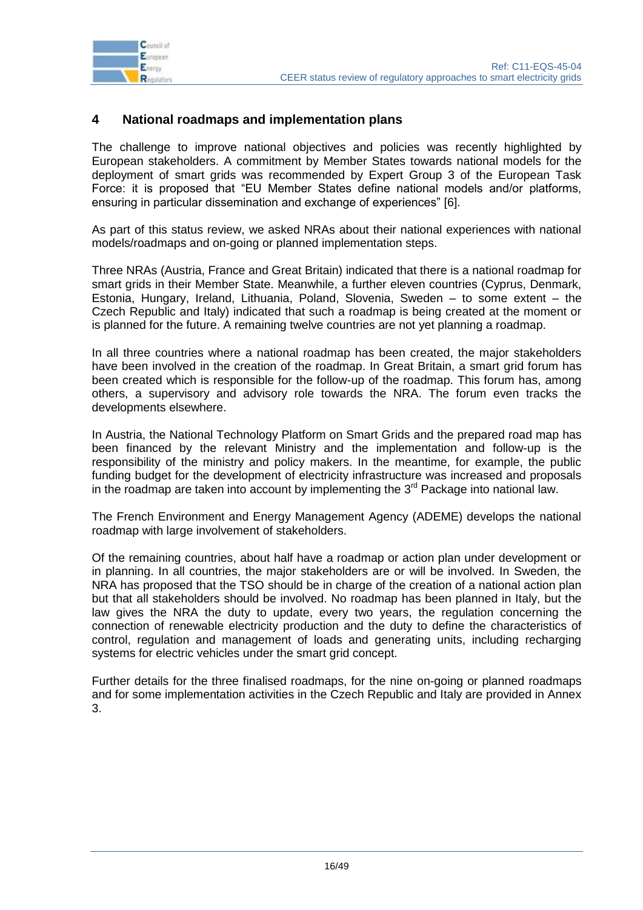## 4 National roadmaps and implementation plans

The challenge to improve national objectives and policies was recently highlighted by European stakeholders. A commitment by Member States towards national models for the deployment of smart grids was recommended by Expert Group 3 of the European Task Force: it is proposed that "EU Member States define national models and/or platforms, ensuring in particular dissemination and exchange of experiences" [6].

As part of this status review, we asked NRAs about their national experiences with national models/roadmaps and on-going or planned implementation steps.

Three NRAs (Austria, France and Great Britain) indicated that there is a national roadmap for smart grids in their Member State. Meanwhile, a further eleven countries (Cyprus, Denmark, Estonia, Hungary, Ireland, Lithuania, Poland, Slovenia, Sweden – to some extent – the Czech Republic and Italy) indicated that such a roadmap is being created at the moment or is planned for the future. A remaining twelve countries are not yet planning a roadmap.

In all three countries where a national roadmap has been created, the major stakeholders have been involved in the creation of the roadmap. In Great Britain, a smart grid forum has been created which is responsible for the follow-up of the roadmap. This forum has, among others, a supervisory and advisory role towards the NRA. The forum even tracks the developments elsewhere.

In Austria, the National Technology Platform on Smart Grids and the prepared road map has been financed by the relevant Ministry and the implementation and follow-up is the responsibility of the ministry and policy makers. In the meantime, for example, the public funding budget for the development of electricity infrastructure was increased and proposals in the roadmap are taken into account by implementing the 3rd Package into national law.

The French Environment and Energy Management Agency (ADEME) develops the national roadmap with large involvement of stakeholders.

Of the remaining countries, about half have a roadmap or action plan under development or in planning. In all countries, the major stakeholders are or will be involved. In Sweden, the NRA has proposed that the TSO should be in charge of the creation of a national action plan but that all stakeholders should be involved. No roadmap has been planned in Italy, but the law gives the NRA the duty to update, every two years, the regulation concerning the connection of renewable electricity production and the duty to define the characteristics of control, regulation and management of loads and generating units, including recharging systems for electric vehicles under the smart grid concept.

Further details for the three finalised roadmaps, for the nine on-going or planned roadmaps and for some implementation activities in the Czech Republic and Italy are provided in Annex 3.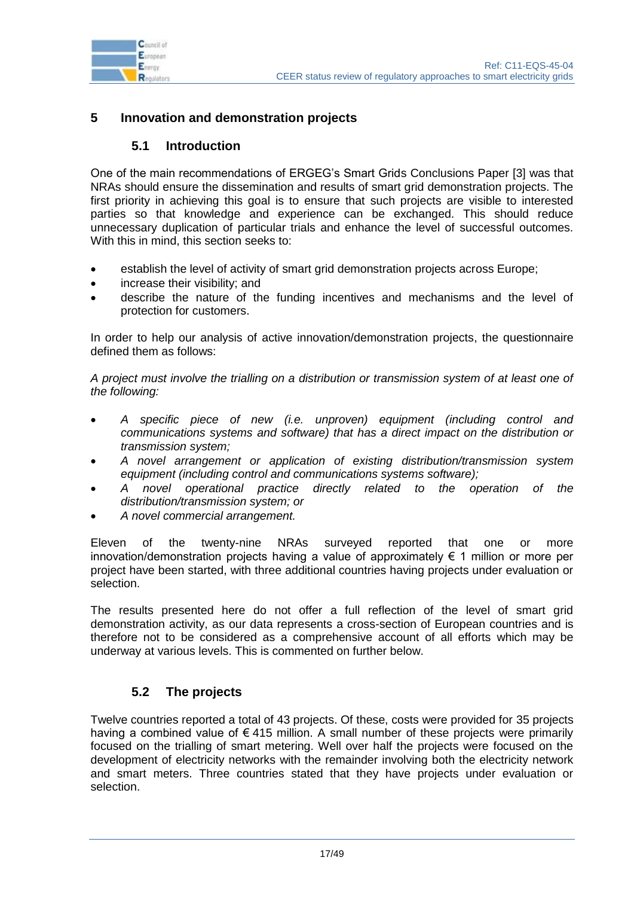# 5 Innovation and demonstration projects

## 5.1 Introduction

One of the main recommendations of ERGEG's Smart Grids Conclusions Paper [3] was that NRAs should ensure the dissemination and results of smart grid demonstration projects. The first priority in achieving this goal is to ensure that such projects are visible to interested parties so that knowledge and experience can be exchanged. This should reduce unnecessary duplication of particular trials and enhance the level of successful outcomes. With this in mind, this section seeks to:

- establish the level of activity of smart grid demonstration projects across Europe;
- increase their visibility; and
- describe the nature of the funding incentives and mechanisms and the level of protection for customers.

In order to help our analysis of active innovation/demonstration projects, the questionnaire defined them as follows:

*A project must involve the trialling on a distribution or transmission system of at least one of the following:*

- *A specific piece of new (i.e. unproven) equipment (including control and communications systems and software) that has a direct impact on the distribution or transmission system;*
- *A novel arrangement or application of existing distribution/transmission system equipment (including control and communications systems software);*
- *A novel operational practice directly related to the operation of the distribution/transmission system; or*
- *A novel commercial arrangement.*

Eleven of the twenty-nine NRAs surveyed reported that one or more innovation/demonstration projects having a value of approximately € 1 million or more per project have been started, with three additional countries having projects under evaluation or selection.

The results presented here do not offer a full reflection of the level of smart grid demonstration activity, as our data represents a cross-section of European countries and is therefore not to be considered as a comprehensive account of all efforts which may be underway at various levels. This is commented on further below.

## 5.2 The projects

Twelve countries reported a total of 43 projects. Of these, costs were provided for 35 projects having a combined value of € 415 million. A small number of these projects were primarily focused on the trialling of smart metering. Well over half the projects were focused on the development of electricity networks with the remainder involving both the electricity network and smart meters. Three countries stated that they have projects under evaluation or selection.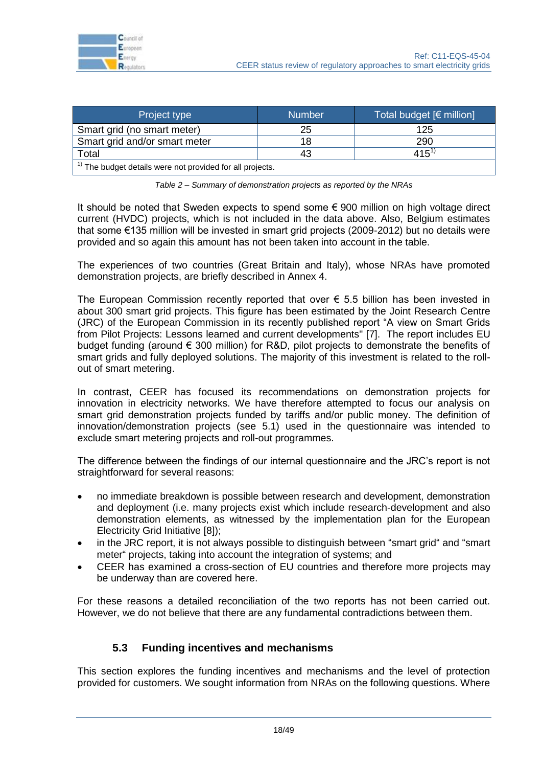| Project type | Number | Total budget [€ million] |
|---|---|---|
| Smart grid (no smart meter) | 25 | 125 |
| Smart grid and/or smart meter | 18 | 290 |
| Total | 43 | 415[1] |
| [1] The budget details were not provided for all projects. | | |

*Table 2 – Summary of demonstration projects as reported by the NRAs*

It should be noted that Sweden expects to spend some € 900 million on high voltage direct current (HVDC) projects, which is not included in the data above. Also, Belgium estimates that some €135 million will be invested in smart grid projects (2009-2012) but no details were provided and so again this amount has not been taken into account in the table.

The experiences of two countries (Great Britain and Italy), whose NRAs have promoted demonstration projects, are briefly described in Annex 4.

The European Commission recently reported that over € 5.5 billion has been invested in about 300 smart grid projects. This figure has been estimated by the Joint Research Centre (JRC) of the European Commission in its recently published report "A view on Smart Grids from Pilot Projects: Lessons learned and current developments" [7]. The report includes EU budget funding (around € 300 million) for R&D, pilot projects to demonstrate the benefits of smart grids and fully deployed solutions. The majority of this investment is related to the roll-out of smart metering.

In contrast, CEER has focused its recommendations on demonstration projects for innovation in electricity networks. We have therefore attempted to focus our analysis on smart grid demonstration projects funded by tariffs and/or public money. The definition of innovation/demonstration projects (see 5.1) used in the questionnaire was intended to exclude smart metering projects and roll-out programmes.

The difference between the findings of our internal questionnaire and the JRC's report is not straightforward for several reasons:

- no immediate breakdown is possible between research and development, demonstration and deployment (i.e. many projects exist which include research-development and also demonstration elements, as witnessed by the implementation plan for the European Electricity Grid Initiative [8]);
- in the JRC report, it is not always possible to distinguish between "smart grid" and "smart meter" projects, taking into account the integration of systems; and
- CEER has examined a cross-section of EU countries and therefore more projects may be underway than are covered here.

For these reasons a detailed reconciliation of the two reports has not been carried out. However, we do not believe that there are any fundamental contradictions between them.

### 5.3 Funding incentives and mechanisms

This section explores the funding incentives and mechanisms and the level of protection provided for customers. We sought information from NRAs on the following questions. Where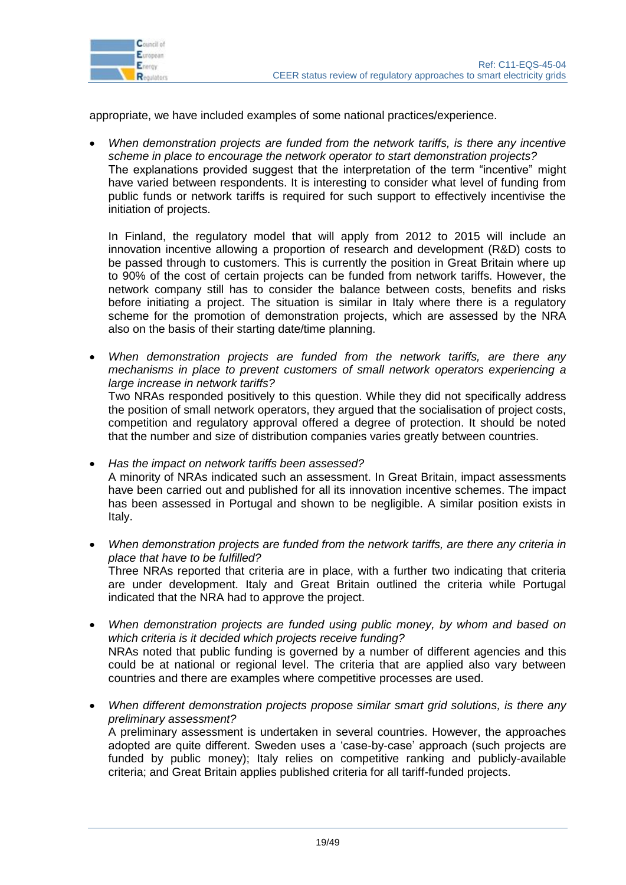appropriate, we have included examples of some national practices/experience.

- *When demonstration projects are funded from the network tariffs, is there any incentive scheme in place to encourage the network operator to start demonstration projects?*
  The explanations provided suggest that the interpretation of the term "incentive" might have varied between respondents. It is interesting to consider what level of funding from public funds or network tariffs is required for such support to effectively incentivise the initiation of projects.

  In Finland, the regulatory model that will apply from 2012 to 2015 will include an innovation incentive allowing a proportion of research and development (R&D) costs to be passed through to customers. This is currently the position in Great Britain where up to 90% of the cost of certain projects can be funded from network tariffs. However, the network company still has to consider the balance between costs, benefits and risks before initiating a project. The situation is similar in Italy where there is a regulatory scheme for the promotion of demonstration projects, which are assessed by the NRA also on the basis of their starting date/time planning.

- *When demonstration projects are funded from the network tariffs, are there any mechanisms in place to prevent customers of small network operators experiencing a large increase in network tariffs?*
  Two NRAs responded positively to this question. While they did not specifically address the position of small network operators, they argued that the socialisation of project costs, competition and regulatory approval offered a degree of protection. It should be noted that the number and size of distribution companies varies greatly between countries.

- *Has the impact on network tariffs been assessed?*
  A minority of NRAs indicated such an assessment. In Great Britain, impact assessments have been carried out and published for all its innovation incentive schemes. The impact has been assessed in Portugal and shown to be negligible. A similar position exists in Italy.

- *When demonstration projects are funded from the network tariffs, are there any criteria in place that have to be fulfilled?*
  Three NRAs reported that criteria are in place, with a further two indicating that criteria are under development. Italy and Great Britain outlined the criteria while Portugal indicated that the NRA had to approve the project.

- *When demonstration projects are funded using public money, by whom and based on which criteria is it decided which projects receive funding?*
  NRAs noted that public funding is governed by a number of different agencies and this could be at national or regional level. The criteria that are applied also vary between countries and there are examples where competitive processes are used.

- *When different demonstration projects propose similar smart grid solutions, is there any preliminary assessment?*
  A preliminary assessment is undertaken in several countries. However, the approaches adopted are quite different. Sweden uses a 'case-by-case' approach (such projects are funded by public money); Italy relies on competitive ranking and publicly-available criteria; and Great Britain applies published criteria for all tariff-funded projects.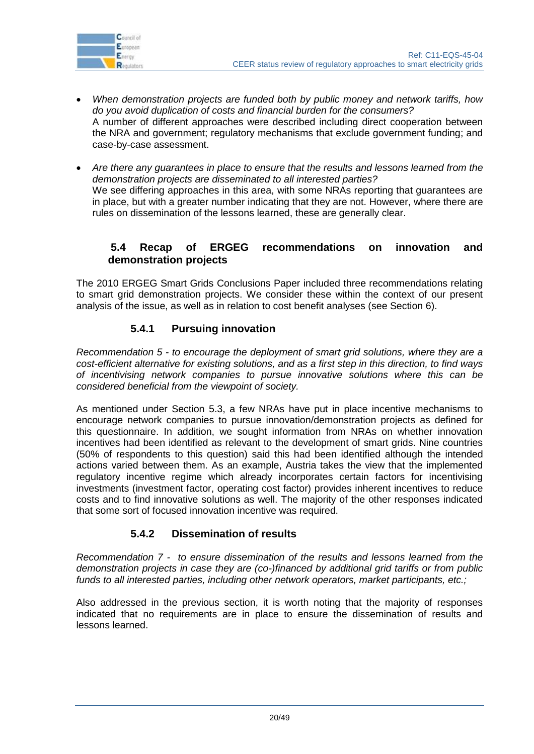- *When demonstration projects are funded both by public money and network tariffs, how do you avoid duplication of costs and financial burden for the consumers?*
  A number of different approaches were described including direct cooperation between the NRA and government; regulatory mechanisms that exclude government funding; and case-by-case assessment.

- *Are there any guarantees in place to ensure that the results and lessons learned from the demonstration projects are disseminated to all interested parties?*
  We see differing approaches in this area, with some NRAs reporting that guarantees are in place, but with a greater number indicating that they are not. However, where there are rules on dissemination of the lessons learned, these are generally clear.

## 5.4 Recap of ERGEG recommendations on innovation and demonstration projects

The 2010 ERGEG Smart Grids Conclusions Paper included three recommendations relating to smart grid demonstration projects. We consider these within the context of our present analysis of the issue, as well as in relation to cost benefit analyses (see Section 6).

### 5.4.1 Pursuing innovation

*Recommendation 5 - to encourage the deployment of smart grid solutions, where they are a cost-efficient alternative for existing solutions, and as a first step in this direction, to find ways of incentivising network companies to pursue innovative solutions where this can be considered beneficial from the viewpoint of society.*

As mentioned under Section 5.3, a few NRAs have put in place incentive mechanisms to encourage network companies to pursue innovation/demonstration projects as defined for this questionnaire. In addition, we sought information from NRAs on whether innovation incentives had been identified as relevant to the development of smart grids. Nine countries (50% of respondents to this question) said this had been identified although the intended actions varied between them. As an example, Austria takes the view that the implemented regulatory incentive regime which already incorporates certain factors for incentivising investments (investment factor, operating cost factor) provides inherent incentives to reduce costs and to find innovative solutions as well. The majority of the other responses indicated that some sort of focused innovation incentive was required.

### 5.4.2 Dissemination of results

*Recommendation 7 - to ensure dissemination of the results and lessons learned from the demonstration projects in case they are (co-)financed by additional grid tariffs or from public funds to all interested parties, including other network operators, market participants, etc.;*

Also addressed in the previous section, it is worth noting that the majority of responses indicated that no requirements are in place to ensure the dissemination of results and lessons learned.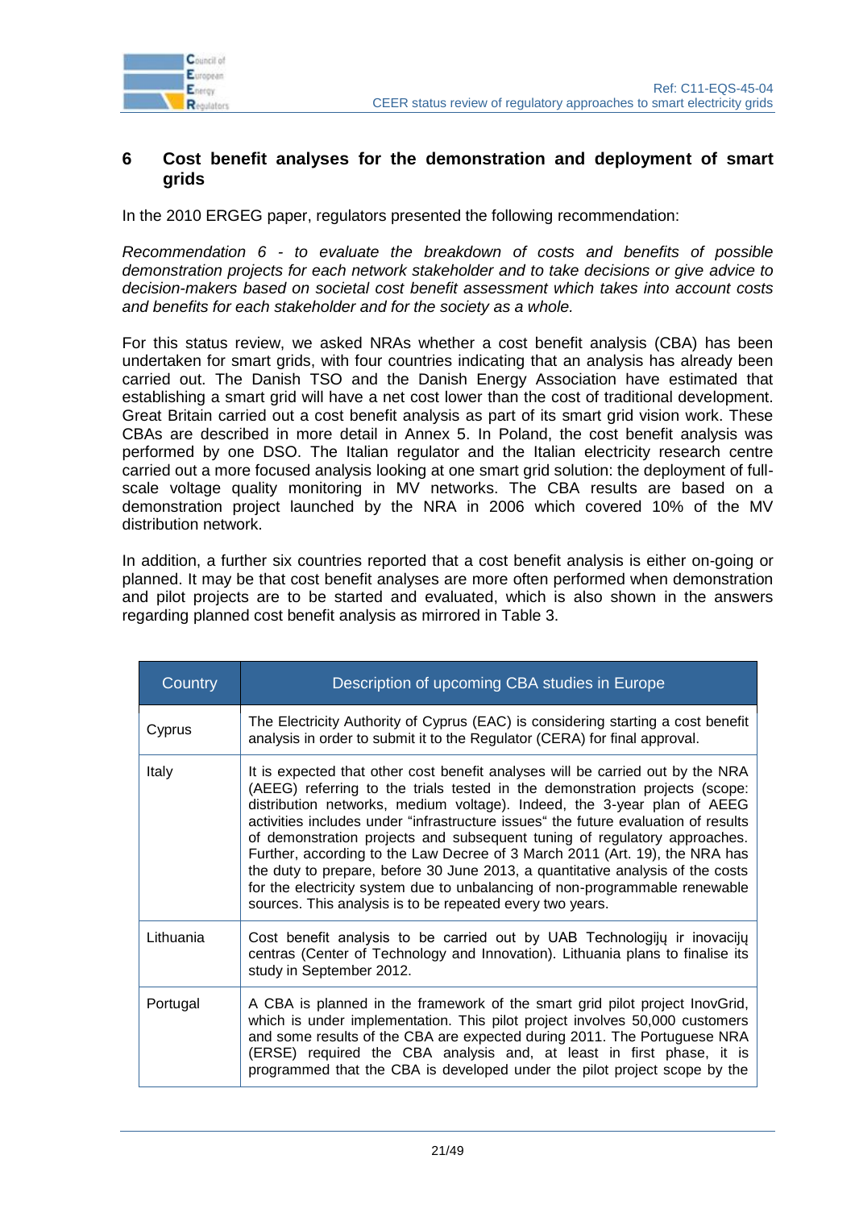## 6 Cost benefit analyses for the demonstration and deployment of smart grids

In the 2010 ERGEG paper, regulators presented the following recommendation:

*Recommendation 6 - to evaluate the breakdown of costs and benefits of possible demonstration projects for each network stakeholder and to take decisions or give advice to decision-makers based on societal cost benefit assessment which takes into account costs and benefits for each stakeholder and for the society as a whole.*

For this status review, we asked NRAs whether a cost benefit analysis (CBA) has been undertaken for smart grids, with four countries indicating that an analysis has already been carried out. The Danish TSO and the Danish Energy Association have estimated that establishing a smart grid will have a net cost lower than the cost of traditional development. Great Britain carried out a cost benefit analysis as part of its smart grid vision work. These CBAs are described in more detail in Annex 5. In Poland, the cost benefit analysis was performed by one DSO. The Italian regulator and the Italian electricity research centre carried out a more focused analysis looking at one smart grid solution: the deployment of full-scale voltage quality monitoring in MV networks. The CBA results are based on a demonstration project launched by the NRA in 2006 which covered 10% of the MV distribution network.

In addition, a further six countries reported that a cost benefit analysis is either on-going or planned. It may be that cost benefit analyses are more often performed when demonstration and pilot projects are to be started and evaluated, which is also shown in the answers regarding planned cost benefit analysis as mirrored in Table 3.

| Country | Description of upcoming CBA studies in Europe |
| --- | --- |
| Cyprus | The Electricity Authority of Cyprus (EAC) is considering starting a cost benefit analysis in order to submit it to the Regulator (CERA) for final approval. |
| Italy | It is expected that other cost benefit analyses will be carried out by the NRA (AEEG) referring to the trials tested in the demonstration projects (scope: distribution networks, medium voltage). Indeed, the 3-year plan of AEEG activities includes under "infrastructure issues" the future evaluation of results of demonstration projects and subsequent tuning of regulatory approaches. Further, according to the Law Decree of 3 March 2011 (Art. 19), the NRA has the duty to prepare, before 30 June 2013, a quantitative analysis of the costs for the electricity system due to unbalancing of non-programmable renewable sources. This analysis is to be repeated every two years. |
| Lithuania | Cost benefit analysis to be carried out by UAB Technologijų ir inovacijų centras (Center of Technology and Innovation). Lithuania plans to finalise its study in September 2012. |
| Portugal | A CBA is planned in the framework of the smart grid pilot project InovGrid, which is under implementation. This pilot project involves 50,000 customers and some results of the CBA are expected during 2011. The Portuguese NRA (ERSE) required the CBA analysis and, at least in first phase, it is programmed that the CBA is developed under the pilot project scope by the |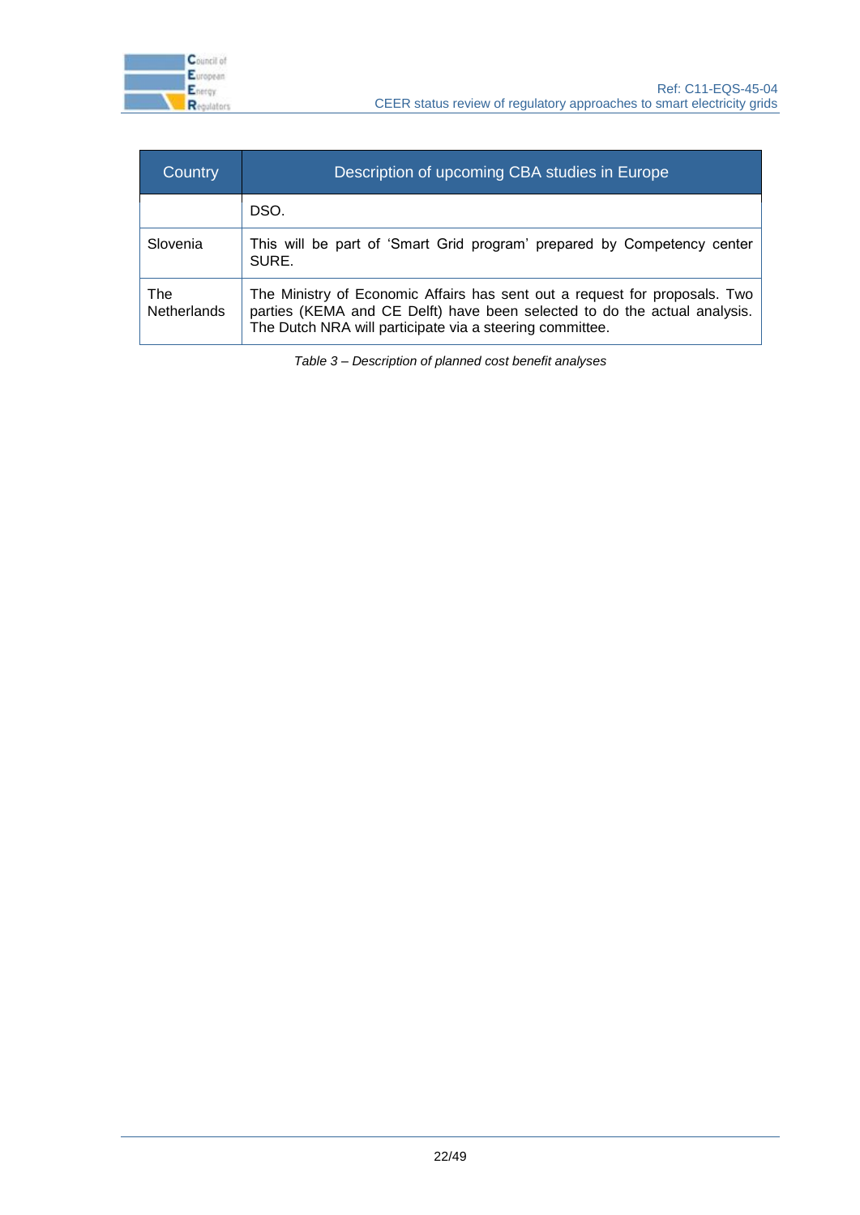| Country | Description of upcoming CBA studies in Europe |
| --- | --- |
| | DSO. |
| Slovenia | This will be part of 'Smart Grid program' prepared by Competency center SURE. |
| The Netherlands | The Ministry of Economic Affairs has sent out a request for proposals. Two parties (KEMA and CE Delft) have been selected to do the actual analysis. The Dutch NRA will participate via a steering committee. |

*Table 3 – Description of planned cost benefit analyses*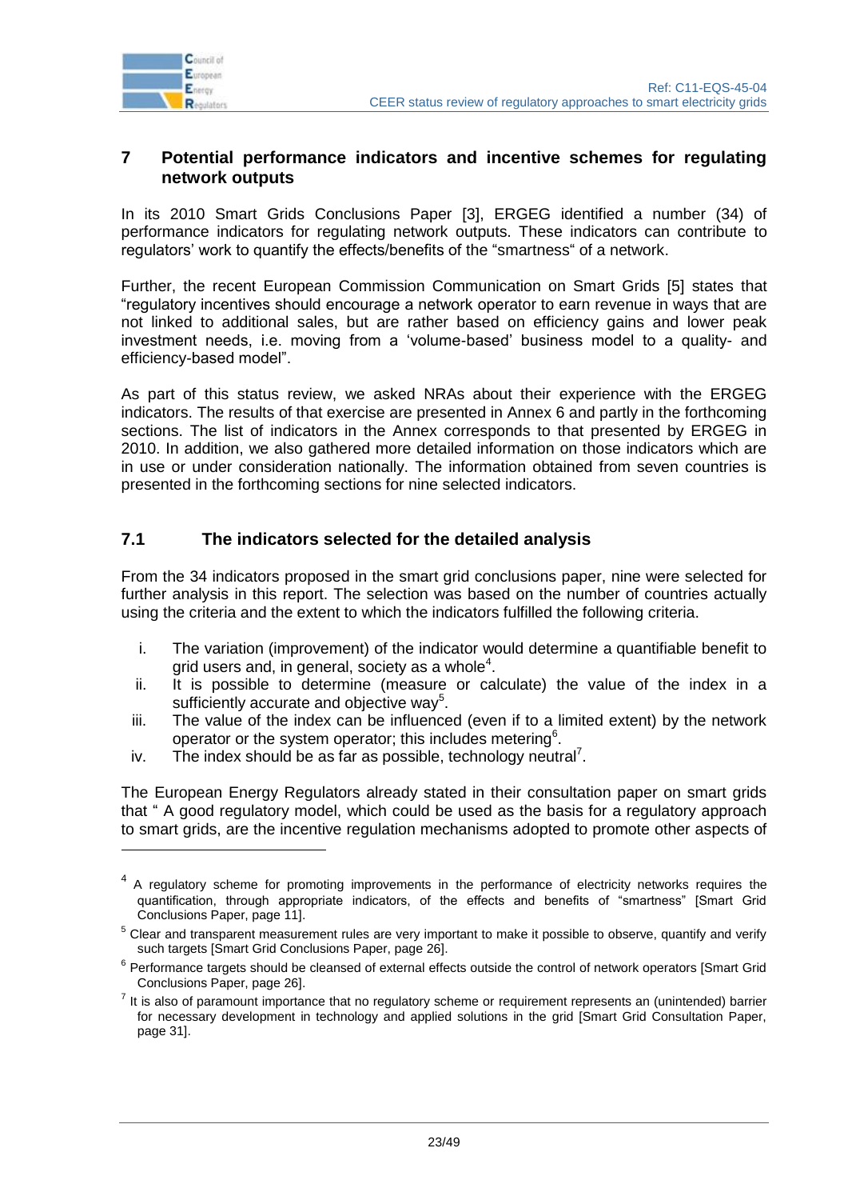## 7 Potential performance indicators and incentive schemes for regulating network outputs

In its 2010 Smart Grids Conclusions Paper [3], ERGEG identified a number (34) of performance indicators for regulating network outputs. These indicators can contribute to regulators' work to quantify the effects/benefits of the "smartness" of a network.

Further, the recent European Commission Communication on Smart Grids [5] states that "regulatory incentives should encourage a network operator to earn revenue in ways that are not linked to additional sales, but are rather based on efficiency gains and lower peak investment needs, i.e. moving from a 'volume-based' business model to a quality- and efficiency-based model".

As part of this status review, we asked NRAs about their experience with the ERGEG indicators. The results of that exercise are presented in Annex 6 and partly in the forthcoming sections. The list of indicators in the Annex corresponds to that presented by ERGEG in 2010. In addition, we also gathered more detailed information on those indicators which are in use or under consideration nationally. The information obtained from seven countries is presented in the forthcoming sections for nine selected indicators.

### 7.1 The indicators selected for the detailed analysis

From the 34 indicators proposed in the smart grid conclusions paper, nine were selected for further analysis in this report. The selection was based on the number of countries actually using the criteria and the extent to which the indicators fulfilled the following criteria.

i. The variation (improvement) of the indicator would determine a quantifiable benefit to grid users and, in general, society as a whole[4].
ii. It is possible to determine (measure or calculate) the value of the index in a sufficiently accurate and objective way[5].
iii. The value of the index can be influenced (even if to a limited extent) by the network operator or the system operator; this includes metering[6].
iv. The index should be as far as possible, technology neutral[7].

The European Energy Regulators already stated in their consultation paper on smart grids that " A good regulatory model, which could be used as the basis for a regulatory approach to smart grids, are the incentive regulation mechanisms adopted to promote other aspects of

---

[4] A regulatory scheme for promoting improvements in the performance of electricity networks requires the quantification, through appropriate indicators, of the effects and benefits of "smartness" [Smart Grid Conclusions Paper, page 11].

[5] Clear and transparent measurement rules are very important to make it possible to observe, quantify and verify such targets [Smart Grid Conclusions Paper, page 26].

[6] Performance targets should be cleansed of external effects outside the control of network operators [Smart Grid Conclusions Paper, page 26].

[7] It is also of paramount importance that no regulatory scheme or requirement represents an (unintended) barrier for necessary development in technology and applied solutions in the grid [Smart Grid Consultation Paper, page 31].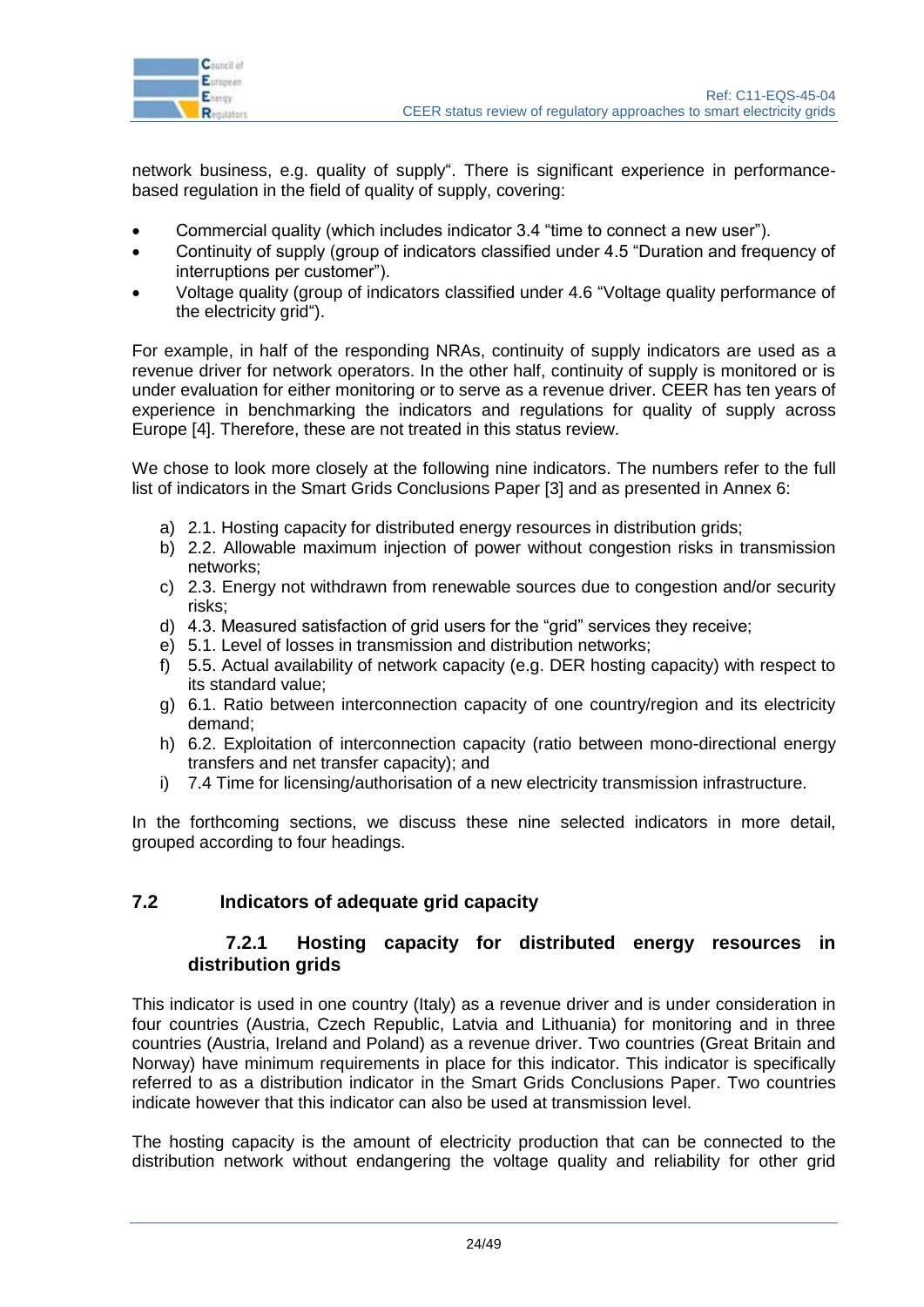network business, e.g. quality of supply". There is significant experience in performance-based regulation in the field of quality of supply, covering:

- Commercial quality (which includes indicator 3.4 "time to connect a new user").
- Continuity of supply (group of indicators classified under 4.5 "Duration and frequency of interruptions per customer").
- Voltage quality (group of indicators classified under 4.6 "Voltage quality performance of the electricity grid").

For example, in half of the responding NRAs, continuity of supply indicators are used as a revenue driver for network operators. In the other half, continuity of supply is monitored or is under evaluation for either monitoring or to serve as a revenue driver. CEER has ten years of experience in benchmarking the indicators and regulations for quality of supply across Europe [4]. Therefore, these are not treated in this status review.

We chose to look more closely at the following nine indicators. The numbers refer to the full list of indicators in the Smart Grids Conclusions Paper [3] and as presented in Annex 6:

a) 2.1. Hosting capacity for distributed energy resources in distribution grids;
b) 2.2. Allowable maximum injection of power without congestion risks in transmission networks;
c) 2.3. Energy not withdrawn from renewable sources due to congestion and/or security risks;
d) 4.3. Measured satisfaction of grid users for the "grid" services they receive;
e) 5.1. Level of losses in transmission and distribution networks;
f) 5.5. Actual availability of network capacity (e.g. DER hosting capacity) with respect to its standard value;
g) 6.1. Ratio between interconnection capacity of one country/region and its electricity demand;
h) 6.2. Exploitation of interconnection capacity (ratio between mono-directional energy transfers and net transfer capacity); and
i) 7.4 Time for licensing/authorisation of a new electricity transmission infrastructure.

In the forthcoming sections, we discuss these nine selected indicators in more detail, grouped according to four headings.

## 7.2 Indicators of adequate grid capacity

### 7.2.1 Hosting capacity for distributed energy resources in distribution grids

This indicator is used in one country (Italy) as a revenue driver and is under consideration in four countries (Austria, Czech Republic, Latvia and Lithuania) for monitoring and in three countries (Austria, Ireland and Poland) as a revenue driver. Two countries (Great Britain and Norway) have minimum requirements in place for this indicator. This indicator is specifically referred to as a distribution indicator in the Smart Grids Conclusions Paper. Two countries indicate however that this indicator can also be used at transmission level.

The hosting capacity is the amount of electricity production that can be connected to the distribution network without endangering the voltage quality and reliability for other grid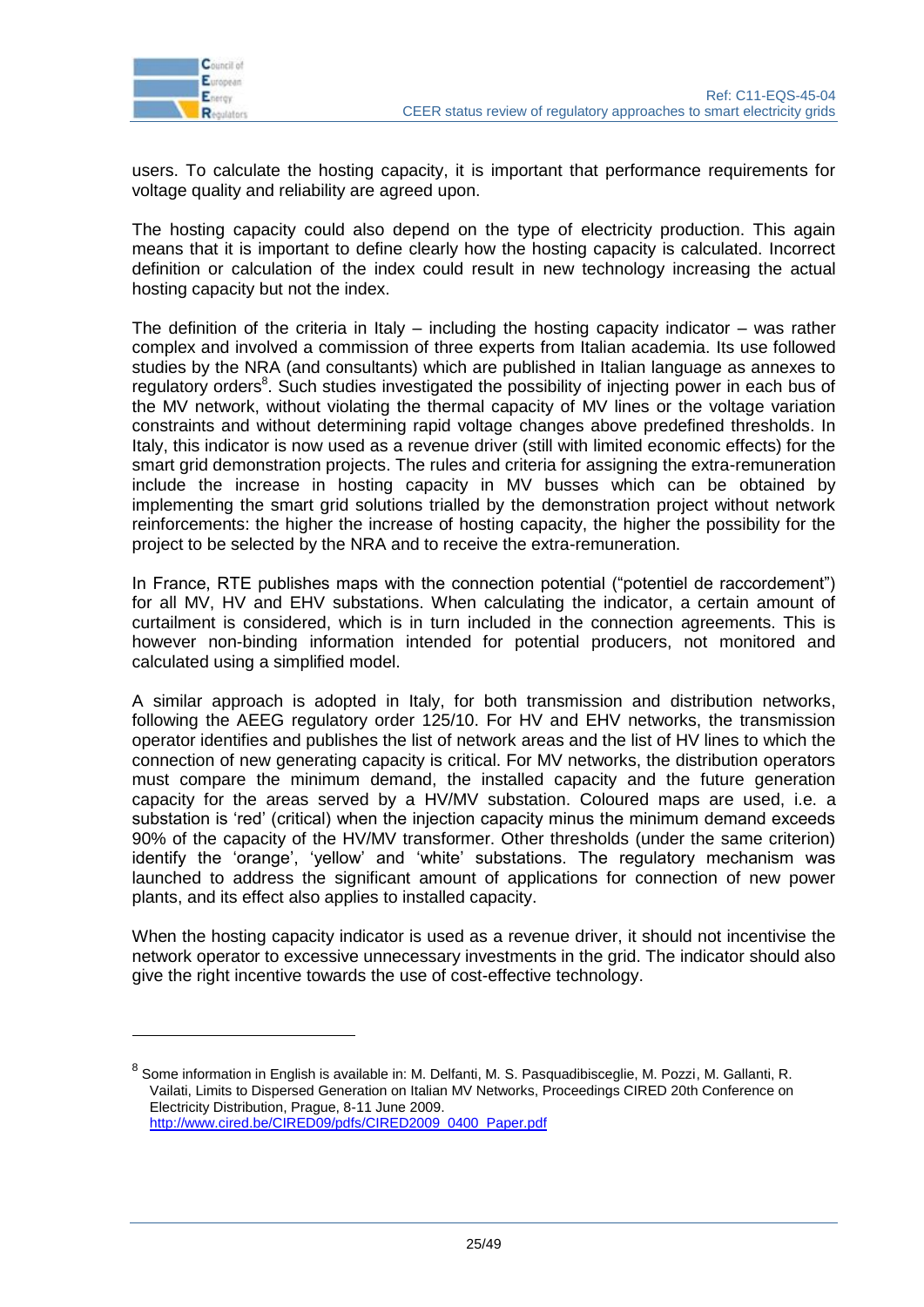users. To calculate the hosting capacity, it is important that performance requirements for voltage quality and reliability are agreed upon.

The hosting capacity could also depend on the type of electricity production. This again means that it is important to define clearly how the hosting capacity is calculated. Incorrect definition or calculation of the index could result in new technology increasing the actual hosting capacity but not the index.

The definition of the criteria in Italy – including the hosting capacity indicator – was rather complex and involved a commission of three experts from Italian academia. Its use followed studies by the NRA (and consultants) which are published in Italian language as annexes to regulatory orders[8]. Such studies investigated the possibility of injecting power in each bus of the MV network, without violating the thermal capacity of MV lines or the voltage variation constraints and without determining rapid voltage changes above predefined thresholds. In Italy, this indicator is now used as a revenue driver (still with limited economic effects) for the smart grid demonstration projects. The rules and criteria for assigning the extra-remuneration include the increase in hosting capacity in MV busses which can be obtained by implementing the smart grid solutions trialled by the demonstration project without network reinforcements: the higher the increase of hosting capacity, the higher the possibility for the project to be selected by the NRA and to receive the extra-remuneration.

In France, RTE publishes maps with the connection potential ("potentiel de raccordement") for all MV, HV and EHV substations. When calculating the indicator, a certain amount of curtailment is considered, which is in turn included in the connection agreements. This is however non-binding information intended for potential producers, not monitored and calculated using a simplified model.

A similar approach is adopted in Italy, for both transmission and distribution networks, following the AEEG regulatory order 125/10. For HV and EHV networks, the transmission operator identifies and publishes the list of network areas and the list of HV lines to which the connection of new generating capacity is critical. For MV networks, the distribution operators must compare the minimum demand, the installed capacity and the future generation capacity for the areas served by a HV/MV substation. Coloured maps are used, i.e. a substation is 'red' (critical) when the injection capacity minus the minimum demand exceeds 90% of the capacity of the HV/MV transformer. Other thresholds (under the same criterion) identify the 'orange', 'yellow' and 'white' substations. The regulatory mechanism was launched to address the significant amount of applications for connection of new power plants, and its effect also applies to installed capacity.

When the hosting capacity indicator is used as a revenue driver, it should not incentivise the network operator to excessive unnecessary investments in the grid. The indicator should also give the right incentive towards the use of cost-effective technology.

---

[8] Some information in English is available in: M. Delfanti, M. S. Pasquadibisceglie, M. Pozzi, M. Gallanti, R. Vailati, Limits to Dispersed Generation on Italian MV Networks, Proceedings CIRED 20th Conference on Electricity Distribution, Prague, 8-11 June 2009. http://www.cired.be/CIRED09/pdfs/CIRED2009_0400_Paper.pdf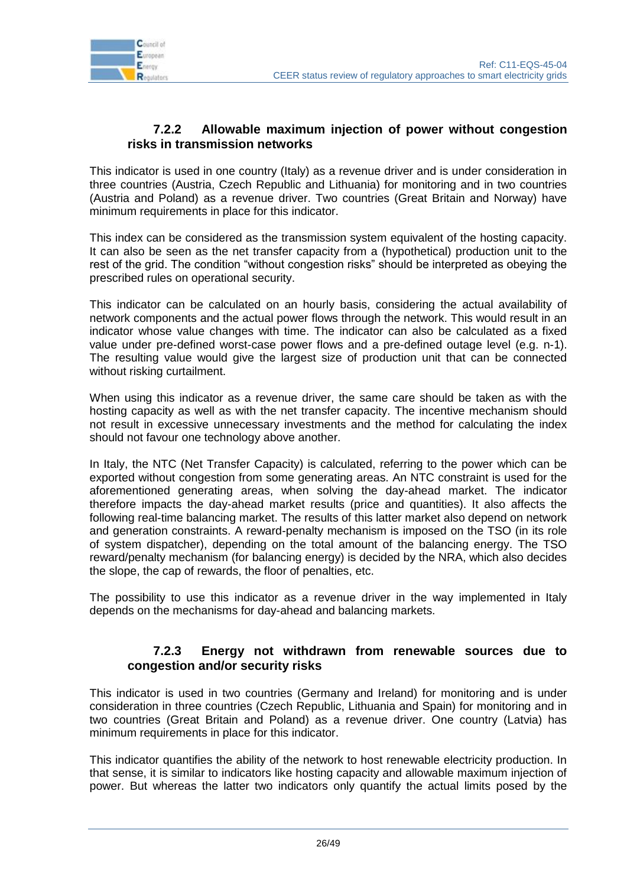### 7.2.2 Allowable maximum injection of power without congestion risks in transmission networks

This indicator is used in one country (Italy) as a revenue driver and is under consideration in three countries (Austria, Czech Republic and Lithuania) for monitoring and in two countries (Austria and Poland) as a revenue driver. Two countries (Great Britain and Norway) have minimum requirements in place for this indicator.

This index can be considered as the transmission system equivalent of the hosting capacity. It can also be seen as the net transfer capacity from a (hypothetical) production unit to the rest of the grid. The condition "without congestion risks" should be interpreted as obeying the prescribed rules on operational security.

This indicator can be calculated on an hourly basis, considering the actual availability of network components and the actual power flows through the network. This would result in an indicator whose value changes with time. The indicator can also be calculated as a fixed value under pre-defined worst-case power flows and a pre-defined outage level (e.g. n-1). The resulting value would give the largest size of production unit that can be connected without risking curtailment.

When using this indicator as a revenue driver, the same care should be taken as with the hosting capacity as well as with the net transfer capacity. The incentive mechanism should not result in excessive unnecessary investments and the method for calculating the index should not favour one technology above another.

In Italy, the NTC (Net Transfer Capacity) is calculated, referring to the power which can be exported without congestion from some generating areas. An NTC constraint is used for the aforementioned generating areas, when solving the day-ahead market. The indicator therefore impacts the day-ahead market results (price and quantities). It also affects the following real-time balancing market. The results of this latter market also depend on network and generation constraints. A reward-penalty mechanism is imposed on the TSO (in its role of system dispatcher), depending on the total amount of the balancing energy. The TSO reward/penalty mechanism (for balancing energy) is decided by the NRA, which also decides the slope, the cap of rewards, the floor of penalties, etc.

The possibility to use this indicator as a revenue driver in the way implemented in Italy depends on the mechanisms for day-ahead and balancing markets.

### 7.2.3 Energy not withdrawn from renewable sources due to congestion and/or security risks

This indicator is used in two countries (Germany and Ireland) for monitoring and is under consideration in three countries (Czech Republic, Lithuania and Spain) for monitoring and in two countries (Great Britain and Poland) as a revenue driver. One country (Latvia) has minimum requirements in place for this indicator.

This indicator quantifies the ability of the network to host renewable electricity production. In that sense, it is similar to indicators like hosting capacity and allowable maximum injection of power. But whereas the latter two indicators only quantify the actual limits posed by the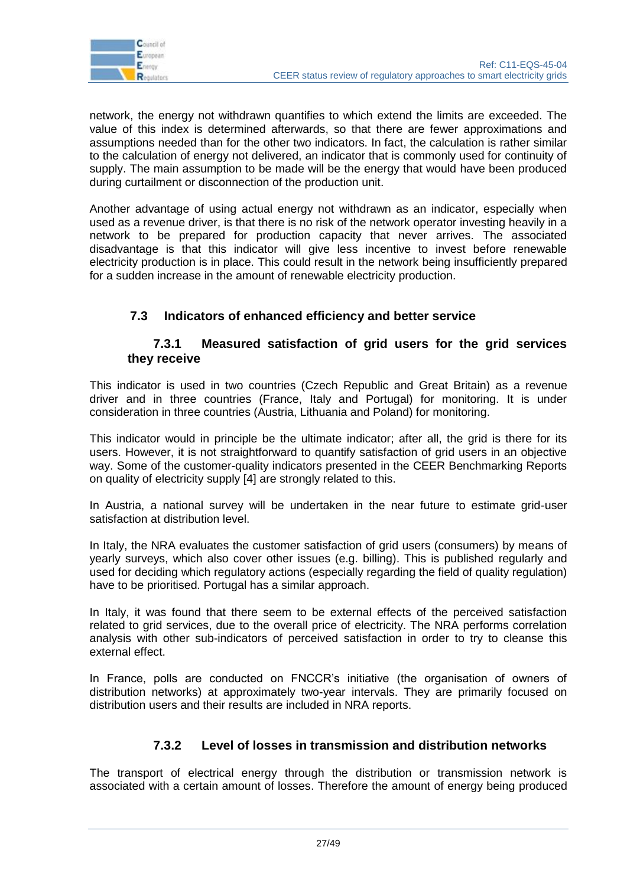network, the energy not withdrawn quantifies to which extend the limits are exceeded. The value of this index is determined afterwards, so that there are fewer approximations and assumptions needed than for the other two indicators. In fact, the calculation is rather similar to the calculation of energy not delivered, an indicator that is commonly used for continuity of supply. The main assumption to be made will be the energy that would have been produced during curtailment or disconnection of the production unit.

Another advantage of using actual energy not withdrawn as an indicator, especially when used as a revenue driver, is that there is no risk of the network operator investing heavily in a network to be prepared for production capacity that never arrives. The associated disadvantage is that this indicator will give less incentive to invest before renewable electricity production is in place. This could result in the network being insufficiently prepared for a sudden increase in the amount of renewable electricity production.

## 7.3 Indicators of enhanced efficiency and better service

### 7.3.1 Measured satisfaction of grid users for the grid services they receive

This indicator is used in two countries (Czech Republic and Great Britain) as a revenue driver and in three countries (France, Italy and Portugal) for monitoring. It is under consideration in three countries (Austria, Lithuania and Poland) for monitoring.

This indicator would in principle be the ultimate indicator; after all, the grid is there for its users. However, it is not straightforward to quantify satisfaction of grid users in an objective way. Some of the customer-quality indicators presented in the CEER Benchmarking Reports on quality of electricity supply [4] are strongly related to this.

In Austria, a national survey will be undertaken in the near future to estimate grid-user satisfaction at distribution level.

In Italy, the NRA evaluates the customer satisfaction of grid users (consumers) by means of yearly surveys, which also cover other issues (e.g. billing). This is published regularly and used for deciding which regulatory actions (especially regarding the field of quality regulation) have to be prioritised. Portugal has a similar approach.

In Italy, it was found that there seem to be external effects of the perceived satisfaction related to grid services, due to the overall price of electricity. The NRA performs correlation analysis with other sub-indicators of perceived satisfaction in order to try to cleanse this external effect.

In France, polls are conducted on FNCCR's initiative (the organisation of owners of distribution networks) at approximately two-year intervals. They are primarily focused on distribution users and their results are included in NRA reports.

### 7.3.2 Level of losses in transmission and distribution networks

The transport of electrical energy through the distribution or transmission network is associated with a certain amount of losses. Therefore the amount of energy being produced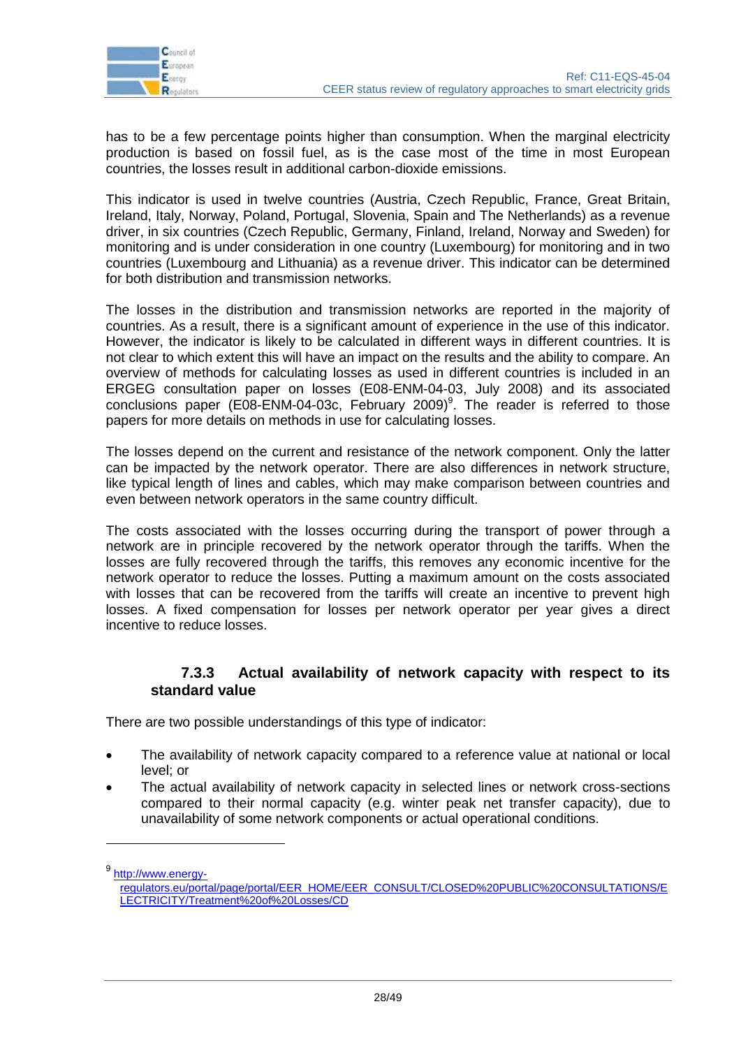has to be a few percentage points higher than consumption. When the marginal electricity production is based on fossil fuel, as is the case most of the time in most European countries, the losses result in additional carbon-dioxide emissions.

This indicator is used in twelve countries (Austria, Czech Republic, France, Great Britain, Ireland, Italy, Norway, Poland, Portugal, Slovenia, Spain and The Netherlands) as a revenue driver, in six countries (Czech Republic, Germany, Finland, Ireland, Norway and Sweden) for monitoring and is under consideration in one country (Luxembourg) for monitoring and in two countries (Luxembourg and Lithuania) as a revenue driver. This indicator can be determined for both distribution and transmission networks.

The losses in the distribution and transmission networks are reported in the majority of countries. As a result, there is a significant amount of experience in the use of this indicator. However, the indicator is likely to be calculated in different ways in different countries. It is not clear to which extent this will have an impact on the results and the ability to compare. An overview of methods for calculating losses as used in different countries is included in an ERGEG consultation paper on losses (E08-ENM-04-03, July 2008) and its associated conclusions paper (E08-ENM-04-03c, February 2009)[9]. The reader is referred to those papers for more details on methods in use for calculating losses.

The losses depend on the current and resistance of the network component. Only the latter can be impacted by the network operator. There are also differences in network structure, like typical length of lines and cables, which may make comparison between countries and even between network operators in the same country difficult.

The costs associated with the losses occurring during the transport of power through a network are in principle recovered by the network operator through the tariffs. When the losses are fully recovered through the tariffs, this removes any economic incentive for the network operator to reduce the losses. Putting a maximum amount on the costs associated with losses that can be recovered from the tariffs will create an incentive to prevent high losses. A fixed compensation for losses per network operator per year gives a direct incentive to reduce losses.

### 7.3.3 Actual availability of network capacity with respect to its standard value

There are two possible understandings of this type of indicator:

- The availability of network capacity compared to a reference value at national or local level; or
- The actual availability of network capacity in selected lines or network cross-sections compared to their normal capacity (e.g. winter peak net transfer capacity), due to unavailability of some network components or actual operational conditions.

---

[9] http://www.energy-regulators.eu/portal/page/portal/EER_HOME/EER_CONSULT/CLOSED%20PUBLIC%20CONSULTATIONS/ELECTRICITY/Treatment%20of%20Losses/CD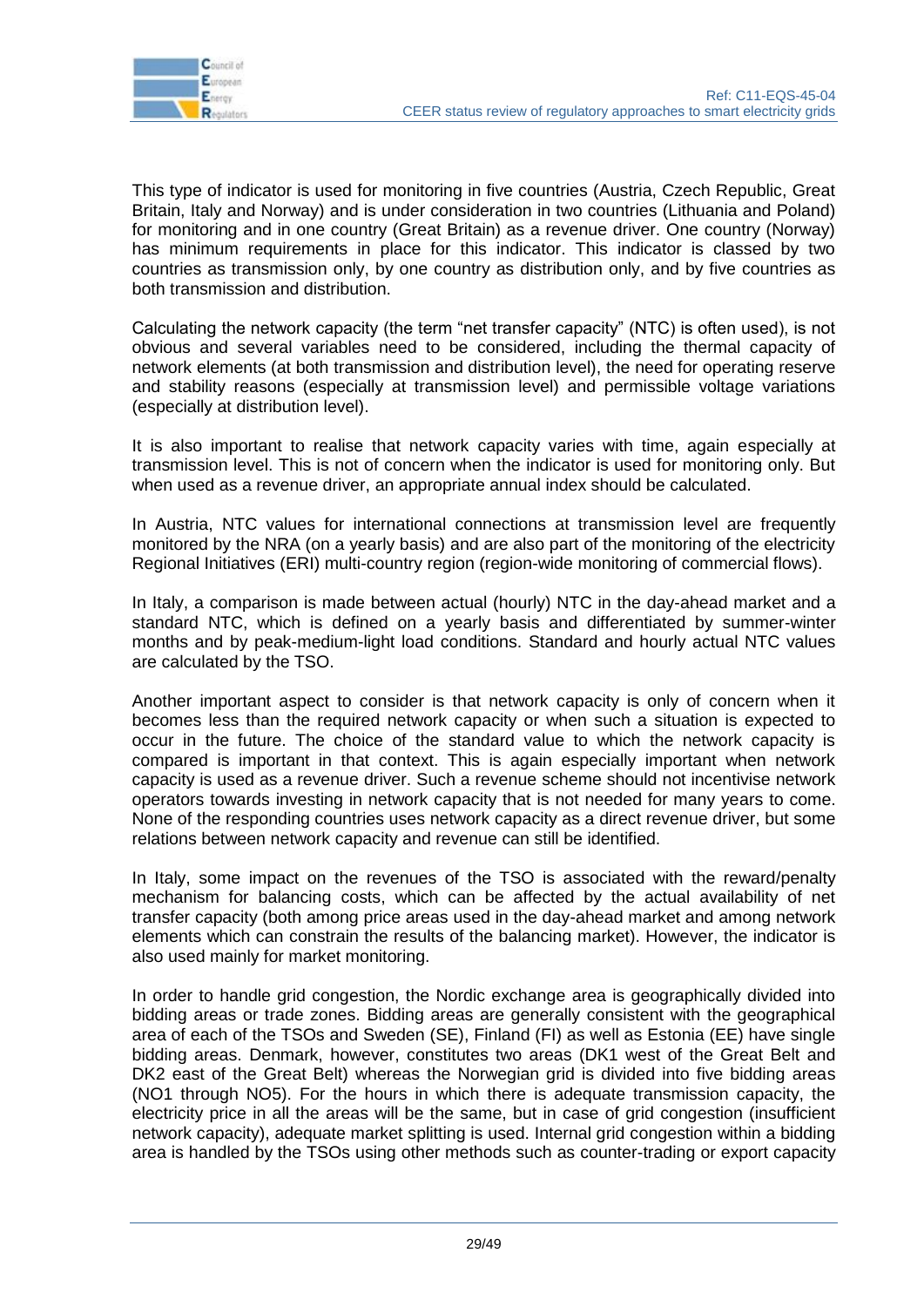This type of indicator is used for monitoring in five countries (Austria, Czech Republic, Great Britain, Italy and Norway) and is under consideration in two countries (Lithuania and Poland) for monitoring and in one country (Great Britain) as a revenue driver. One country (Norway) has minimum requirements in place for this indicator. This indicator is classed by two countries as transmission only, by one country as distribution only, and by five countries as both transmission and distribution.

Calculating the network capacity (the term "net transfer capacity" (NTC) is often used), is not obvious and several variables need to be considered, including the thermal capacity of network elements (at both transmission and distribution level), the need for operating reserve and stability reasons (especially at transmission level) and permissible voltage variations (especially at distribution level).

It is also important to realise that network capacity varies with time, again especially at transmission level. This is not of concern when the indicator is used for monitoring only. But when used as a revenue driver, an appropriate annual index should be calculated.

In Austria, NTC values for international connections at transmission level are frequently monitored by the NRA (on a yearly basis) and are also part of the monitoring of the electricity Regional Initiatives (ERI) multi-country region (region-wide monitoring of commercial flows).

In Italy, a comparison is made between actual (hourly) NTC in the day-ahead market and a standard NTC, which is defined on a yearly basis and differentiated by summer-winter months and by peak-medium-light load conditions. Standard and hourly actual NTC values are calculated by the TSO.

Another important aspect to consider is that network capacity is only of concern when it becomes less than the required network capacity or when such a situation is expected to occur in the future. The choice of the standard value to which the network capacity is compared is important in that context. This is again especially important when network capacity is used as a revenue driver. Such a revenue scheme should not incentivise network operators towards investing in network capacity that is not needed for many years to come. None of the responding countries uses network capacity as a direct revenue driver, but some relations between network capacity and revenue can still be identified.

In Italy, some impact on the revenues of the TSO is associated with the reward/penalty mechanism for balancing costs, which can be affected by the actual availability of net transfer capacity (both among price areas used in the day-ahead market and among network elements which can constrain the results of the balancing market). However, the indicator is also used mainly for market monitoring.

In order to handle grid congestion, the Nordic exchange area is geographically divided into bidding areas or trade zones. Bidding areas are generally consistent with the geographical area of each of the TSOs and Sweden (SE), Finland (FI) as well as Estonia (EE) have single bidding areas. Denmark, however, constitutes two areas (DK1 west of the Great Belt and DK2 east of the Great Belt) whereas the Norwegian grid is divided into five bidding areas (NO1 through NO5). For the hours in which there is adequate transmission capacity, the electricity price in all the areas will be the same, but in case of grid congestion (insufficient network capacity), adequate market splitting is used. Internal grid congestion within a bidding area is handled by the TSOs using other methods such as counter-trading or export capacity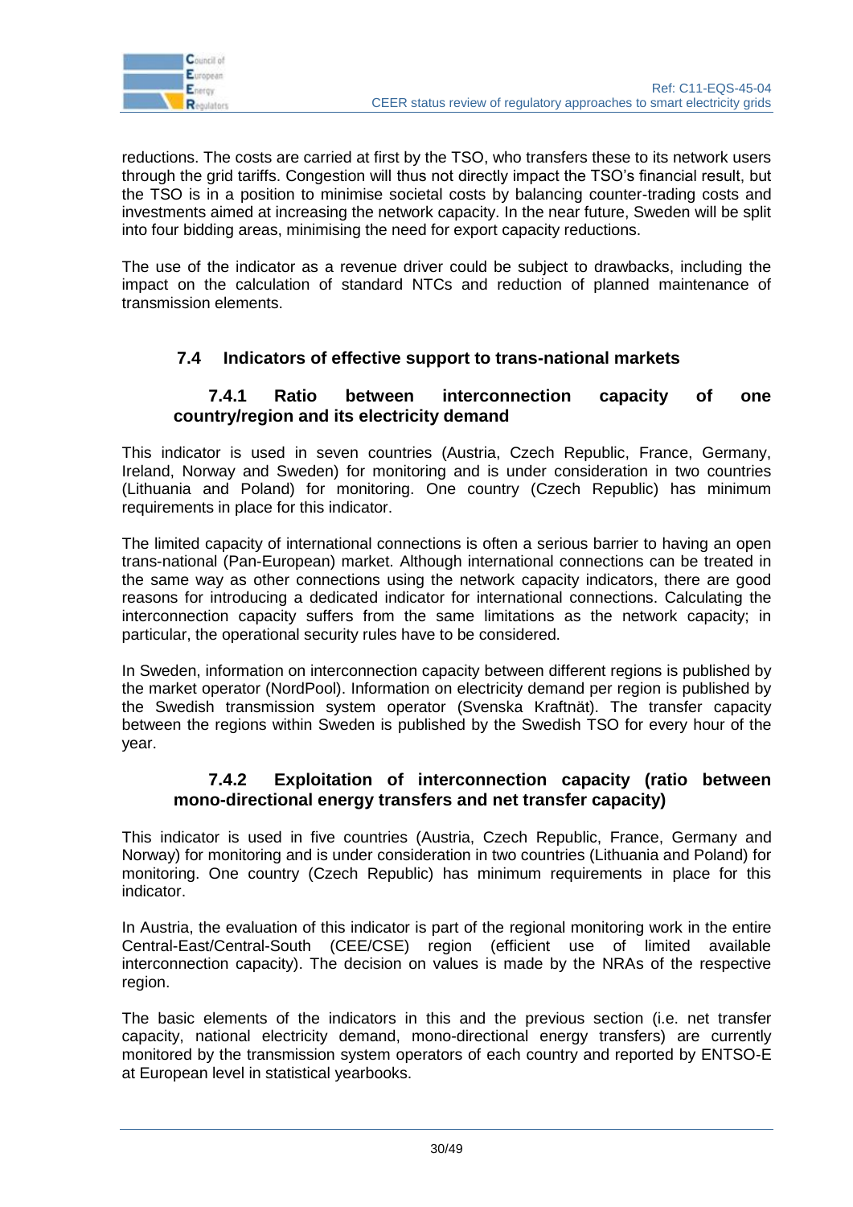reductions. The costs are carried at first by the TSO, who transfers these to its network users through the grid tariffs. Congestion will thus not directly impact the TSO's financial result, but the TSO is in a position to minimise societal costs by balancing counter-trading costs and investments aimed at increasing the network capacity. In the near future, Sweden will be split into four bidding areas, minimising the need for export capacity reductions.

The use of the indicator as a revenue driver could be subject to drawbacks, including the impact on the calculation of standard NTCs and reduction of planned maintenance of transmission elements.

## 7.4 Indicators of effective support to trans-national markets

### 7.4.1 Ratio between interconnection capacity of one country/region and its electricity demand

This indicator is used in seven countries (Austria, Czech Republic, France, Germany, Ireland, Norway and Sweden) for monitoring and is under consideration in two countries (Lithuania and Poland) for monitoring. One country (Czech Republic) has minimum requirements in place for this indicator.

The limited capacity of international connections is often a serious barrier to having an open trans-national (Pan-European) market. Although international connections can be treated in the same way as other connections using the network capacity indicators, there are good reasons for introducing a dedicated indicator for international connections. Calculating the interconnection capacity suffers from the same limitations as the network capacity; in particular, the operational security rules have to be considered.

In Sweden, information on interconnection capacity between different regions is published by the market operator (NordPool). Information on electricity demand per region is published by the Swedish transmission system operator (Svenska Kraftnät). The transfer capacity between the regions within Sweden is published by the Swedish TSO for every hour of the year.

### 7.4.2 Exploitation of interconnection capacity (ratio between mono-directional energy transfers and net transfer capacity)

This indicator is used in five countries (Austria, Czech Republic, France, Germany and Norway) for monitoring and is under consideration in two countries (Lithuania and Poland) for monitoring. One country (Czech Republic) has minimum requirements in place for this indicator.

In Austria, the evaluation of this indicator is part of the regional monitoring work in the entire Central-East/Central-South (CEE/CSE) region (efficient use of limited available interconnection capacity). The decision on values is made by the NRAs of the respective region.

The basic elements of the indicators in this and the previous section (i.e. net transfer capacity, national electricity demand, mono-directional energy transfers) are currently monitored by the transmission system operators of each country and reported by ENTSO-E at European level in statistical yearbooks.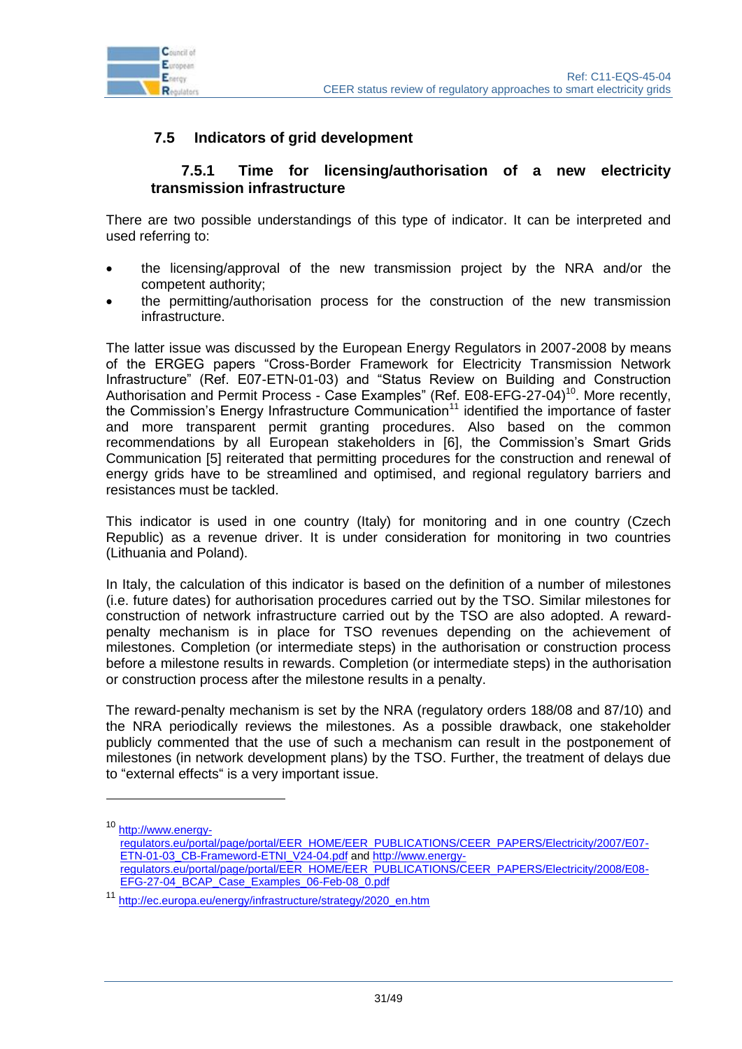## 7.5 Indicators of grid development

### 7.5.1 Time for licensing/authorisation of a new electricity transmission infrastructure

There are two possible understandings of this type of indicator. It can be interpreted and used referring to:

- the licensing/approval of the new transmission project by the NRA and/or the competent authority;
- the permitting/authorisation process for the construction of the new transmission infrastructure.

The latter issue was discussed by the European Energy Regulators in 2007-2008 by means of the ERGEG papers "Cross-Border Framework for Electricity Transmission Network Infrastructure" (Ref. E07-ETN-01-03) and "Status Review on Building and Construction Authorisation and Permit Process - Case Examples" (Ref. E08-EFG-27-04)[10]. More recently, the Commission's Energy Infrastructure Communication[11] identified the importance of faster and more transparent permit granting procedures. Also based on the common recommendations by all European stakeholders in [6], the Commission's Smart Grids Communication [5] reiterated that permitting procedures for the construction and renewal of energy grids have to be streamlined and optimised, and regional regulatory barriers and resistances must be tackled.

This indicator is used in one country (Italy) for monitoring and in one country (Czech Republic) as a revenue driver. It is under consideration for monitoring in two countries (Lithuania and Poland).

In Italy, the calculation of this indicator is based on the definition of a number of milestones (i.e. future dates) for authorisation procedures carried out by the TSO. Similar milestones for construction of network infrastructure carried out by the TSO are also adopted. A reward-penalty mechanism is in place for TSO revenues depending on the achievement of milestones. Completion (or intermediate steps) in the authorisation or construction process before a milestone results in rewards. Completion (or intermediate steps) in the authorisation or construction process after the milestone results in a penalty.

The reward-penalty mechanism is set by the NRA (regulatory orders 188/08 and 87/10) and the NRA periodically reviews the milestones. As a possible drawback, one stakeholder publicly commented that the use of such a mechanism can result in the postponement of milestones (in network development plans) by the TSO. Further, the treatment of delays due to "external effects" is a very important issue.

---

[10] http://www.energy-regulators.eu/portal/page/portal/EER_HOME/EER_PUBLICATIONS/CEER_PAPERS/Electricity/2007/E07-ETN-01-03_CB-Framework-ETNI_V24-04.pdf and http://www.energy-regulators.eu/portal/page/portal/EER_HOME/EER_PUBLICATIONS/CEER_PAPERS/Electricity/2008/E08-EFG-27-04_BCAP_Case_Examples_06-Feb-08_0.pdf

[11] http://ec.europa.eu/energy/infrastructure/strategy/2020_en.htm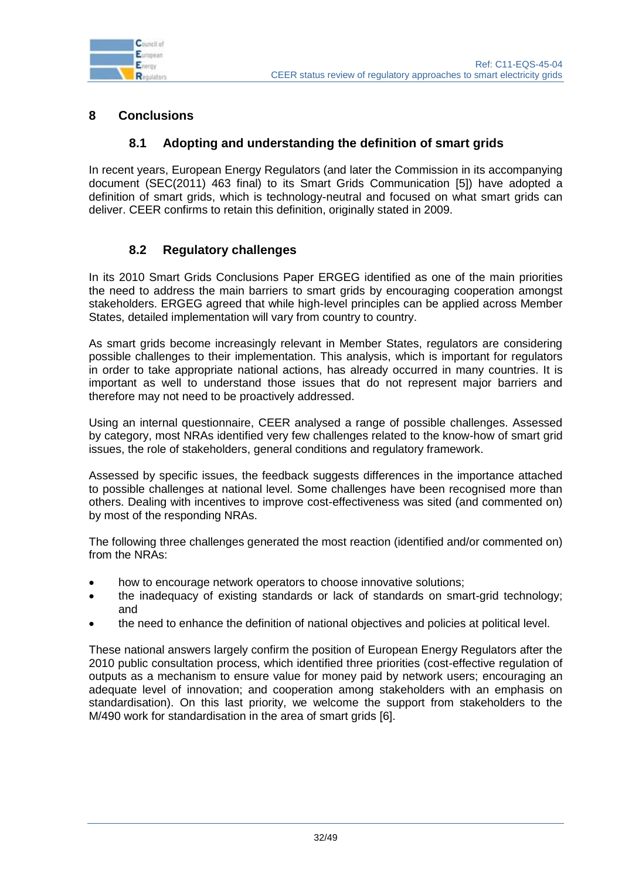# 8 Conclusions

## 8.1 Adopting and understanding the definition of smart grids

In recent years, European Energy Regulators (and later the Commission in its accompanying document (SEC(2011) 463 final) to its Smart Grids Communication [5]) have adopted a definition of smart grids, which is technology-neutral and focused on what smart grids can deliver. CEER confirms to retain this definition, originally stated in 2009.

## 8.2 Regulatory challenges

In its 2010 Smart Grids Conclusions Paper ERGEG identified as one of the main priorities the need to address the main barriers to smart grids by encouraging cooperation amongst stakeholders. ERGEG agreed that while high-level principles can be applied across Member States, detailed implementation will vary from country to country.

As smart grids become increasingly relevant in Member States, regulators are considering possible challenges to their implementation. This analysis, which is important for regulators in order to take appropriate national actions, has already occurred in many countries. It is important as well to understand those issues that do not represent major barriers and therefore may not need to be proactively addressed.

Using an internal questionnaire, CEER analysed a range of possible challenges. Assessed by category, most NRAs identified very few challenges related to the know-how of smart grid issues, the role of stakeholders, general conditions and regulatory framework.

Assessed by specific issues, the feedback suggests differences in the importance attached to possible challenges at national level. Some challenges have been recognised more than others. Dealing with incentives to improve cost-effectiveness was sited (and commented on) by most of the responding NRAs.

The following three challenges generated the most reaction (identified and/or commented on) from the NRAs:

- how to encourage network operators to choose innovative solutions;
- the inadequacy of existing standards or lack of standards on smart-grid technology; and
- the need to enhance the definition of national objectives and policies at political level.

These national answers largely confirm the position of European Energy Regulators after the 2010 public consultation process, which identified three priorities (cost-effective regulation of outputs as a mechanism to ensure value for money paid by network users; encouraging an adequate level of innovation; and cooperation among stakeholders with an emphasis on standardisation). On this last priority, we welcome the support from stakeholders to the M/490 work for standardisation in the area of smart grids [6].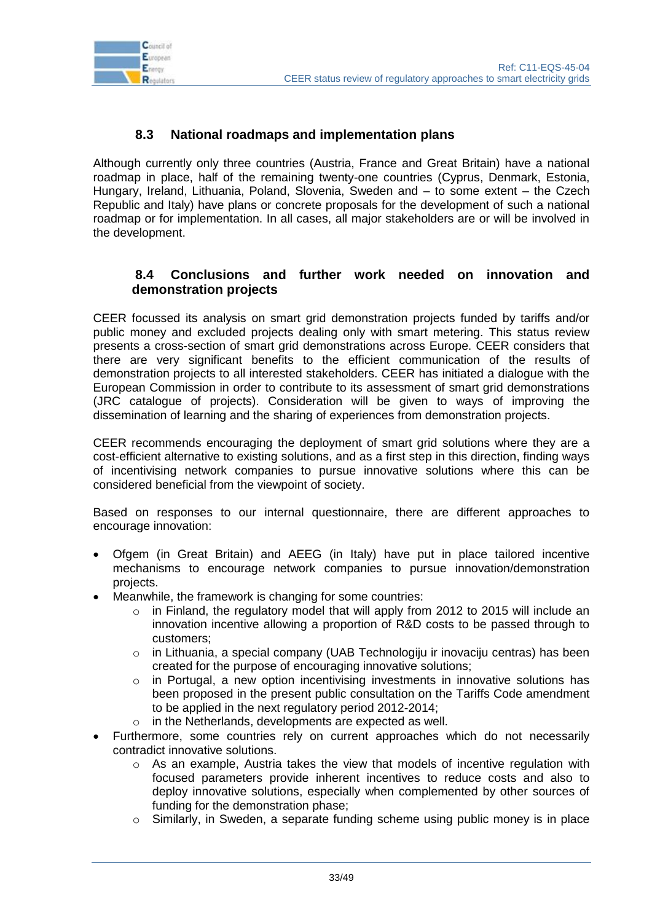### 8.3 National roadmaps and implementation plans

Although currently only three countries (Austria, France and Great Britain) have a national roadmap in place, half of the remaining twenty-one countries (Cyprus, Denmark, Estonia, Hungary, Ireland, Lithuania, Poland, Slovenia, Sweden and – to some extent – the Czech Republic and Italy) have plans or concrete proposals for the development of such a national roadmap or for implementation. In all cases, all major stakeholders are or will be involved in the development.

### 8.4 Conclusions and further work needed on innovation and demonstration projects

CEER focussed its analysis on smart grid demonstration projects funded by tariffs and/or public money and excluded projects dealing only with smart metering. This status review presents a cross-section of smart grid demonstrations across Europe. CEER considers that there are very significant benefits to the efficient communication of the results of demonstration projects to all interested stakeholders. CEER has initiated a dialogue with the European Commission in order to contribute to its assessment of smart grid demonstrations (JRC catalogue of projects). Consideration will be given to ways of improving the dissemination of learning and the sharing of experiences from demonstration projects.

CEER recommends encouraging the deployment of smart grid solutions where they are a cost-efficient alternative to existing solutions, and as a first step in this direction, finding ways of incentivising network companies to pursue innovative solutions where this can be considered beneficial from the viewpoint of society.

Based on responses to our internal questionnaire, there are different approaches to encourage innovation:

- Ofgem (in Great Britain) and AEEG (in Italy) have put in place tailored incentive mechanisms to encourage network companies to pursue innovation/demonstration projects.
- Meanwhile, the framework is changing for some countries:
    - in Finland, the regulatory model that will apply from 2012 to 2015 will include an innovation incentive allowing a proportion of R&D costs to be passed through to customers;
    - in Lithuania, a special company (UAB Technologiju ir inovaciju centras) has been created for the purpose of encouraging innovative solutions;
    - in Portugal, a new option incentivising investments in innovative solutions has been proposed in the present public consultation on the Tariffs Code amendment to be applied in the next regulatory period 2012-2014;
    - in the Netherlands, developments are expected as well.
- Furthermore, some countries rely on current approaches which do not necessarily contradict innovative solutions.
    - As an example, Austria takes the view that models of incentive regulation with focused parameters provide inherent incentives to reduce costs and also to deploy innovative solutions, especially when complemented by other sources of funding for the demonstration phase;
    - Similarly, in Sweden, a separate funding scheme using public money is in place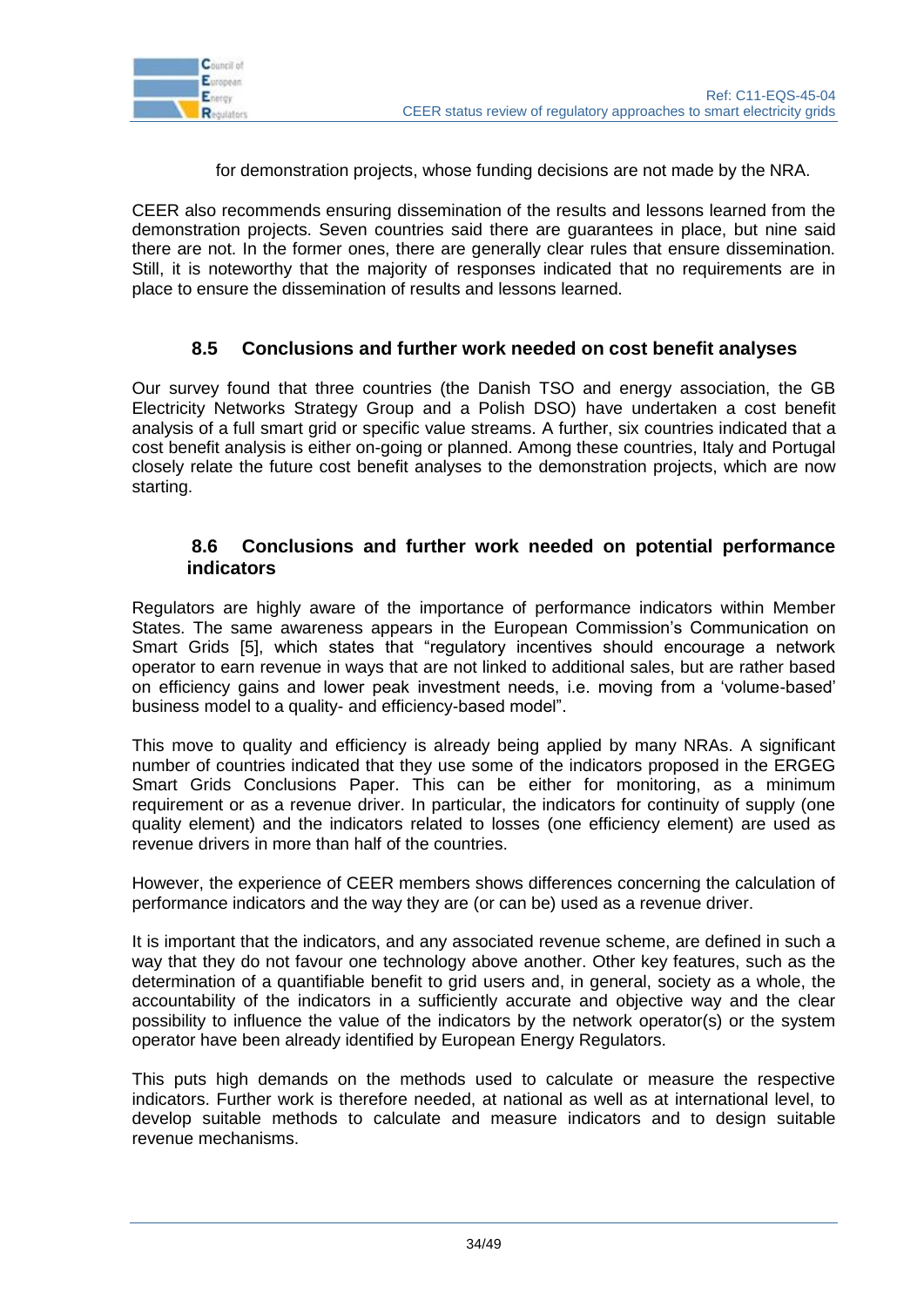for demonstration projects, whose funding decisions are not made by the NRA.

CEER also recommends ensuring dissemination of the results and lessons learned from the demonstration projects. Seven countries said there are guarantees in place, but nine said there are not. In the former ones, there are generally clear rules that ensure dissemination. Still, it is noteworthy that the majority of responses indicated that no requirements are in place to ensure the dissemination of results and lessons learned.

### 8.5 Conclusions and further work needed on cost benefit analyses

Our survey found that three countries (the Danish TSO and energy association, the GB Electricity Networks Strategy Group and a Polish DSO) have undertaken a cost benefit analysis of a full smart grid or specific value streams. A further, six countries indicated that a cost benefit analysis is either on-going or planned. Among these countries, Italy and Portugal closely relate the future cost benefit analyses to the demonstration projects, which are now starting.

### 8.6 Conclusions and further work needed on potential performance indicators

Regulators are highly aware of the importance of performance indicators within Member States. The same awareness appears in the European Commission's Communication on Smart Grids [5], which states that "regulatory incentives should encourage a network operator to earn revenue in ways that are not linked to additional sales, but are rather based on efficiency gains and lower peak investment needs, i.e. moving from a 'volume-based' business model to a quality- and efficiency-based model".

This move to quality and efficiency is already being applied by many NRAs. A significant number of countries indicated that they use some of the indicators proposed in the ERGEG Smart Grids Conclusions Paper. This can be either for monitoring, as a minimum requirement or as a revenue driver. In particular, the indicators for continuity of supply (one quality element) and the indicators related to losses (one efficiency element) are used as revenue drivers in more than half of the countries.

However, the experience of CEER members shows differences concerning the calculation of performance indicators and the way they are (or can be) used as a revenue driver.

It is important that the indicators, and any associated revenue scheme, are defined in such a way that they do not favour one technology above another. Other key features, such as the determination of a quantifiable benefit to grid users and, in general, society as a whole, the accountability of the indicators in a sufficiently accurate and objective way and the clear possibility to influence the value of the indicators by the network operator(s) or the system operator have been already identified by European Energy Regulators.

This puts high demands on the methods used to calculate or measure the respective indicators. Further work is therefore needed, at national as well as at international level, to develop suitable methods to calculate and measure indicators and to design suitable revenue mechanisms.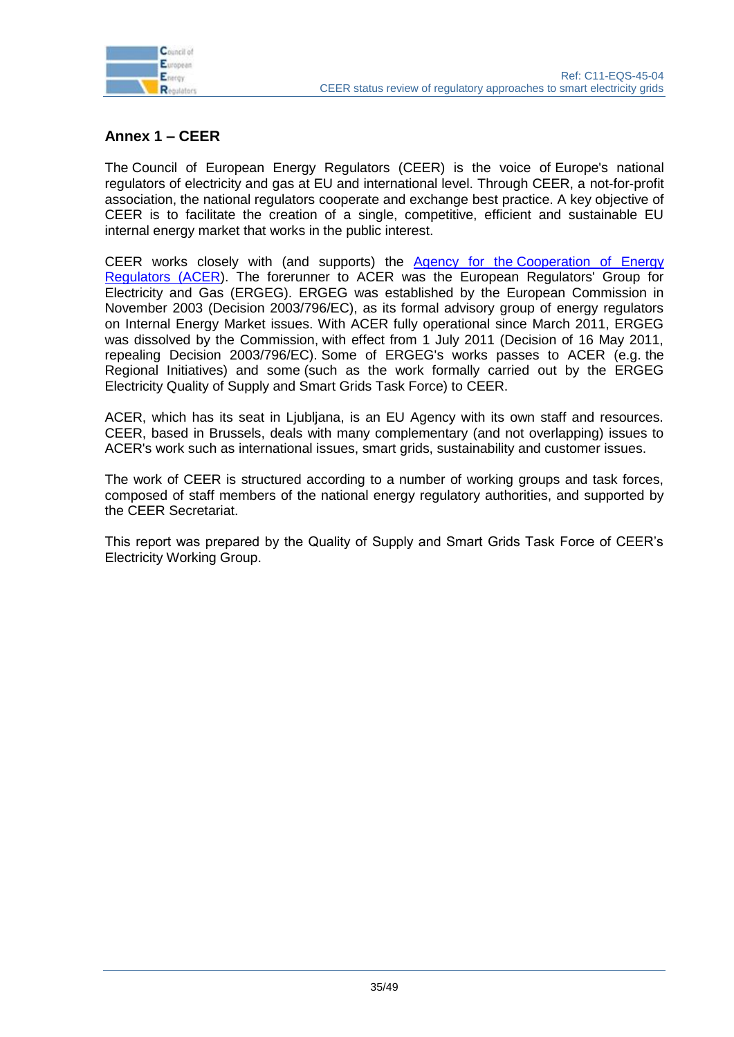## Annex 1 – CEER

The Council of European Energy Regulators (CEER) is the voice of Europe's national regulators of electricity and gas at EU and international level. Through CEER, a not-for-profit association, the national regulators cooperate and exchange best practice. A key objective of CEER is to facilitate the creation of a single, competitive, efficient and sustainable EU internal energy market that works in the public interest.

CEER works closely with (and supports) the Agency for the Cooperation of Energy Regulators (ACER). The forerunner to ACER was the European Regulators' Group for Electricity and Gas (ERGEG). ERGEG was established by the European Commission in November 2003 (Decision 2003/796/EC), as its formal advisory group of energy regulators on Internal Energy Market issues. With ACER fully operational since March 2011, ERGEG was dissolved by the Commission, with effect from 1 July 2011 (Decision of 16 May 2011, repealing Decision 2003/796/EC). Some of ERGEG's works passes to ACER (e.g. the Regional Initiatives) and some (such as the work formally carried out by the ERGEG Electricity Quality of Supply and Smart Grids Task Force) to CEER.

ACER, which has its seat in Ljubljana, is an EU Agency with its own staff and resources. CEER, based in Brussels, deals with many complementary (and not overlapping) issues to ACER's work such as international issues, smart grids, sustainability and customer issues.

The work of CEER is structured according to a number of working groups and task forces, composed of staff members of the national energy regulatory authorities, and supported by the CEER Secretariat.

This report was prepared by the Quality of Supply and Smart Grids Task Force of CEER's Electricity Working Group.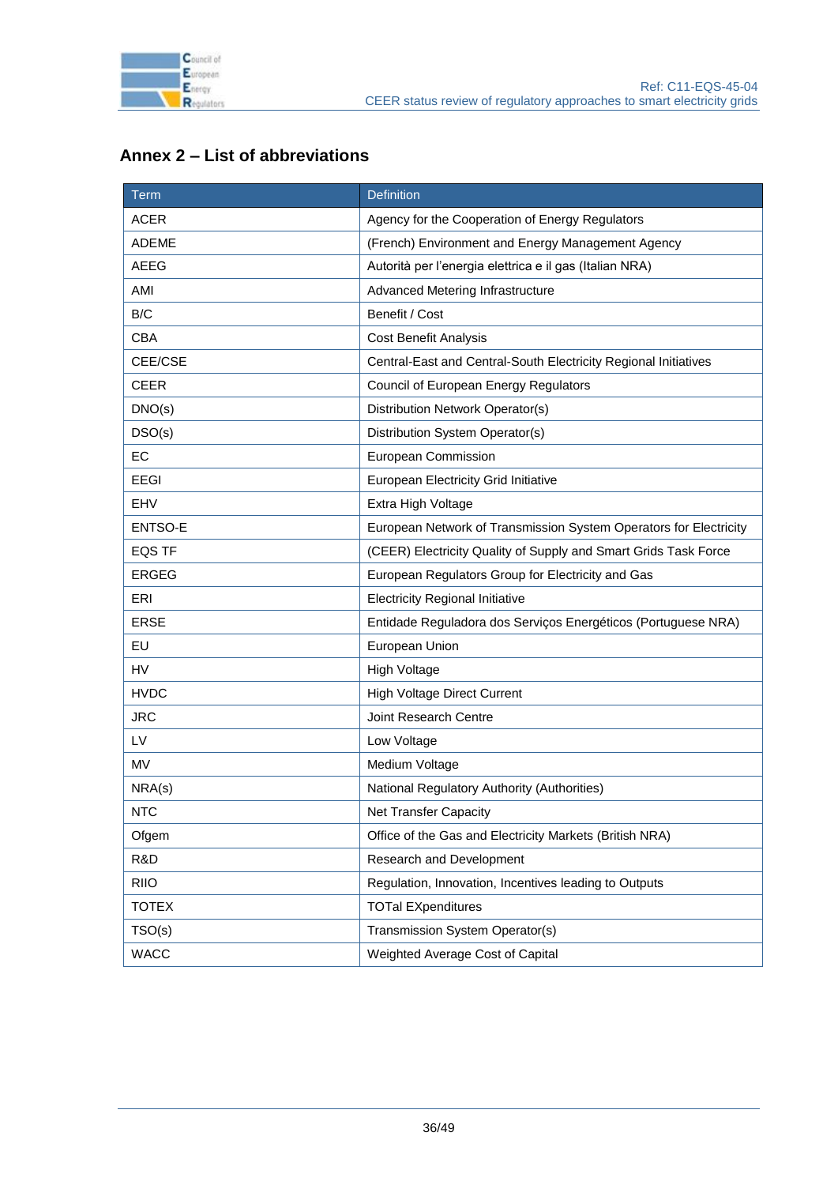## Annex 2 – List of abbreviations

| Term | Definition |
|---|---|
| ACER | Agency for the Cooperation of Energy Regulators |
| ADEME | (French) Environment and Energy Management Agency |
| AEEG | Autorità per l'energia elettrica e il gas (Italian NRA) |
| AMI | Advanced Metering Infrastructure |
| B/C | Benefit / Cost |
| CBA | Cost Benefit Analysis |
| CEE/CSE | Central-East and Central-South Electricity Regional Initiatives |
| CEER | Council of European Energy Regulators |
| DNO(s) | Distribution Network Operator(s) |
| DSO(s) | Distribution System Operator(s) |
| EC | European Commission |
| EEGI | European Electricity Grid Initiative |
| EHV | Extra High Voltage |
| ENTSO-E | European Network of Transmission System Operators for Electricity |
| EQS TF | (CEER) Electricity Quality of Supply and Smart Grids Task Force |
| ERGEG | European Regulators Group for Electricity and Gas |
| ERI | Electricity Regional Initiative |
| ERSE | Entidade Reguladora dos Serviços Energéticos (Portuguese NRA) |
| EU | European Union |
| HV | High Voltage |
| HVDC | High Voltage Direct Current |
| JRC | Joint Research Centre |
| LV | Low Voltage |
| MV | Medium Voltage |
| NRA(s) | National Regulatory Authority (Authorities) |
| NTC | Net Transfer Capacity |
| Ofgem | Office of the Gas and Electricity Markets (British NRA) |
| R&D | Research and Development |
| RIIO | Regulation, Innovation, Incentives leading to Outputs |
| TOTEX | TOTal EXpenditures |
| TSO(s) | Transmission System Operator(s) |
| WACC | Weighted Average Cost of Capital |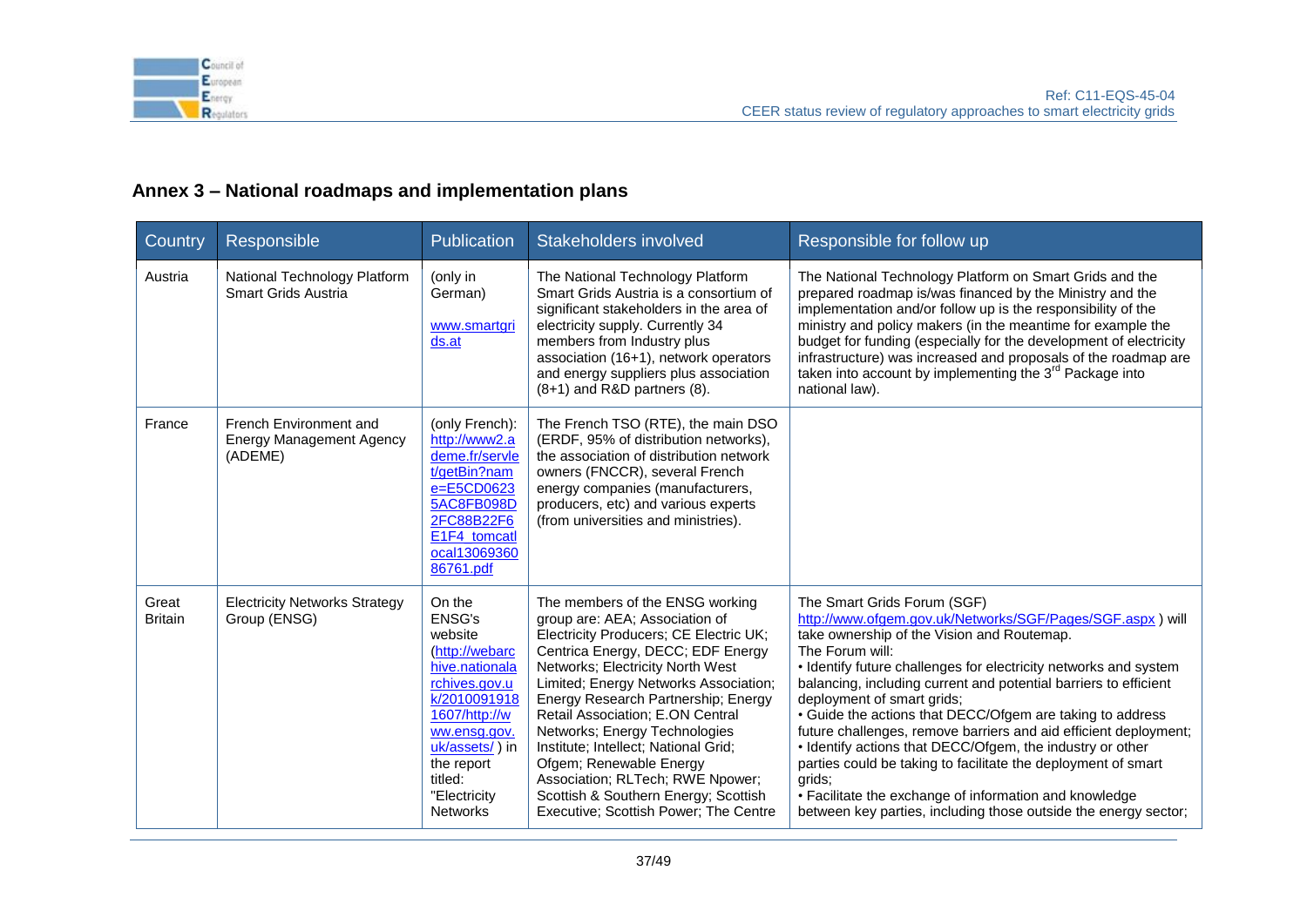## Annex 3 – National roadmaps and implementation plans

| Country | Responsible | Publication | Stakeholders involved | Responsible for follow up |
|---|---|---|---|---|
| Austria | National Technology Platform Smart Grids Austria | (only in German) www.smartgrids.at | The National Technology Platform Smart Grids Austria is a consortium of significant stakeholders in the area of electricity supply. Currently 34 members from Industry plus association (16+1), network operators and energy suppliers plus association (8+1) and R&D partners (8). | The National Technology Platform on Smart Grids and the prepared roadmap is/was financed by the Ministry and the implementation and/or follow up is the responsibility of the ministry and policy makers (in the meantime for example the budget for funding (especially for the development of electricity infrastructure) was increased and proposals of the roadmap are taken into account by implementing the 3rd Package into national law). |
| France | French Environment and Energy Management Agency (ADEME) | (only French): http://www2.ademe.fr/servlet/getBin?name=E5CD06235AC8FB098D2FC88B22F6E1F4_tomcatlocal1306936086761.pdf | The French TSO (RTE), the main DSO (ERDF, 95% of distribution networks), the association of distribution network owners (FNCCR), several French energy companies (manufacturers, producers, etc) and various experts (from universities and ministries). | |
| Great Britain | Electricity Networks Strategy Group (ENSG) | On the ENSG's website (http://webarchive.nationalarchives.gov.uk/20100919181607/http://www.ensg.gov.uk/assets/ ) in the report titled: "Electricity Networks | The members of the ENSG working group are: AEA; Association of Electricity Producers; CE Electric UK; Centrica Energy, DECC; EDF Energy Networks; Electricity North West Limited; Energy Networks Association; Energy Research Partnership; Energy Retail Association; E.ON Central Networks; Energy Technologies Institute; Intellect; National Grid; Ofgem; Renewable Energy Association; RLTech; RWE Npower; Scottish & Southern Energy; Scottish Executive; Scottish Power; The Centre | The Smart Grids Forum (SGF) http://www.ofgem.gov.uk/Networks/SGF/Pages/SGF.aspx ) will take ownership of the Vision and Routemap.<br>The Forum will:<br>• Identify future challenges for electricity networks and system balancing, including current and potential barriers to efficient deployment of smart grids;<br>• Guide the actions that DECC/Ofgem are taking to address future challenges, remove barriers and aid efficient deployment;<br>• Identify actions that DECC/Ofgem, the industry or other parties could be taking to facilitate the deployment of smart grids;<br>• Facilitate the exchange of information and knowledge between key parties, including those outside the energy sector; |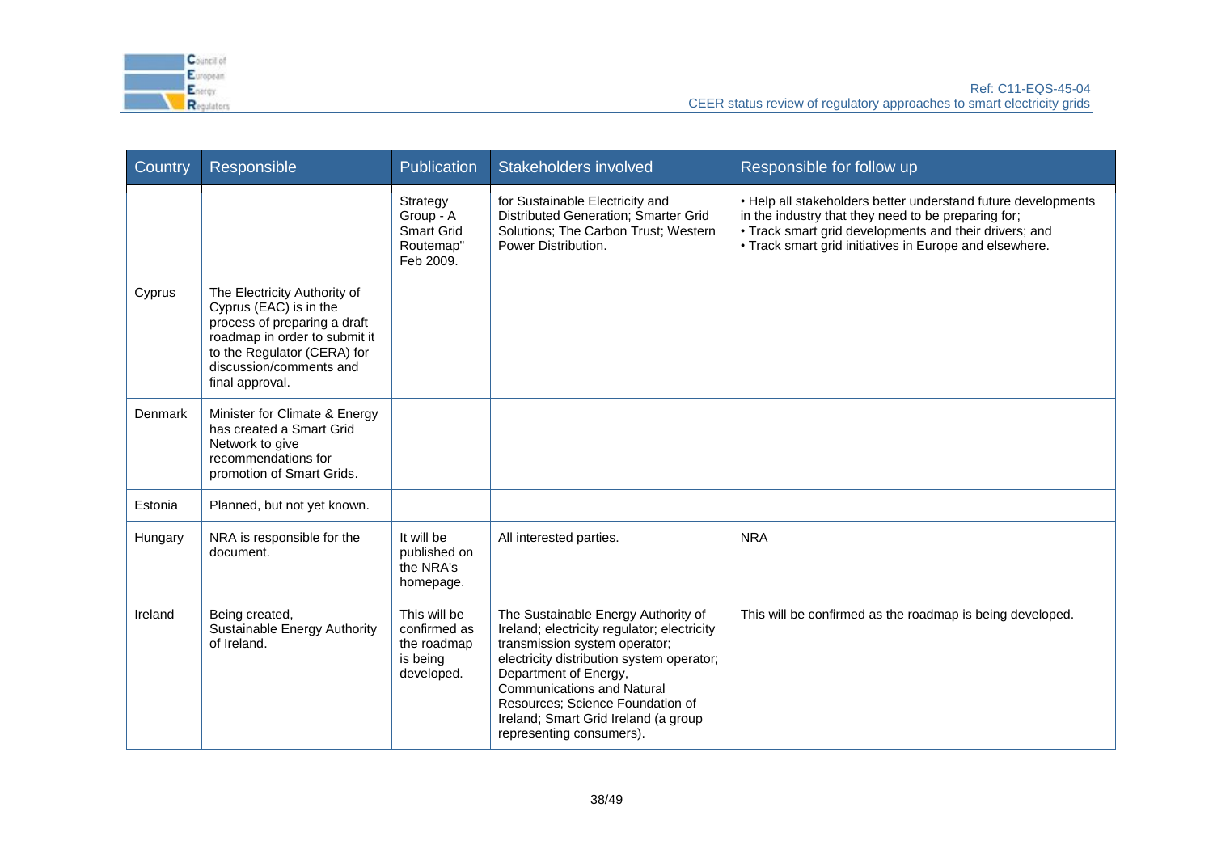| Country | Responsible | Publication | Stakeholders involved | Responsible for follow up |
|---|---|---|---|---|
| | | Strategy Group - A Smart Grid Routemap" Feb 2009. | for Sustainable Electricity and Distributed Generation; Smarter Grid Solutions; The Carbon Trust; Western Power Distribution. | • Help all stakeholders better understand future developments in the industry that they need to be preparing for; • Track smart grid developments and their drivers; and • Track smart grid initiatives in Europe and elsewhere. |
| Cyprus | The Electricity Authority of Cyprus (EAC) is in the process of preparing a draft roadmap in order to submit it to the Regulator (CERA) for discussion/comments and final approval. | | | |
| Denmark | Minister for Climate & Energy has created a Smart Grid Network to give recommendations for promotion of Smart Grids. | | | |
| Estonia | Planned, but not yet known. | | | |
| Hungary | NRA is responsible for the document. | It will be published on the NRA's homepage. | All interested parties. | NRA |
| Ireland | Being created, Sustainable Energy Authority of Ireland. | This will be confirmed as the roadmap is being developed. | The Sustainable Energy Authority of Ireland; electricity regulator; electricity transmission system operator; electricity distribution system operator; Department of Energy, Communications and Natural Resources; Science Foundation of Ireland; Smart Grid Ireland (a group representing consumers). | This will be confirmed as the roadmap is being developed. |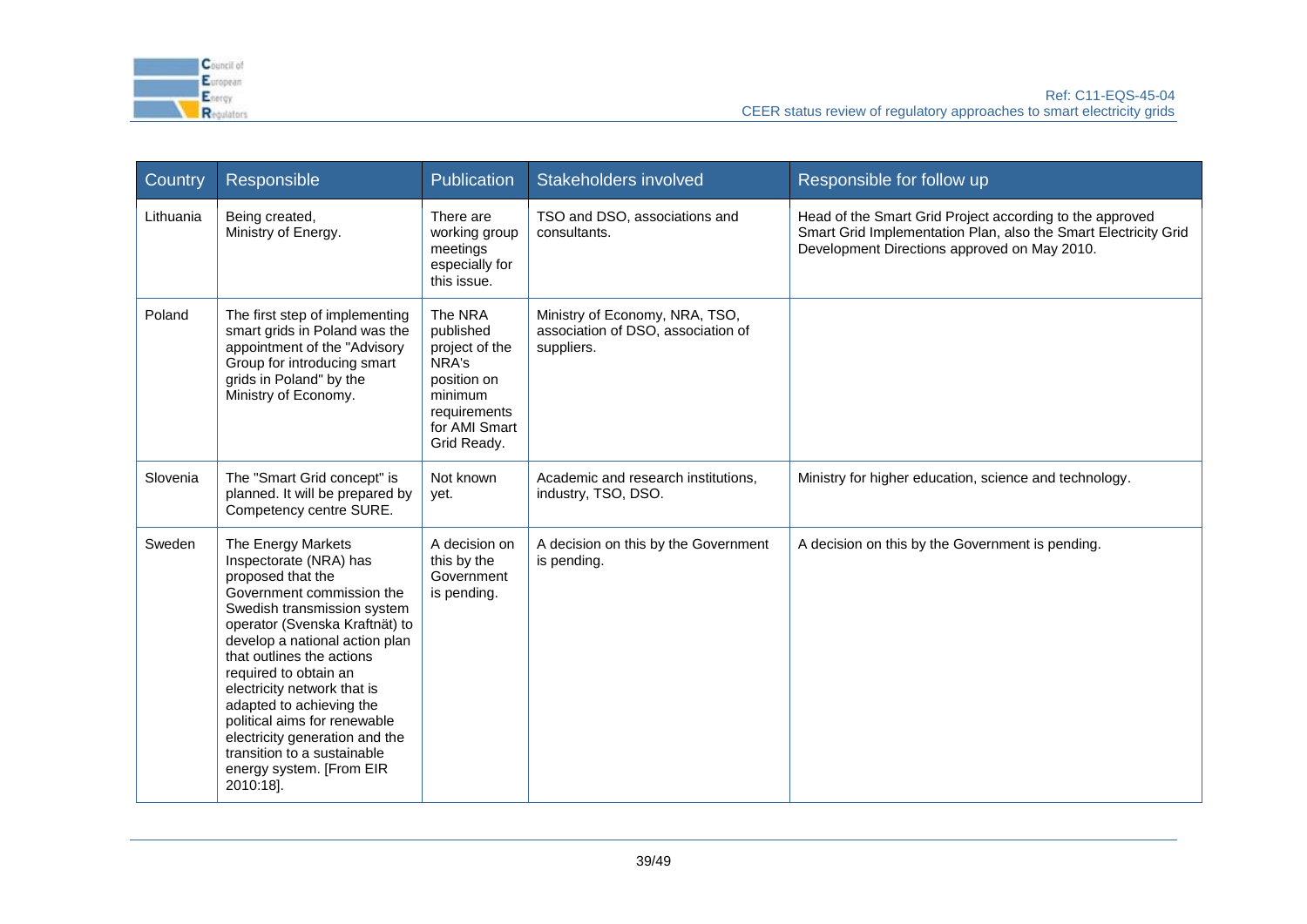| Country | Responsible | Publication | Stakeholders involved | Responsible for follow up |
|---|---|---|---|---|
| Lithuania | Being created, Ministry of Energy. | There are working group meetings especially for this issue. | TSO and DSO, associations and consultants. | Head of the Smart Grid Project according to the approved Smart Grid Implementation Plan, also the Smart Electricity Grid Development Directions approved on May 2010. |
| Poland | The first step of implementing smart grids in Poland was the appointment of the "Advisory Group for introducing smart grids in Poland" by the Ministry of Economy. | The NRA published project of the NRA's position on minimum requirements for AMI Smart Grid Ready. | Ministry of Economy, NRA, TSO, association of DSO, association of suppliers. | |
| Slovenia | The "Smart Grid concept" is planned. It will be prepared by Competency centre SURE. | Not known yet. | Academic and research institutions, industry, TSO, DSO. | Ministry for higher education, science and technology. |
| Sweden | The Energy Markets Inspectorate (NRA) has proposed that the Government commission the Swedish transmission system operator (Svenska Kraftnät) to develop a national action plan that outlines the actions required to obtain an electricity network that is adapted to achieving the political aims for renewable electricity generation and the transition to a sustainable energy system. [From EIR 2010:18]. | A decision on this by the Government is pending. | A decision on this by the Government is pending. | A decision on this by the Government is pending. |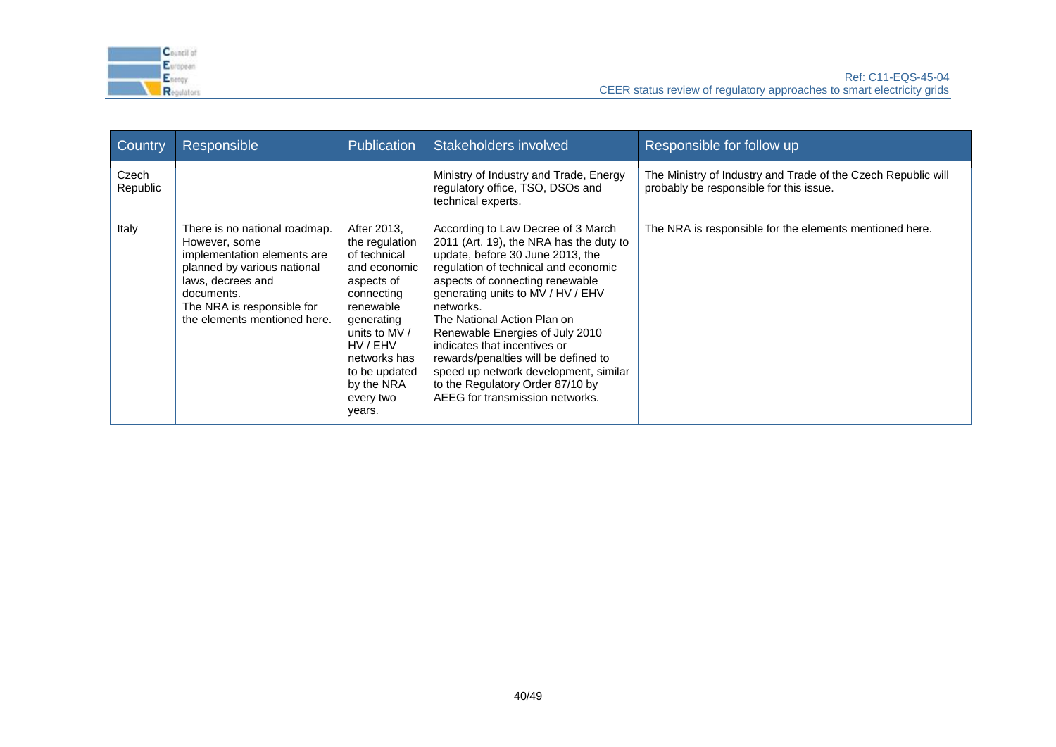| Country | Responsible | Publication | Stakeholders involved | Responsible for follow up |
|---|---|---|---|---|
| Czech Republic | | | Ministry of Industry and Trade, Energy regulatory office, TSO, DSOs and technical experts. | The Ministry of Industry and Trade of the Czech Republic will probably be responsible for this issue. |
| Italy | There is no national roadmap. However, some implementation elements are planned by various national laws, decrees and documents.<br>The NRA is responsible for the elements mentioned here. | After 2013, the regulation of technical and economic aspects of connecting renewable generating units to MV / HV / EHV networks has to be updated by the NRA every two years. | According to Law Decree of 3 March 2011 (Art. 19), the NRA has the duty to update, before 30 June 2013, the regulation of technical and economic aspects of connecting renewable generating units to MV / HV / EHV networks.<br>The National Action Plan on Renewable Energies of July 2010 indicates that incentives or rewards/penalties will be defined to speed up network development, similar to the Regulatory Order 87/10 by AEEG for transmission networks. | The NRA is responsible for the elements mentioned here. |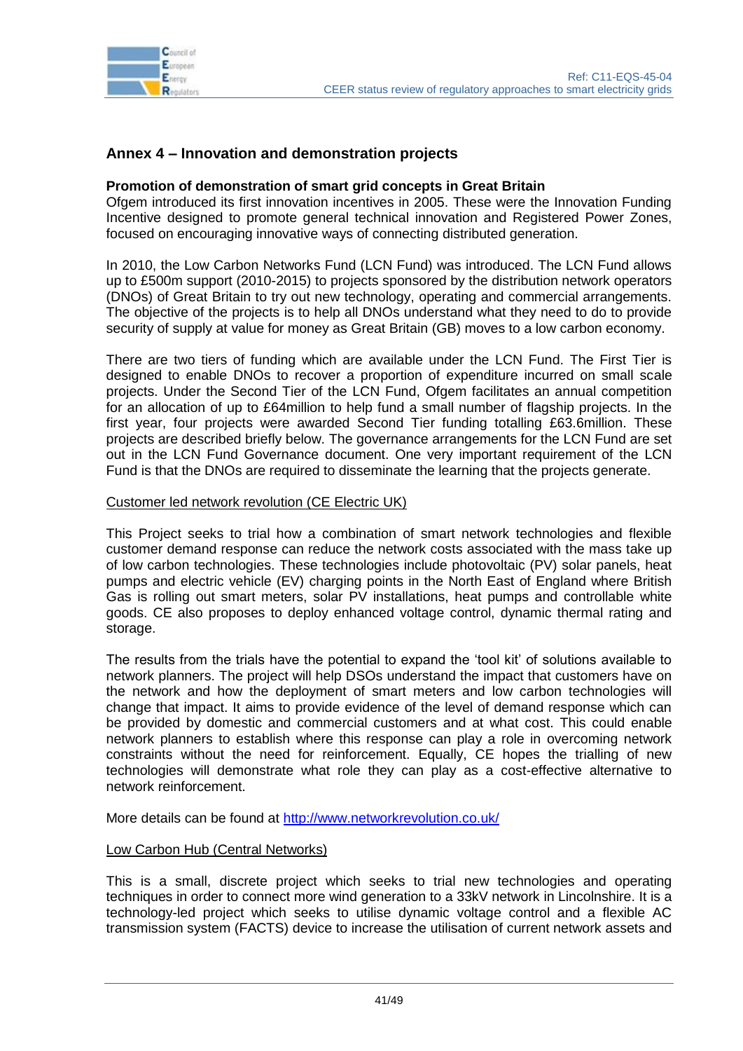## Annex 4 – Innovation and demonstration projects

**Promotion of demonstration of smart grid concepts in Great Britain**

Ofgem introduced its first innovation incentives in 2005. These were the Innovation Funding Incentive designed to promote general technical innovation and Registered Power Zones, focused on encouraging innovative ways of connecting distributed generation.

In 2010, the Low Carbon Networks Fund (LCN Fund) was introduced. The LCN Fund allows up to £500m support (2010-2015) to projects sponsored by the distribution network operators (DNOs) of Great Britain to try out new technology, operating and commercial arrangements. The objective of the projects is to help all DNOs understand what they need to do to provide security of supply at value for money as Great Britain (GB) moves to a low carbon economy.

There are two tiers of funding which are available under the LCN Fund. The First Tier is designed to enable DNOs to recover a proportion of expenditure incurred on small scale projects. Under the Second Tier of the LCN Fund, Ofgem facilitates an annual competition for an allocation of up to £64million to help fund a small number of flagship projects. In the first year, four projects were awarded Second Tier funding totalling £63.6million. These projects are described briefly below. The governance arrangements for the LCN Fund are set out in the LCN Fund Governance document. One very important requirement of the LCN Fund is that the DNOs are required to disseminate the learning that the projects generate.

Customer led network revolution (CE Electric UK)

This Project seeks to trial how a combination of smart network technologies and flexible customer demand response can reduce the network costs associated with the mass take up of low carbon technologies. These technologies include photovoltaic (PV) solar panels, heat pumps and electric vehicle (EV) charging points in the North East of England where British Gas is rolling out smart meters, solar PV installations, heat pumps and controllable white goods. CE also proposes to deploy enhanced voltage control, dynamic thermal rating and storage.

The results from the trials have the potential to expand the 'tool kit' of solutions available to network planners. The project will help DSOs understand the impact that customers have on the network and how the deployment of smart meters and low carbon technologies will change that impact. It aims to provide evidence of the level of demand response which can be provided by domestic and commercial customers and at what cost. This could enable network planners to establish where this response can play a role in overcoming network constraints without the need for reinforcement. Equally, CE hopes the trialling of new technologies will demonstrate what role they can play as a cost-effective alternative to network reinforcement.

More details can be found at [http://www.networkrevolution.co.uk/](http://www.networkrevolution.co.uk/)

Low Carbon Hub (Central Networks)

This is a small, discrete project which seeks to trial new technologies and operating techniques in order to connect more wind generation to a 33kV network in Lincolnshire. It is a technology-led project which seeks to utilise dynamic voltage control and a flexible AC transmission system (FACTS) device to increase the utilisation of current network assets and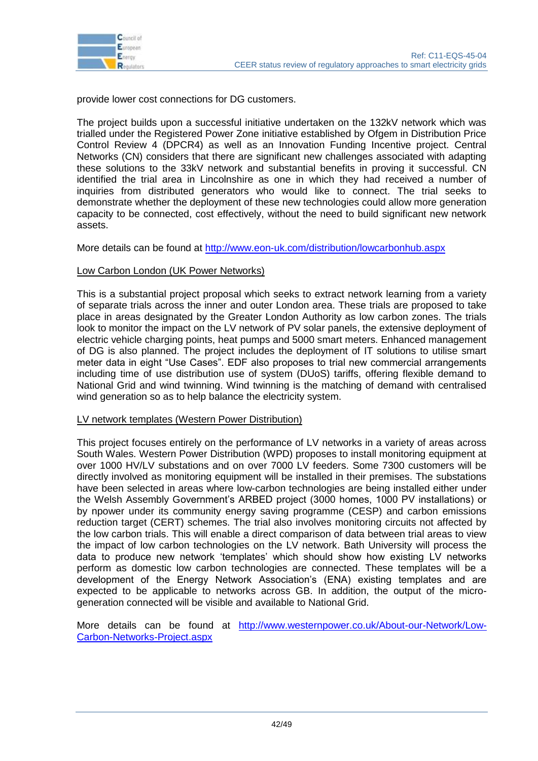provide lower cost connections for DG customers.

The project builds upon a successful initiative undertaken on the 132kV network which was trialled under the Registered Power Zone initiative established by Ofgem in Distribution Price Control Review 4 (DPCR4) as well as an Innovation Funding Incentive project. Central Networks (CN) considers that there are significant new challenges associated with adapting these solutions to the 33kV network and substantial benefits in proving it successful. CN identified the trial area in Lincolnshire as one in which they had received a number of inquiries from distributed generators who would like to connect. The trial seeks to demonstrate whether the deployment of these new technologies could allow more generation capacity to be connected, cost effectively, without the need to build significant new network assets.

More details can be found at [http://www.eon-uk.com/distribution/lowcarbonhub.aspx](http://www.eon-uk.com/distribution/lowcarbonhub.aspx)

Low Carbon London (UK Power Networks)

This is a substantial project proposal which seeks to extract network learning from a variety of separate trials across the inner and outer London area. These trials are proposed to take place in areas designated by the Greater London Authority as low carbon zones. The trials look to monitor the impact on the LV network of PV solar panels, the extensive deployment of electric vehicle charging points, heat pumps and 5000 smart meters. Enhanced management of DG is also planned. The project includes the deployment of IT solutions to utilise smart meter data in eight "Use Cases". EDF also proposes to trial new commercial arrangements including time of use distribution use of system (DUoS) tariffs, offering flexible demand to National Grid and wind twinning. Wind twinning is the matching of demand with centralised wind generation so as to help balance the electricity system.

LV network templates (Western Power Distribution)

This project focuses entirely on the performance of LV networks in a variety of areas across South Wales. Western Power Distribution (WPD) proposes to install monitoring equipment at over 1000 HV/LV substations and on over 7000 LV feeders. Some 7300 customers will be directly involved as monitoring equipment will be installed in their premises. The substations have been selected in areas where low-carbon technologies are being installed either under the Welsh Assembly Government's ARBED project (3000 homes, 1000 PV installations) or by npower under its community energy saving programme (CESP) and carbon emissions reduction target (CERT) schemes. The trial also involves monitoring circuits not affected by the low carbon trials. This will enable a direct comparison of data between trial areas to view the impact of low carbon technologies on the LV network. Bath University will process the data to produce new network 'templates' which should show how existing LV networks perform as domestic low carbon technologies are connected. These templates will be a development of the Energy Network Association's (ENA) existing templates and are expected to be applicable to networks across GB. In addition, the output of the micro-generation connected will be visible and available to National Grid.

More details can be found at [http://www.westernpower.co.uk/About-our-Network/Low-Carbon-Networks-Project.aspx](http://www.westernpower.co.uk/About-our-Network/Low-Carbon-Networks-Project.aspx)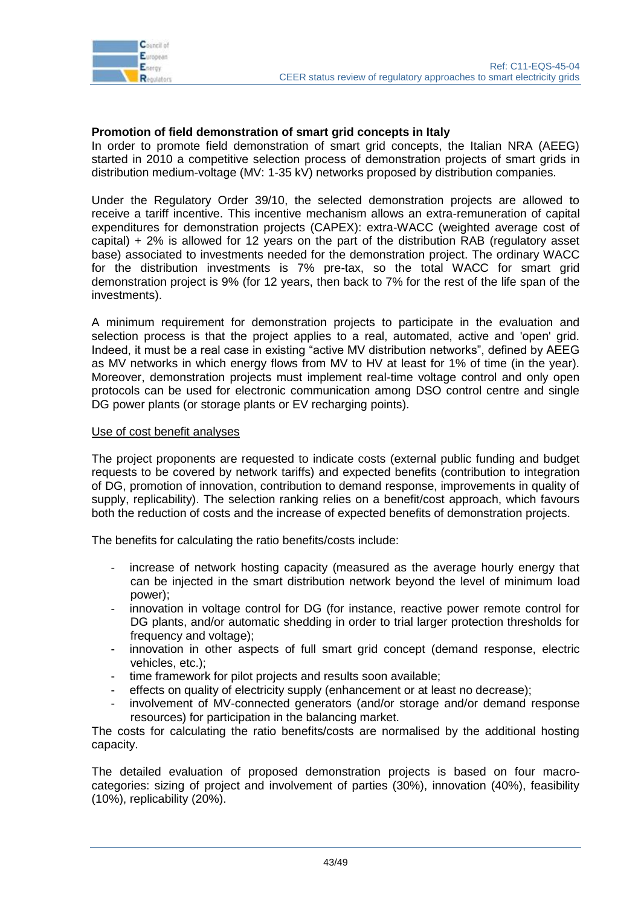**Promotion of field demonstration of smart grid concepts in Italy**

In order to promote field demonstration of smart grid concepts, the Italian NRA (AEEG) started in 2010 a competitive selection process of demonstration projects of smart grids in distribution medium-voltage (MV: 1-35 kV) networks proposed by distribution companies.

Under the Regulatory Order 39/10, the selected demonstration projects are allowed to receive a tariff incentive. This incentive mechanism allows an extra-remuneration of capital expenditures for demonstration projects (CAPEX): extra-WACC (weighted average cost of capital) + 2% is allowed for 12 years on the part of the distribution RAB (regulatory asset base) associated to investments needed for the demonstration project. The ordinary WACC for the distribution investments is 7% pre-tax, so the total WACC for smart grid demonstration project is 9% (for 12 years, then back to 7% for the rest of the life span of the investments).

A minimum requirement for demonstration projects to participate in the evaluation and selection process is that the project applies to a real, automated, active and 'open' grid. Indeed, it must be a real case in existing "active MV distribution networks", defined by AEEG as MV networks in which energy flows from MV to HV at least for 1% of time (in the year). Moreover, demonstration projects must implement real-time voltage control and only open protocols can be used for electronic communication among DSO control centre and single DG power plants (or storage plants or EV recharging points).

Use of cost benefit analyses

The project proponents are requested to indicate costs (external public funding and budget requests to be covered by network tariffs) and expected benefits (contribution to integration of DG, promotion of innovation, contribution to demand response, improvements in quality of supply, replicability). The selection ranking relies on a benefit/cost approach, which favours both the reduction of costs and the increase of expected benefits of demonstration projects.

The benefits for calculating the ratio benefits/costs include:

- increase of network hosting capacity (measured as the average hourly energy that can be injected in the smart distribution network beyond the level of minimum load power);
- innovation in voltage control for DG (for instance, reactive power remote control for DG plants, and/or automatic shedding in order to trial larger protection thresholds for frequency and voltage);
- innovation in other aspects of full smart grid concept (demand response, electric vehicles, etc.);
- time framework for pilot projects and results soon available;
- effects on quality of electricity supply (enhancement or at least no decrease);
- involvement of MV-connected generators (and/or storage and/or demand response resources) for participation in the balancing market.

The costs for calculating the ratio benefits/costs are normalised by the additional hosting capacity.

The detailed evaluation of proposed demonstration projects is based on four macro-categories: sizing of project and involvement of parties (30%), innovation (40%), feasibility (10%), replicability (20%).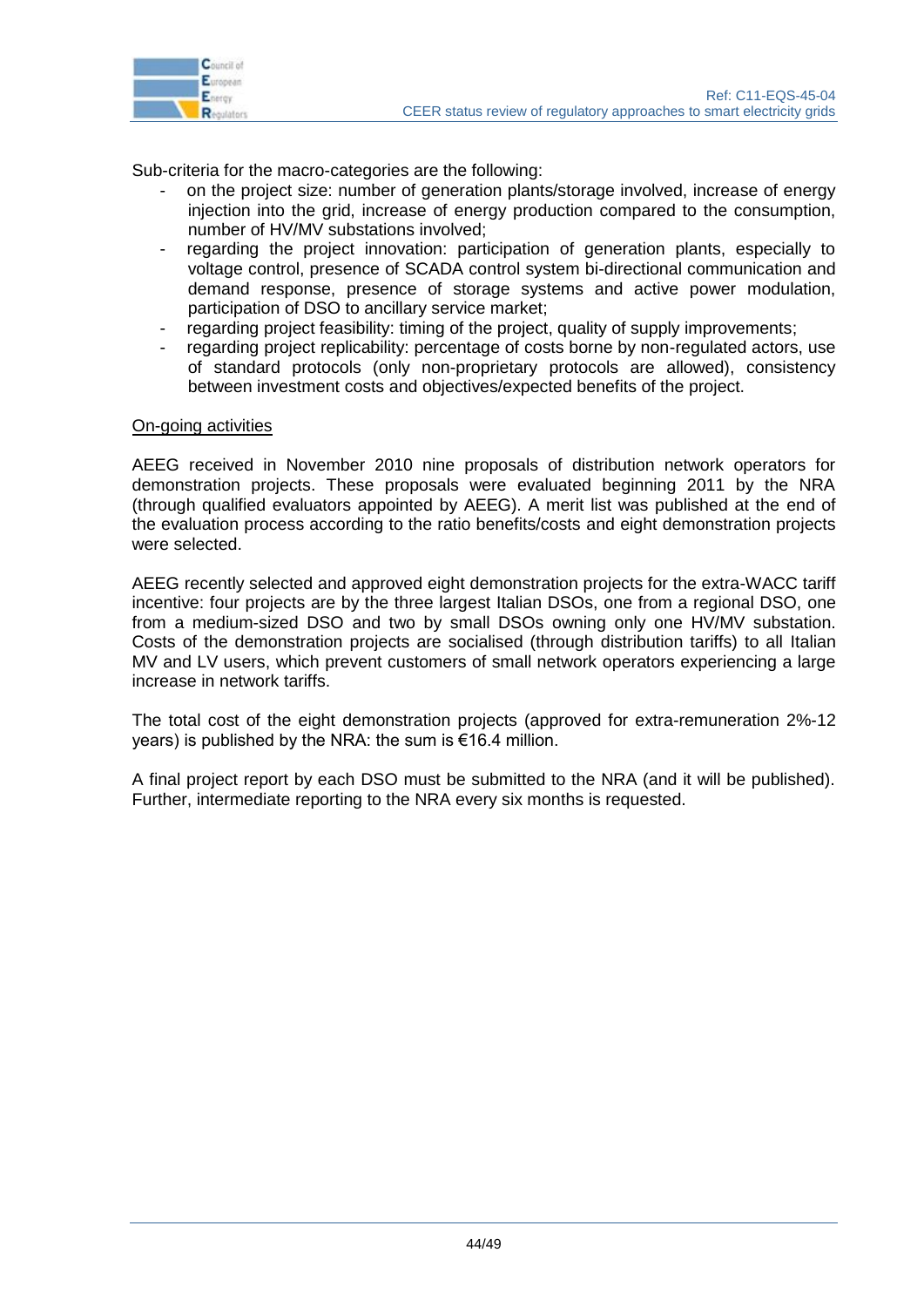Sub-criteria for the macro-categories are the following:

- on the project size: number of generation plants/storage involved, increase of energy injection into the grid, increase of energy production compared to the consumption, number of HV/MV substations involved;
- regarding the project innovation: participation of generation plants, especially to voltage control, presence of SCADA control system bi-directional communication and demand response, presence of storage systems and active power modulation, participation of DSO to ancillary service market;
- regarding project feasibility: timing of the project, quality of supply improvements;
- regarding project replicability: percentage of costs borne by non-regulated actors, use of standard protocols (only non-proprietary protocols are allowed), consistency between investment costs and objectives/expected benefits of the project.

<u>On-going activities</u>

AEEG received in November 2010 nine proposals of distribution network operators for demonstration projects. These proposals were evaluated beginning 2011 by the NRA (through qualified evaluators appointed by AEEG). A merit list was published at the end of the evaluation process according to the ratio benefits/costs and eight demonstration projects were selected.

AEEG recently selected and approved eight demonstration projects for the extra-WACC tariff incentive: four projects are by the three largest Italian DSOs, one from a regional DSO, one from a medium-sized DSO and two by small DSOs owning only one HV/MV substation. Costs of the demonstration projects are socialised (through distribution tariffs) to all Italian MV and LV users, which prevent customers of small network operators experiencing a large increase in network tariffs.

The total cost of the eight demonstration projects (approved for extra-remuneration 2%-12 years) is published by the NRA: the sum is €16.4 million.

A final project report by each DSO must be submitted to the NRA (and it will be published). Further, intermediate reporting to the NRA every six months is requested.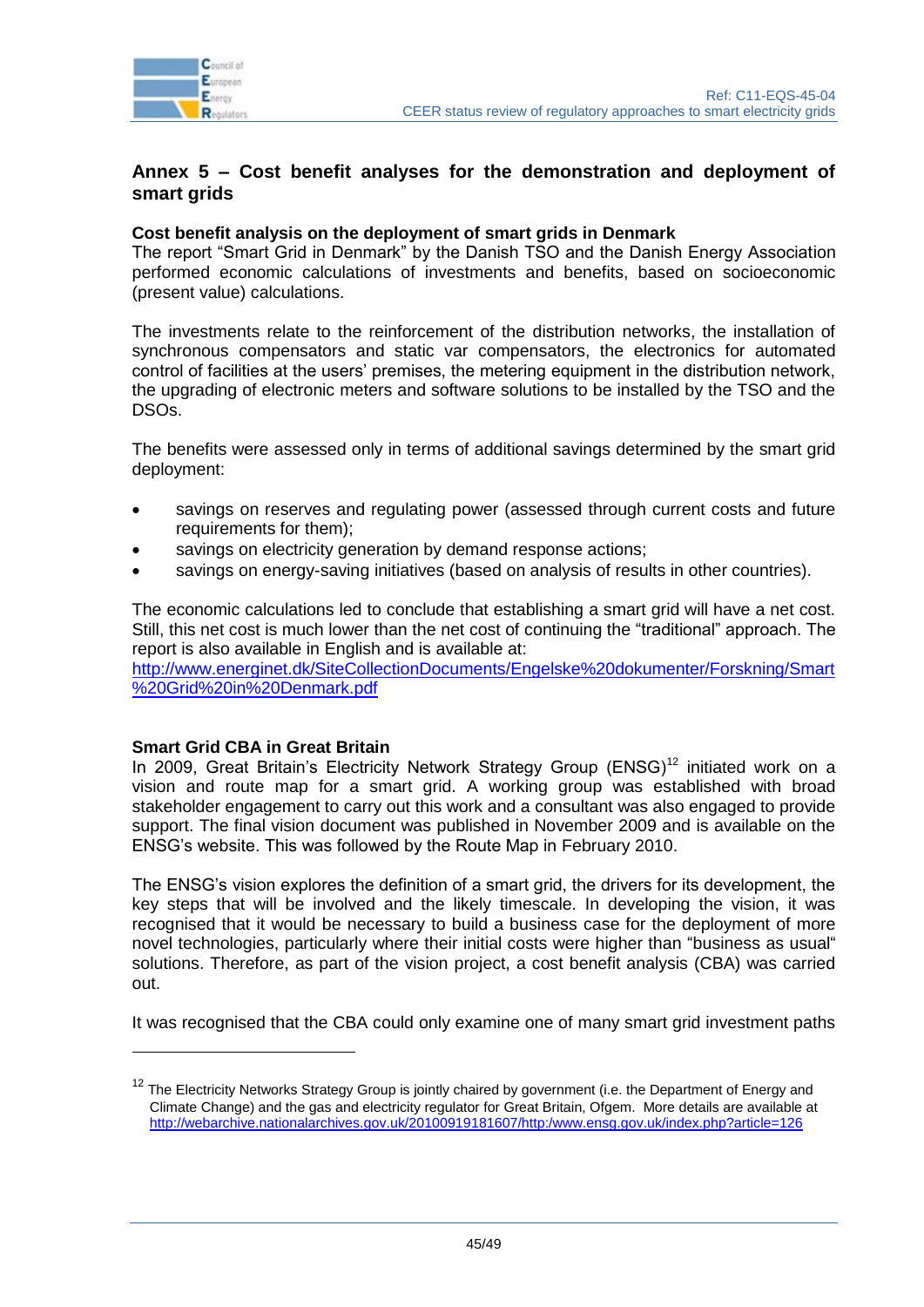## Annex 5 – Cost benefit analyses for the demonstration and deployment of smart grids

**Cost benefit analysis on the deployment of smart grids in Denmark**

The report "Smart Grid in Denmark" by the Danish TSO and the Danish Energy Association performed economic calculations of investments and benefits, based on socioeconomic (present value) calculations.

The investments relate to the reinforcement of the distribution networks, the installation of synchronous compensators and static var compensators, the electronics for automated control of facilities at the users' premises, the metering equipment in the distribution network, the upgrading of electronic meters and software solutions to be installed by the TSO and the DSOs.

The benefits were assessed only in terms of additional savings determined by the smart grid deployment:

- savings on reserves and regulating power (assessed through current costs and future requirements for them);
- savings on electricity generation by demand response actions;
- savings on energy-saving initiatives (based on analysis of results in other countries).

The economic calculations led to conclude that establishing a smart grid will have a net cost. Still, this net cost is much lower than the net cost of continuing the "traditional" approach. The report is also available in English and is available at:
http://www.energinet.dk/SiteCollectionDocuments/Engelske%20dokumenter/Forskning/Smart%20Grid%20in%20Denmark.pdf

**Smart Grid CBA in Great Britain**

In 2009, Great Britain's Electricity Network Strategy Group (ENSG)[12] initiated work on a vision and route map for a smart grid. A working group was established with broad stakeholder engagement to carry out this work and a consultant was also engaged to provide support. The final vision document was published in November 2009 and is available on the ENSG's website. This was followed by the Route Map in February 2010.

The ENSG's vision explores the definition of a smart grid, the drivers for its development, the key steps that will be involved and the likely timescale. In developing the vision, it was recognised that it would be necessary to build a business case for the deployment of more novel technologies, particularly where their initial costs were higher than "business as usual" solutions. Therefore, as part of the vision project, a cost benefit analysis (CBA) was carried out.

It was recognised that the CBA could only examine one of many smart grid investment paths

---

[12] The Electricity Networks Strategy Group is jointly chaired by government (i.e. the Department of Energy and Climate Change) and the gas and electricity regulator for Great Britain, Ofgem. More details are available at http://webarchive.nationalarchives.gov.uk/20100919181607/http:/www.ensg.gov.uk/index.php?article=126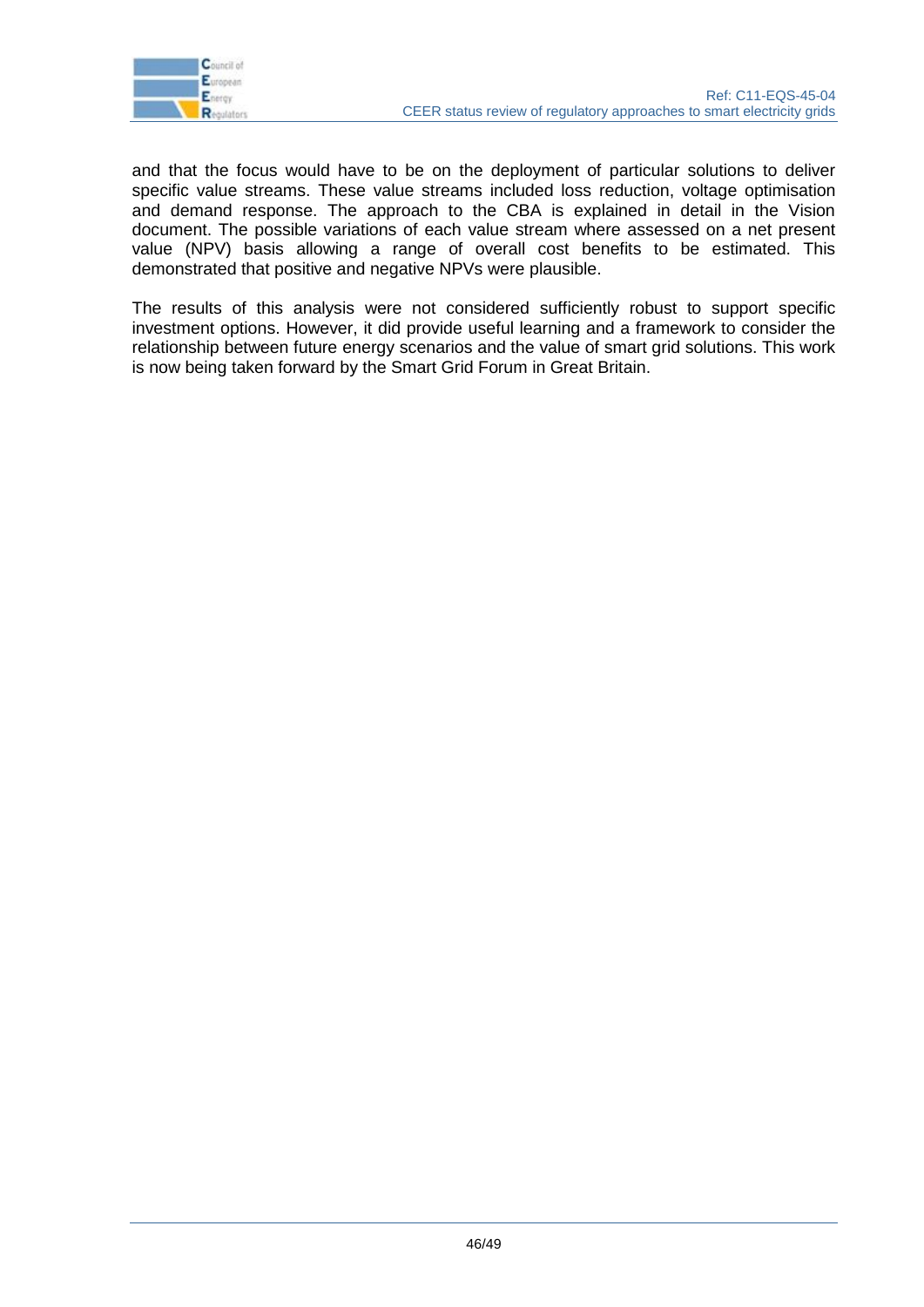and that the focus would have to be on the deployment of particular solutions to deliver specific value streams. These value streams included loss reduction, voltage optimisation and demand response. The approach to the CBA is explained in detail in the Vision document. The possible variations of each value stream where assessed on a net present value (NPV) basis allowing a range of overall cost benefits to be estimated. This demonstrated that positive and negative NPVs were plausible.

The results of this analysis were not considered sufficiently robust to support specific investment options. However, it did provide useful learning and a framework to consider the relationship between future energy scenarios and the value of smart grid solutions. This work is now being taken forward by the Smart Grid Forum in Great Britain.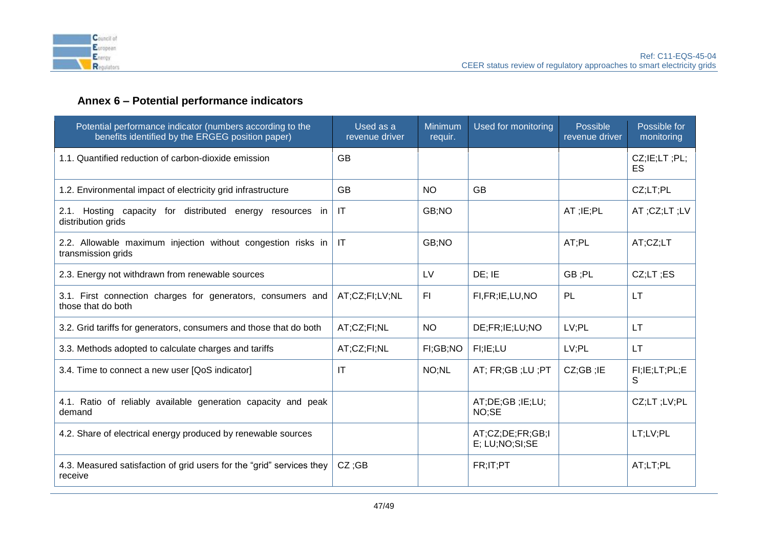## Annex 6 – Potential performance indicators

| Potential performance indicator (numbers according to the benefits identified by the ERGEG position paper) | Used as a revenue driver | Minimum requir. | Used for monitoring | Possible revenue driver | Possible for monitoring |
|---|---|---|---|---|---|
| 1.1. Quantified reduction of carbon-dioxide emission | GB | | | | CZ;IE;LT ;PL; ES |
| 1.2. Environmental impact of electricity grid infrastructure | GB | NO | GB | | CZ;LT;PL |
| 2.1. Hosting capacity for distributed energy resources in distribution grids | IT | GB;NO | | AT ;IE;PL | AT ;CZ;LT ;LV |
| 2.2. Allowable maximum injection without congestion risks in transmission grids | IT | GB;NO | | AT;PL | AT;CZ;LT |
| 2.3. Energy not withdrawn from renewable sources | | LV | DE; IE | GB ;PL | CZ;LT ;ES |
| 3.1. First connection charges for generators, consumers and those that do both | AT;CZ;FI;LV;NL | FI | FI,FR;IE,LU,NO | PL | LT |
| 3.2. Grid tariffs for generators, consumers and those that do both | AT;CZ;FI;NL | NO | DE;FR;IE;LU;NO | LV;PL | LT |
| 3.3. Methods adopted to calculate charges and tariffs | AT;CZ;FI;NL | FI;GB;NO | FI;IE;LU | LV;PL | LT |
| 3.4. Time to connect a new user [QoS indicator] | IT | NO;NL | AT; FR;GB ;LU ;PT | CZ;GB ;IE | FI;IE;LT;PL;ES |
| 4.1. Ratio of reliably available generation capacity and peak demand | | | AT;DE;GB ;IE;LU; NO;SE | | CZ;LT ;LV;PL |
| 4.2. Share of electrical energy produced by renewable sources | | | AT;CZ;DE;FR;GB;IE; LU;NO;SI;SE | | LT;LV;PL |
| 4.3. Measured satisfaction of grid users for the "grid" services they receive | CZ ;GB | | FR;IT;PT | | AT;LT;PL |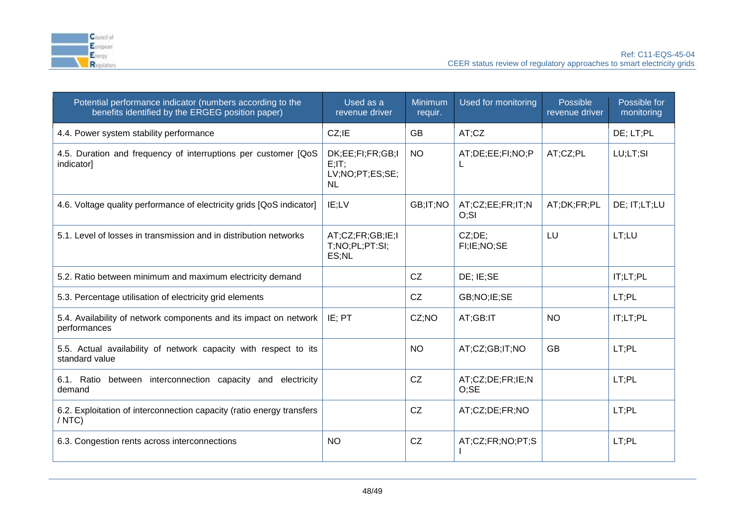| Potential performance indicator (numbers according to the benefits identified by the ERGEG position paper) | Used as a revenue driver | Minimum requir. | Used for monitoring | Possible revenue driver | Possible for monitoring |
|---|---|---|---|---|---|
| 4.4. Power system stability performance | CZ;IE | GB | AT;CZ | | DE; LT;PL |
| 4.5. Duration and frequency of interruptions per customer [QoS indicator] | DK;EE;FI;FR;GB;IE;IT; LV;NO;PT;ES;SE; NL | NO | AT;DE;EE;FI;NO;PL | AT;CZ;PL | LU;LT;SI |
| 4.6. Voltage quality performance of electricity grids [QoS indicator] | IE;LV | GB;IT;NO | AT;CZ;EE;FR;IT;NO;SI | AT;DK;FR;PL | DE; IT;LT;LU |
| 5.1. Level of losses in transmission and in distribution networks | AT;CZ;FR;GB;IE;IT;NO;PL;PT:SI; ES;NL | | CZ;DE; FI;IE;NO;SE | LU | LT;LU |
| 5.2. Ratio between minimum and maximum electricity demand | | CZ | DE; IE;SE | | IT;LT;PL |
| 5.3. Percentage utilisation of electricity grid elements | | CZ | GB;NO;IE;SE | | LT;PL |
| 5.4. Availability of network components and its impact on network performances | IE; PT | CZ;NO | AT;GB:IT | NO | IT;LT;PL |
| 5.5. Actual availability of network capacity with respect to its standard value | | NO | AT;CZ;GB;IT;NO | GB | LT;PL |
| 6.1. Ratio between interconnection capacity and electricity demand | | CZ | AT;CZ;DE;FR;IE;NO;SE | | LT;PL |
| 6.2. Exploitation of interconnection capacity (ratio energy transfers / NTC) | | CZ | AT;CZ;DE;FR;NO | | LT;PL |
| 6.3. Congestion rents across interconnections | NO | CZ | AT;CZ;FR;NO;PT;SI | | LT;PL |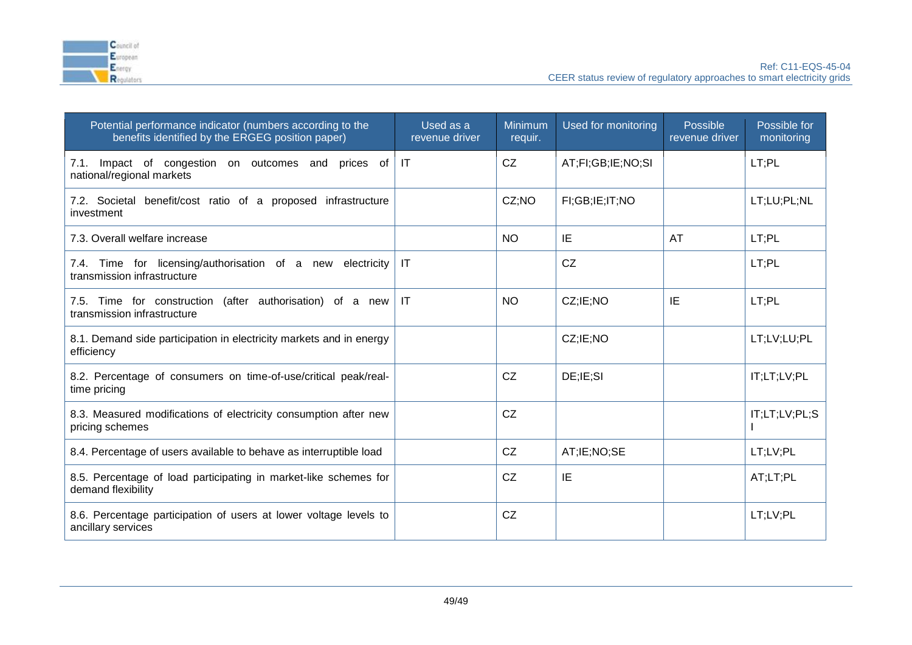| Potential performance indicator (numbers according to the benefits identified by the ERGEG position paper) | Used as a revenue driver | Minimum requir. | Used for monitoring | Possible revenue driver | Possible for monitoring |
|---|---|---|---|---|---|
| 7.1. Impact of congestion on outcomes and prices of national/regional markets | IT | CZ | AT;FI;GB;IE;NO;SI | | LT;PL |
| 7.2. Societal benefit/cost ratio of a proposed infrastructure investment | | CZ;NO | FI;GB;IE;IT;NO | | LT;LU;PL;NL |
| 7.3. Overall welfare increase | | NO | IE | AT | LT;PL |
| 7.4. Time for licensing/authorisation of a new electricity transmission infrastructure | IT | | CZ | | LT;PL |
| 7.5. Time for construction (after authorisation) of a new transmission infrastructure | IT | NO | CZ;IE;NO | IE | LT;PL |
| 8.1. Demand side participation in electricity markets and in energy efficiency | | | CZ;IE;NO | | LT;LV;LU;PL |
| 8.2. Percentage of consumers on time-of-use/critical peak/real-time pricing | | CZ | DE;IE;SI | | IT;LT;LV;PL |
| 8.3. Measured modifications of electricity consumption after new pricing schemes | | CZ | | | IT;LT;LV;PL;SI |
| 8.4. Percentage of users available to behave as interruptible load | | CZ | AT;IE;NO;SE | | LT;LV;PL |
| 8.5. Percentage of load participating in market-like schemes for demand flexibility | | CZ | IE | | AT;LT;PL |
| 8.6. Percentage participation of users at lower voltage levels to ancillary services | | CZ | | | LT;LV;PL |